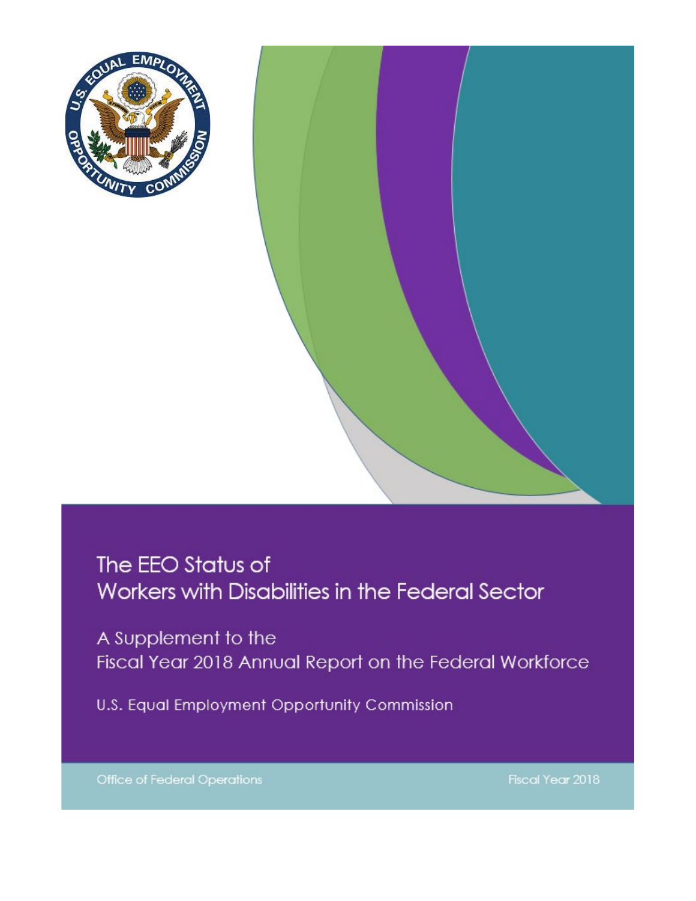# The EEO Status of Workers with Disabilities in the Federal Sector

## A Supplement to the Fiscal Year 2018 Annual Report on the Federal Workforce

U.S. Equal Employment Opportunity Commission

Office of Federal Operations

Fiscal Year 2018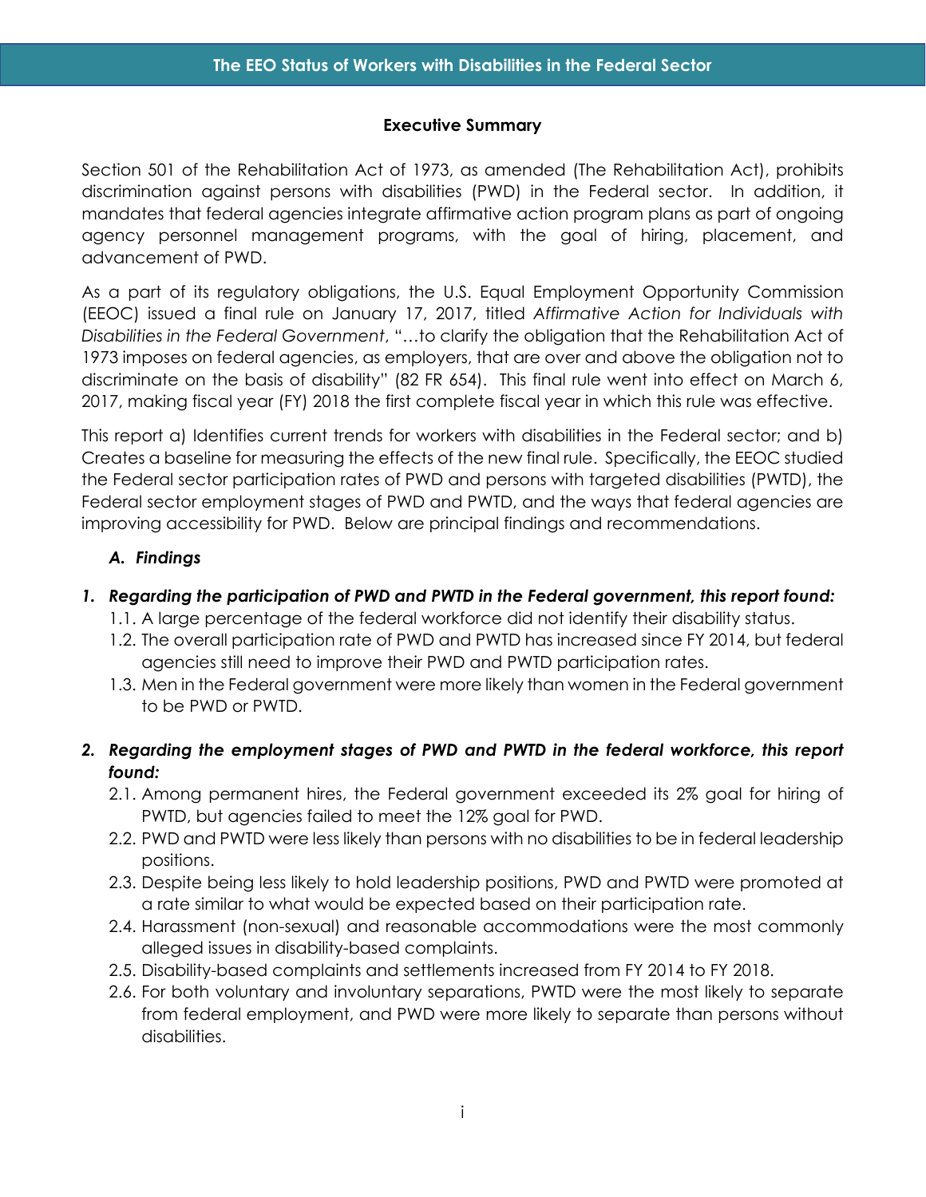## Executive Summary

Section 501 of the Rehabilitation Act of 1973, as amended (The Rehabilitation Act), prohibits discrimination against persons with disabilities (PWD) in the Federal sector. In addition, it mandates that federal agencies integrate affirmative action program plans as part of ongoing agency personnel management programs, with the goal of hiring, placement, and advancement of PWD.

As a part of its regulatory obligations, the U.S. Equal Employment Opportunity Commission (EEOC) issued a final rule on January 17, 2017, titled *Affirmative Action for Individuals with Disabilities in the Federal Government*, "…to clarify the obligation that the Rehabilitation Act of 1973 imposes on federal agencies, as employers, that are over and above the obligation not to discriminate on the basis of disability" (82 FR 654). This final rule went into effect on March 6, 2017, making fiscal year (FY) 2018 the first complete fiscal year in which this rule was effective.

This report a) Identifies current trends for workers with disabilities in the Federal sector; and b) Creates a baseline for measuring the effects of the new final rule. Specifically, the EEOC studied the Federal sector participation rates of PWD and persons with targeted disabilities (PWTD), the Federal sector employment stages of PWD and PWTD, and the ways that federal agencies are improving accessibility for PWD. Below are principal findings and recommendations.

### *A. Findings*

***1. Regarding the participation of PWD and PWTD in the Federal government, this report found:***

1.1. A large percentage of the federal workforce did not identify their disability status.

1.2. The overall participation rate of PWD and PWTD has increased since FY 2014, but federal agencies still need to improve their PWD and PWTD participation rates.

1.3. Men in the Federal government were more likely than women in the Federal government to be PWD or PWTD.

***2. Regarding the employment stages of PWD and PWTD in the federal workforce, this report found:***

2.1. Among permanent hires, the Federal government exceeded its 2% goal for hiring of PWTD, but agencies failed to meet the 12% goal for PWD.

2.2. PWD and PWTD were less likely than persons with no disabilities to be in federal leadership positions.

2.3. Despite being less likely to hold leadership positions, PWD and PWTD were promoted at a rate similar to what would be expected based on their participation rate.

2.4. Harassment (non-sexual) and reasonable accommodations were the most commonly alleged issues in disability-based complaints.

2.5. Disability-based complaints and settlements increased from FY 2014 to FY 2018.

2.6. For both voluntary and involuntary separations, PWTD were the most likely to separate from federal employment, and PWD were more likely to separate than persons without disabilities.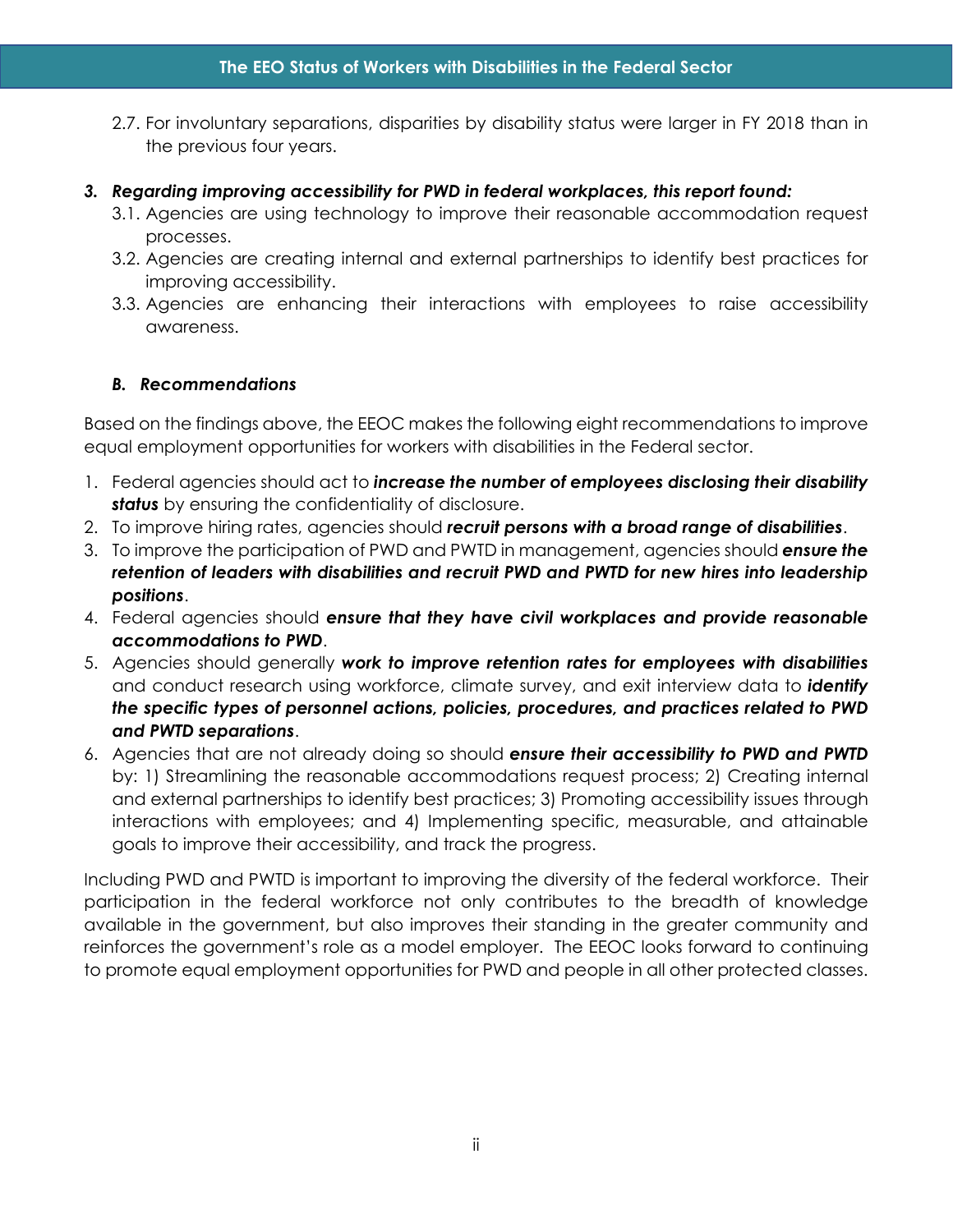2.7. For involuntary separations, disparities by disability status were larger in FY 2018 than in the previous four years.

3. ***Regarding improving accessibility for PWD in federal workplaces, this report found:***
   - 3.1. Agencies are using technology to improve their reasonable accommodation request processes.
   - 3.2. Agencies are creating internal and external partnerships to identify best practices for improving accessibility.
   - 3.3. Agencies are enhancing their interactions with employees to raise accessibility awareness.

### *B. Recommendations*

Based on the findings above, the EEOC makes the following eight recommendations to improve equal employment opportunities for workers with disabilities in the Federal sector.

1. Federal agencies should act to ***increase the number of employees disclosing their disability status*** by ensuring the confidentiality of disclosure.
2. To improve hiring rates, agencies should ***recruit persons with a broad range of disabilities***.
3. To improve the participation of PWD and PWTD in management, agencies should ***ensure the retention of leaders with disabilities and recruit PWD and PWTD for new hires into leadership positions***.
4. Federal agencies should ***ensure that they have civil workplaces and provide reasonable accommodations to PWD***.
5. Agencies should generally ***work to improve retention rates for employees with disabilities*** and conduct research using workforce, climate survey, and exit interview data to ***identify the specific types of personnel actions, policies, procedures, and practices related to PWD and PWTD separations***.
6. Agencies that are not already doing so should ***ensure their accessibility to PWD and PWTD*** by: 1) Streamlining the reasonable accommodations request process; 2) Creating internal and external partnerships to identify best practices; 3) Promoting accessibility issues through interactions with employees; and 4) Implementing specific, measurable, and attainable goals to improve their accessibility, and track the progress.

Including PWD and PWTD is important to improving the diversity of the federal workforce. Their participation in the federal workforce not only contributes to the breadth of knowledge available in the government, but also improves their standing in the greater community and reinforces the government's role as a model employer. The EEOC looks forward to continuing to promote equal employment opportunities for PWD and people in all other protected classes.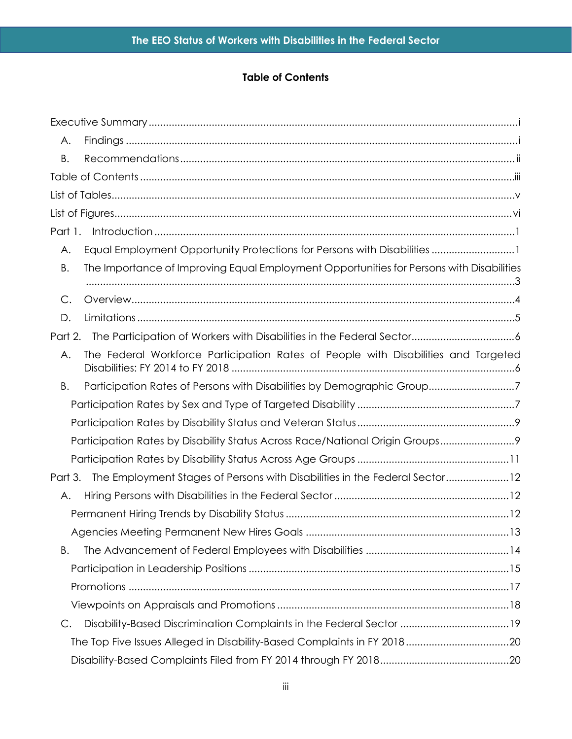# Table of Contents

Executive Summary ..... i

- A. Findings ..... i
- B. Recommendations ..... ii

Table of Contents ..... iii

List of Tables ..... v

List of Figures ..... vi

Part 1. Introduction ..... 1

- A. Equal Employment Opportunity Protections for Persons with Disabilities ..... 1
- B. The Importance of Improving Equal Employment Opportunities for Persons with Disabilities ..... 3
- C. Overview ..... 4
- D. Limitations ..... 5

Part 2. The Participation of Workers with Disabilities in the Federal Sector ..... 6

- A. The Federal Workforce Participation Rates of People with Disabilities and Targeted Disabilities: FY 2014 to FY 2018 ..... 6
- B. Participation Rates of Persons with Disabilities by Demographic Group ..... 7
  - Participation Rates by Sex and Type of Targeted Disability ..... 7
  - Participation Rates by Disability Status and Veteran Status ..... 9
  - Participation Rates by Disability Status Across Race/National Origin Groups ..... 9
  - Participation Rates by Disability Status Across Age Groups ..... 11

Part 3. The Employment Stages of Persons with Disabilities in the Federal Sector ..... 12

- A. Hiring Persons with Disabilities in the Federal Sector ..... 12
  - Permanent Hiring Trends by Disability Status ..... 12
  - Agencies Meeting Permanent New Hires Goals ..... 13
- B. The Advancement of Federal Employees with Disabilities ..... 14
  - Participation in Leadership Positions ..... 15
  - Promotions ..... 17
  - Viewpoints on Appraisals and Promotions ..... 18
- C. Disability-Based Discrimination Complaints in the Federal Sector ..... 19
  - The Top Five Issues Alleged in Disability-Based Complaints in FY 2018 ..... 20
  - Disability-Based Complaints Filed from FY 2014 through FY 2018 ..... 20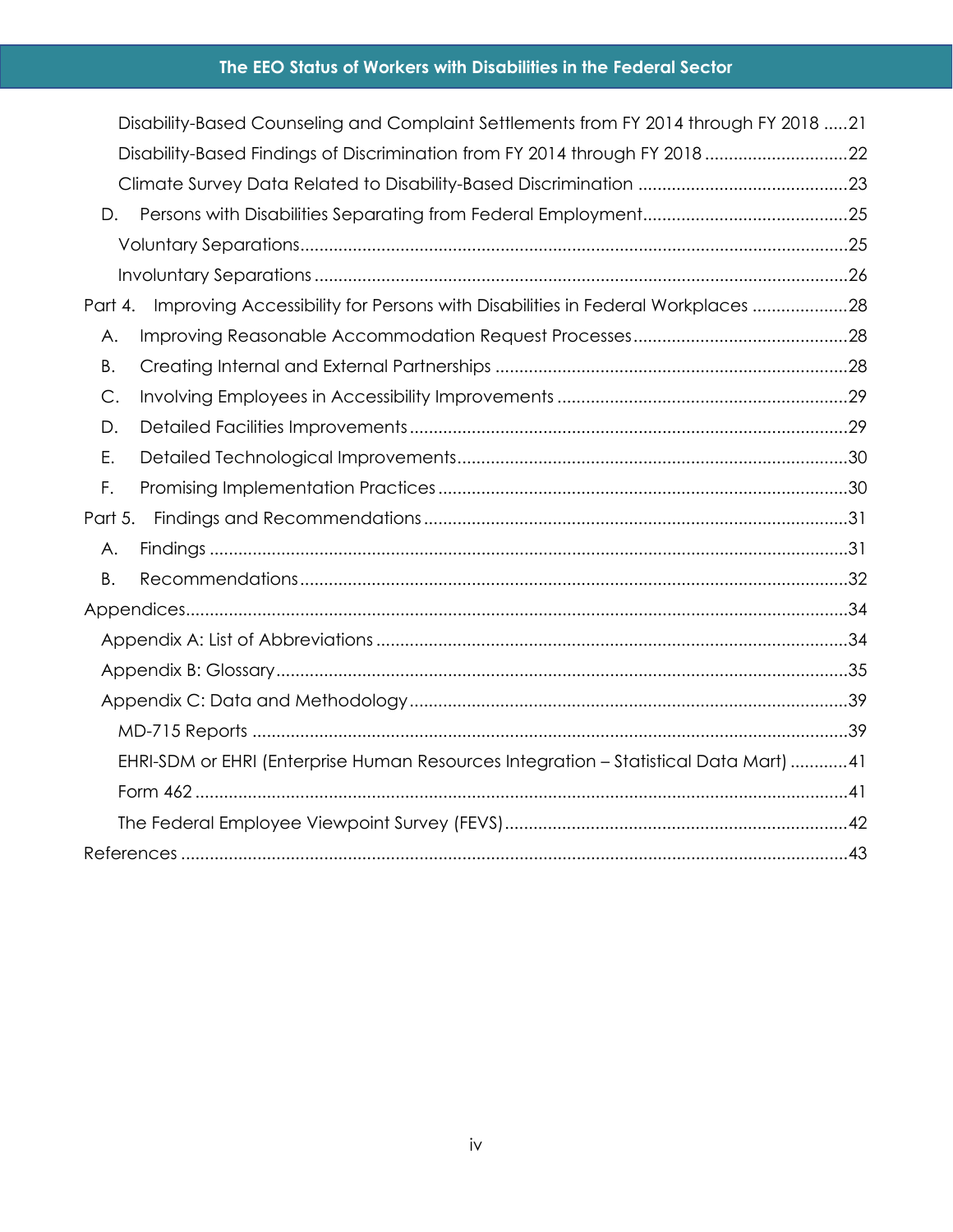Disability-Based Counseling and Complaint Settlements from FY 2014 through FY 2018 .....21

Disability-Based Findings of Discrimination from FY 2014 through FY 2018 ..............................22

Climate Survey Data Related to Disability-Based Discrimination ............................................23

D. Persons with Disabilities Separating from Federal Employment...........................................25

Voluntary Separations...................................................................................................................25

Involuntary Separations ...............................................................................................................26

Part 4. Improving Accessibility for Persons with Disabilities in Federal Workplaces ....................28

A. Improving Reasonable Accommodation Request Processes.............................................28

B. Creating Internal and External Partnerships .........................................................................28

C. Involving Employees in Accessibility Improvements .............................................................29

D. Detailed Facilities Improvements...........................................................................................29

E. Detailed Technological Improvements.................................................................................30

F. Promising Implementation Practices .....................................................................................30

Part 5. Findings and Recommendations........................................................................................31

A. Findings .....................................................................................................................................31

B. Recommendations..................................................................................................................32

Appendices.........................................................................................................................................34

Appendix A: List of Abbreviations ..................................................................................................34

Appendix B: Glossary........................................................................................................................35

Appendix C: Data and Methodology...........................................................................................39

MD-715 Reports .............................................................................................................................39

EHRI-SDM or EHRI (Enterprise Human Resources Integration – Statistical Data Mart) ............41

Form 462 ........................................................................................................................................41

The Federal Employee Viewpoint Survey (FEVS)........................................................................42

References ...........................................................................................................................................43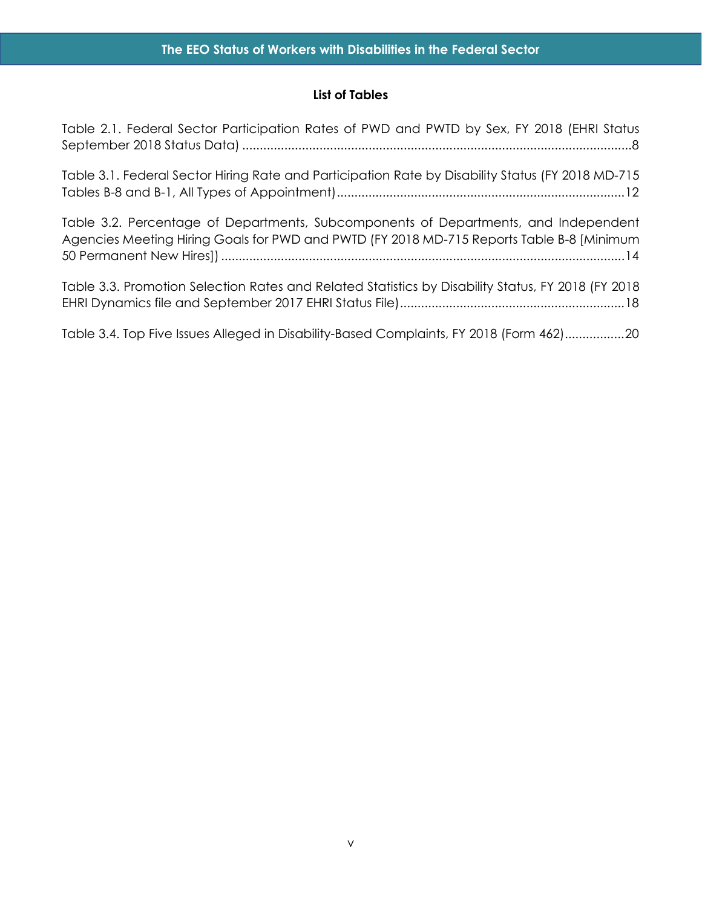## List of Tables

Table 2.1. Federal Sector Participation Rates of PWD and PWTD by Sex, FY 2018 (EHRI Status September 2018 Status Data) ....................................................................................................................8

Table 3.1. Federal Sector Hiring Rate and Participation Rate by Disability Status (FY 2018 MD-715 Tables B-8 and B-1, All Types of Appointment)..................................................................................12

Table 3.2. Percentage of Departments, Subcomponents of Departments, and Independent Agencies Meeting Hiring Goals for PWD and PWTD (FY 2018 MD-715 Reports Table B-8 [Minimum 50 Permanent New Hires]) ....................................................................................................................14

Table 3.3. Promotion Selection Rates and Related Statistics by Disability Status, FY 2018 (FY 2018 EHRI Dynamics file and September 2017 EHRI Status File)................................................................18

Table 3.4. Top Five Issues Alleged in Disability-Based Complaints, FY 2018 (Form 462).................20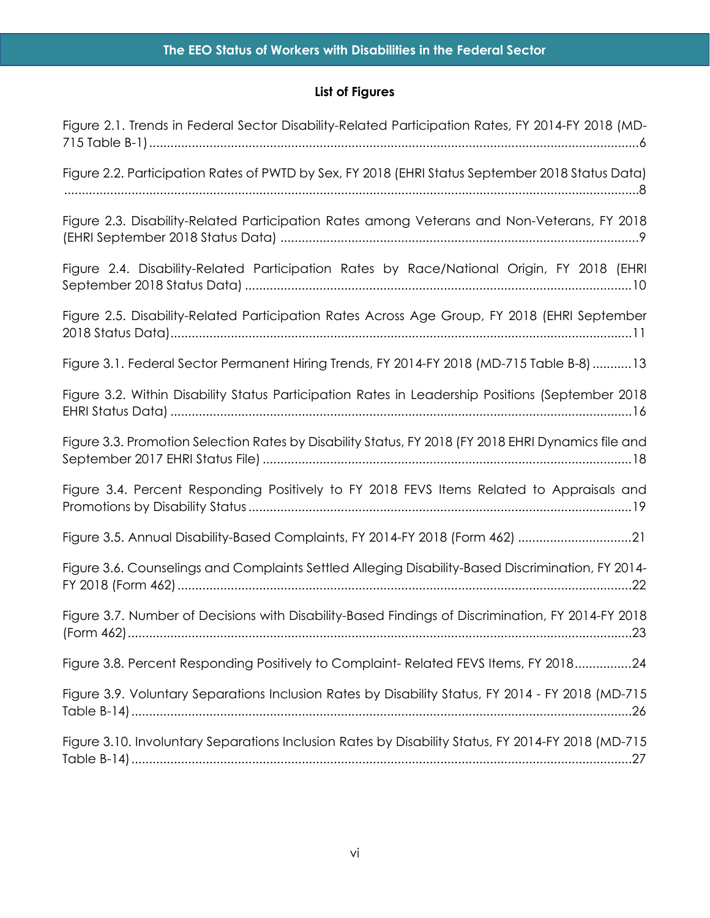## List of Figures

Figure 2.1. Trends in Federal Sector Disability-Related Participation Rates, FY 2014-FY 2018 (MD-715 Table B-1) ....................6

Figure 2.2. Participation Rates of PWTD by Sex, FY 2018 (EHRI Status September 2018 Status Data) ....................8

Figure 2.3. Disability-Related Participation Rates among Veterans and Non-Veterans, FY 2018 (EHRI September 2018 Status Data) ....................9

Figure 2.4. Disability-Related Participation Rates by Race/National Origin, FY 2018 (EHRI September 2018 Status Data) ....................10

Figure 2.5. Disability-Related Participation Rates Across Age Group, FY 2018 (EHRI September 2018 Status Data) ....................11

Figure 3.1. Federal Sector Permanent Hiring Trends, FY 2014-FY 2018 (MD-715 Table B-8) ....................13

Figure 3.2. Within Disability Status Participation Rates in Leadership Positions (September 2018 EHRI Status Data) ....................16

Figure 3.3. Promotion Selection Rates by Disability Status, FY 2018 (FY 2018 EHRI Dynamics file and September 2017 EHRI Status File) ....................18

Figure 3.4. Percent Responding Positively to FY 2018 FEVS Items Related to Appraisals and Promotions by Disability Status ....................19

Figure 3.5. Annual Disability-Based Complaints, FY 2014-FY 2018 (Form 462) ....................21

Figure 3.6. Counselings and Complaints Settled Alleging Disability-Based Discrimination, FY 2014-FY 2018 (Form 462) ....................22

Figure 3.7. Number of Decisions with Disability-Based Findings of Discrimination, FY 2014-FY 2018 (Form 462) ....................23

Figure 3.8. Percent Responding Positively to Complaint- Related FEVS Items, FY 2018 ....................24

Figure 3.9. Voluntary Separations Inclusion Rates by Disability Status, FY 2014 - FY 2018 (MD-715 Table B-14) ....................26

Figure 3.10. Involuntary Separations Inclusion Rates by Disability Status, FY 2014-FY 2018 (MD-715 Table B-14) ....................27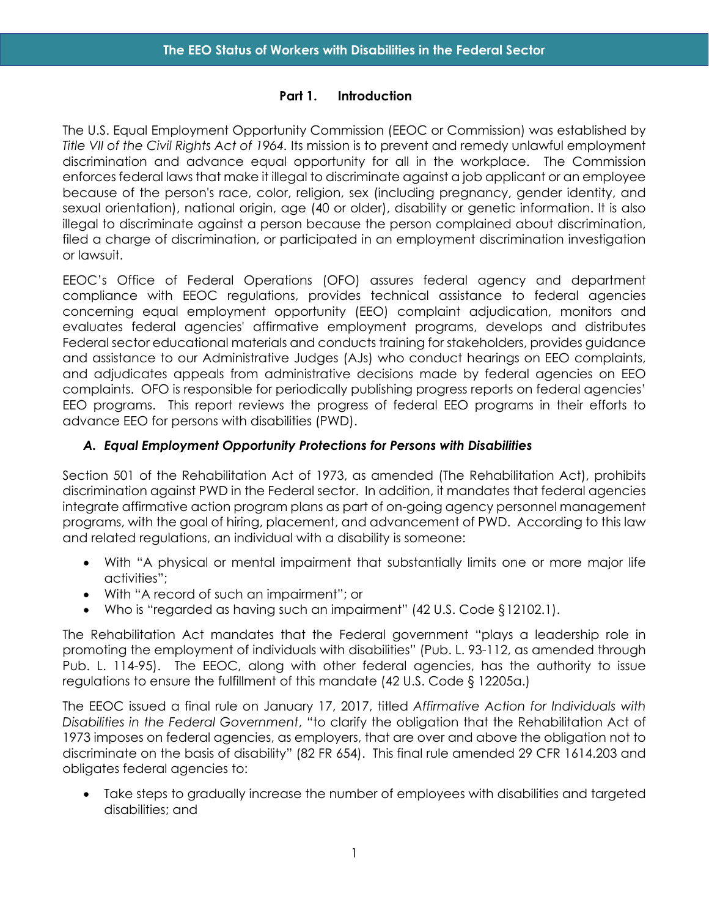## Part 1. Introduction

The U.S. Equal Employment Opportunity Commission (EEOC or Commission) was established by *Title VII of the Civil Rights Act of 1964.* Its mission is to prevent and remedy unlawful employment discrimination and advance equal opportunity for all in the workplace. The Commission enforces federal laws that make it illegal to discriminate against a job applicant or an employee because of the person's race, color, religion, sex (including pregnancy, gender identity, and sexual orientation), national origin, age (40 or older), disability or genetic information. It is also illegal to discriminate against a person because the person complained about discrimination, filed a charge of discrimination, or participated in an employment discrimination investigation or lawsuit.

EEOC's Office of Federal Operations (OFO) assures federal agency and department compliance with EEOC regulations, provides technical assistance to federal agencies concerning equal employment opportunity (EEO) complaint adjudication, monitors and evaluates federal agencies' affirmative employment programs, develops and distributes Federal sector educational materials and conducts training for stakeholders, provides guidance and assistance to our Administrative Judges (AJs) who conduct hearings on EEO complaints, and adjudicates appeals from administrative decisions made by federal agencies on EEO complaints. OFO is responsible for periodically publishing progress reports on federal agencies' EEO programs. This report reviews the progress of federal EEO programs in their efforts to advance EEO for persons with disabilities (PWD).

### *A. Equal Employment Opportunity Protections for Persons with Disabilities*

Section 501 of the Rehabilitation Act of 1973, as amended (The Rehabilitation Act), prohibits discrimination against PWD in the Federal sector. In addition, it mandates that federal agencies integrate affirmative action program plans as part of on-going agency personnel management programs, with the goal of hiring, placement, and advancement of PWD. According to this law and related regulations, an individual with a disability is someone:

- With "A physical or mental impairment that substantially limits one or more major life activities";
- With "A record of such an impairment"; or
- Who is "regarded as having such an impairment" (42 U.S. Code §12102.1).

The Rehabilitation Act mandates that the Federal government "plays a leadership role in promoting the employment of individuals with disabilities" (Pub. L. 93-112, as amended through Pub. L. 114-95). The EEOC, along with other federal agencies, has the authority to issue regulations to ensure the fulfillment of this mandate (42 U.S. Code § 12205a.)

The EEOC issued a final rule on January 17, 2017, titled *Affirmative Action for Individuals with Disabilities in the Federal Government*, "to clarify the obligation that the Rehabilitation Act of 1973 imposes on federal agencies, as employers, that are over and above the obligation not to discriminate on the basis of disability" (82 FR 654). This final rule amended 29 CFR 1614.203 and obligates federal agencies to:

- Take steps to gradually increase the number of employees with disabilities and targeted disabilities; and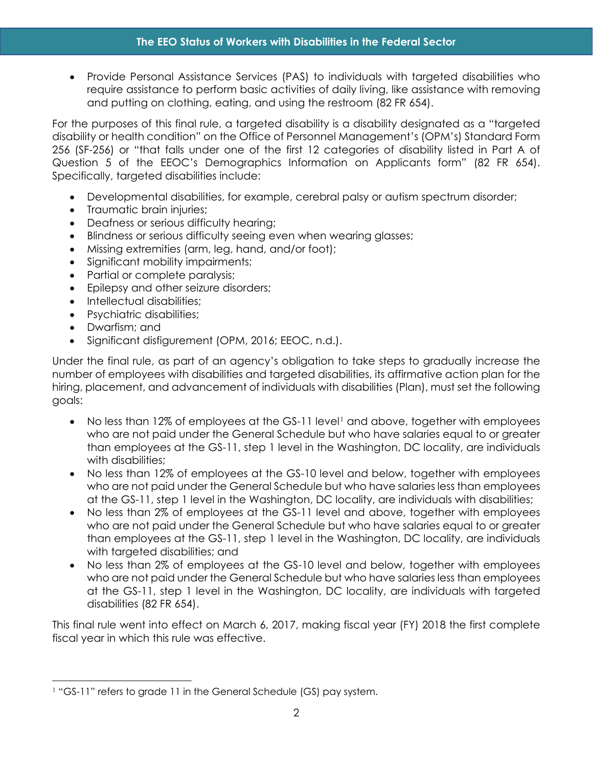- Provide Personal Assistance Services (PAS) to individuals with targeted disabilities who require assistance to perform basic activities of daily living, like assistance with removing and putting on clothing, eating, and using the restroom (82 FR 654).

For the purposes of this final rule, a targeted disability is a disability designated as a "targeted disability or health condition" on the Office of Personnel Management's (OPM's) Standard Form 256 (SF-256) or "that falls under one of the first 12 categories of disability listed in Part A of Question 5 of the EEOC's Demographics Information on Applicants form" (82 FR 654). Specifically, targeted disabilities include:

- Developmental disabilities, for example, cerebral palsy or autism spectrum disorder;
- Traumatic brain injuries;
- Deafness or serious difficulty hearing;
- Blindness or serious difficulty seeing even when wearing glasses;
- Missing extremities (arm, leg, hand, and/or foot);
- Significant mobility impairments;
- Partial or complete paralysis;
- Epilepsy and other seizure disorders;
- Intellectual disabilities;
- Psychiatric disabilities;
- Dwarfism; and
- Significant disfigurement (OPM, 2016; EEOC, n.d.).

Under the final rule, as part of an agency's obligation to take steps to gradually increase the number of employees with disabilities and targeted disabilities, its affirmative action plan for the hiring, placement, and advancement of individuals with disabilities (Plan), must set the following goals:

- No less than 12% of employees at the GS-11 level[1] and above, together with employees who are not paid under the General Schedule but who have salaries equal to or greater than employees at the GS-11, step 1 level in the Washington, DC locality, are individuals with disabilities;
- No less than 12% of employees at the GS-10 level and below, together with employees who are not paid under the General Schedule but who have salaries less than employees at the GS-11, step 1 level in the Washington, DC locality, are individuals with disabilities;
- No less than 2% of employees at the GS-11 level and above, together with employees who are not paid under the General Schedule but who have salaries equal to or greater than employees at the GS-11, step 1 level in the Washington, DC locality, are individuals with targeted disabilities; and
- No less than 2% of employees at the GS-10 level and below, together with employees who are not paid under the General Schedule but who have salaries less than employees at the GS-11, step 1 level in the Washington, DC locality, are individuals with targeted disabilities (82 FR 654).

This final rule went into effect on March 6, 2017, making fiscal year (FY) 2018 the first complete fiscal year in which this rule was effective.

[1] "GS-11" refers to grade 11 in the General Schedule (GS) pay system.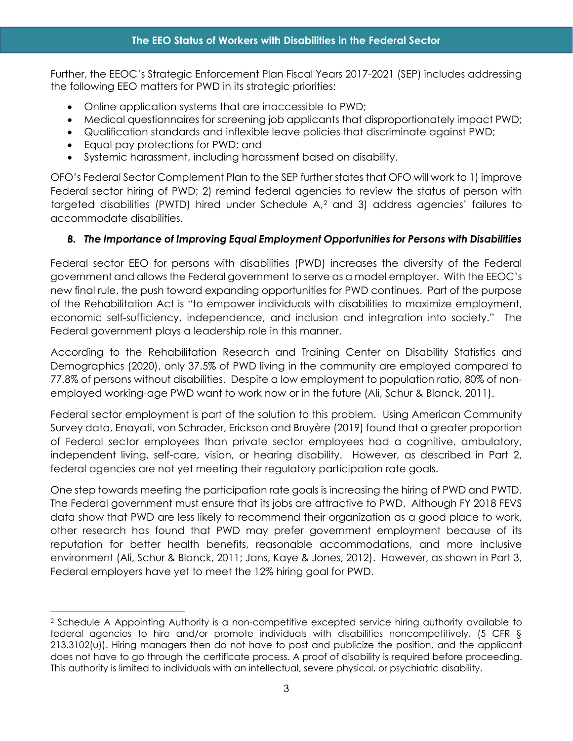Further, the EEOC's Strategic Enforcement Plan Fiscal Years 2017-2021 (SEP) includes addressing the following EEO matters for PWD in its strategic priorities:

- Online application systems that are inaccessible to PWD;
- Medical questionnaires for screening job applicants that disproportionately impact PWD;
- Qualification standards and inflexible leave policies that discriminate against PWD;
- Equal pay protections for PWD; and
- Systemic harassment, including harassment based on disability.

OFO's Federal Sector Complement Plan to the SEP further states that OFO will work to 1) improve Federal sector hiring of PWD; 2) remind federal agencies to review the status of person with targeted disabilities (PWTD) hired under Schedule A,[2] and 3) address agencies' failures to accommodate disabilities.

### *B. The Importance of Improving Equal Employment Opportunities for Persons with Disabilities*

Federal sector EEO for persons with disabilities (PWD) increases the diversity of the Federal government and allows the Federal government to serve as a model employer. With the EEOC's new final rule, the push toward expanding opportunities for PWD continues. Part of the purpose of the Rehabilitation Act is "to empower individuals with disabilities to maximize employment, economic self-sufficiency, independence, and inclusion and integration into society." The Federal government plays a leadership role in this manner.

According to the Rehabilitation Research and Training Center on Disability Statistics and Demographics (2020), only 37.5% of PWD living in the community are employed compared to 77.8% of persons without disabilities. Despite a low employment to population ratio, 80% of non-employed working-age PWD want to work now or in the future (Ali, Schur & Blanck, 2011).

Federal sector employment is part of the solution to this problem. Using American Community Survey data, Enayati, von Schrader, Erickson and Bruyère (2019) found that a greater proportion of Federal sector employees than private sector employees had a cognitive, ambulatory, independent living, self-care, vision, or hearing disability. However, as described in Part 2, federal agencies are not yet meeting their regulatory participation rate goals.

One step towards meeting the participation rate goals is increasing the hiring of PWD and PWTD. The Federal government must ensure that its jobs are attractive to PWD. Although FY 2018 FEVS data show that PWD are less likely to recommend their organization as a good place to work, other research has found that PWD may prefer government employment because of its reputation for better health benefits, reasonable accommodations, and more inclusive environment (Ali, Schur & Blanck, 2011; Jans, Kaye & Jones, 2012). However, as shown in Part 3, Federal employers have yet to meet the 12% hiring goal for PWD.

---

[2] Schedule A Appointing Authority is a non-competitive excepted service hiring authority available to federal agencies to hire and/or promote individuals with disabilities noncompetitively. (5 CFR § 213.3102(u)). Hiring managers then do not have to post and publicize the position, and the applicant does not have to go through the certificate process. A proof of disability is required before proceeding. This authority is limited to individuals with an intellectual, severe physical, or psychiatric disability.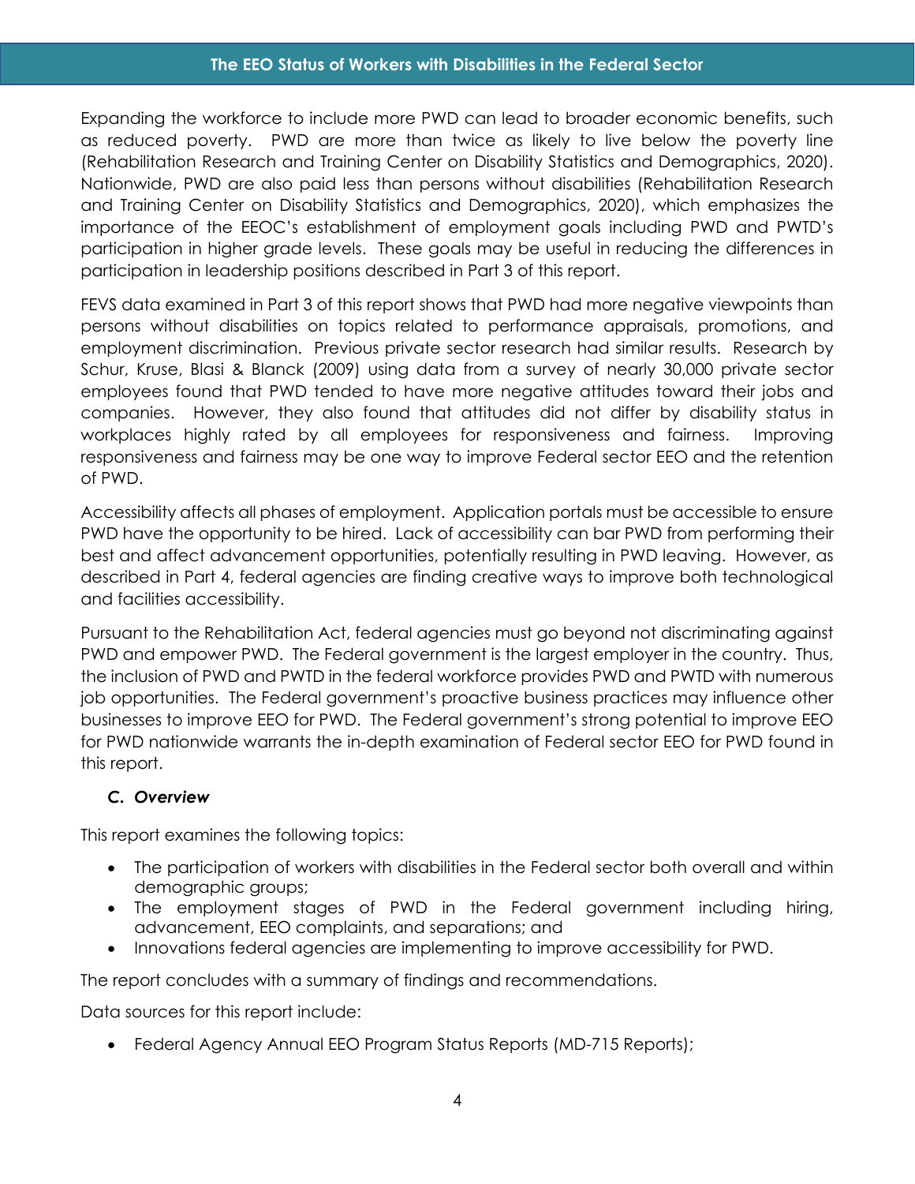Expanding the workforce to include more PWD can lead to broader economic benefits, such as reduced poverty. PWD are more than twice as likely to live below the poverty line (Rehabilitation Research and Training Center on Disability Statistics and Demographics, 2020). Nationwide, PWD are also paid less than persons without disabilities (Rehabilitation Research and Training Center on Disability Statistics and Demographics, 2020), which emphasizes the importance of the EEOC's establishment of employment goals including PWD and PWTD's participation in higher grade levels. These goals may be useful in reducing the differences in participation in leadership positions described in Part 3 of this report.

FEVS data examined in Part 3 of this report shows that PWD had more negative viewpoints than persons without disabilities on topics related to performance appraisals, promotions, and employment discrimination. Previous private sector research had similar results. Research by Schur, Kruse, Blasi & Blanck (2009) using data from a survey of nearly 30,000 private sector employees found that PWD tended to have more negative attitudes toward their jobs and companies. However, they also found that attitudes did not differ by disability status in workplaces highly rated by all employees for responsiveness and fairness. Improving responsiveness and fairness may be one way to improve Federal sector EEO and the retention of PWD.

Accessibility affects all phases of employment. Application portals must be accessible to ensure PWD have the opportunity to be hired. Lack of accessibility can bar PWD from performing their best and affect advancement opportunities, potentially resulting in PWD leaving. However, as described in Part 4, federal agencies are finding creative ways to improve both technological and facilities accessibility.

Pursuant to the Rehabilitation Act, federal agencies must go beyond not discriminating against PWD and empower PWD. The Federal government is the largest employer in the country. Thus, the inclusion of PWD and PWTD in the federal workforce provides PWD and PWTD with numerous job opportunities. The Federal government's proactive business practices may influence other businesses to improve EEO for PWD. The Federal government's strong potential to improve EEO for PWD nationwide warrants the in-depth examination of Federal sector EEO for PWD found in this report.

### *C. Overview*

This report examines the following topics:

- The participation of workers with disabilities in the Federal sector both overall and within demographic groups;
- The employment stages of PWD in the Federal government including hiring, advancement, EEO complaints, and separations; and
- Innovations federal agencies are implementing to improve accessibility for PWD.

The report concludes with a summary of findings and recommendations.

Data sources for this report include:

- Federal Agency Annual EEO Program Status Reports (MD-715 Reports);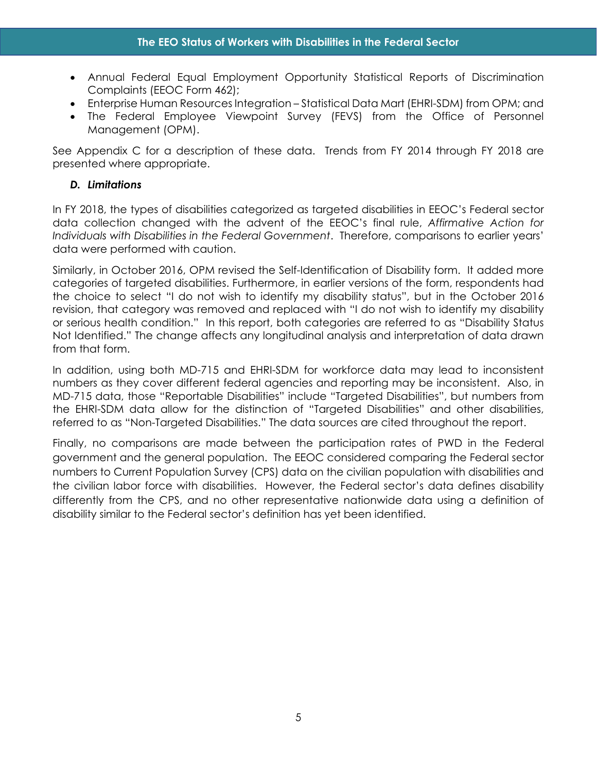- Annual Federal Equal Employment Opportunity Statistical Reports of Discrimination Complaints (EEOC Form 462);
- Enterprise Human Resources Integration – Statistical Data Mart (EHRI-SDM) from OPM; and
- The Federal Employee Viewpoint Survey (FEVS) from the Office of Personnel Management (OPM).

See Appendix C for a description of these data. Trends from FY 2014 through FY 2018 are presented where appropriate.

### *D. Limitations*

In FY 2018, the types of disabilities categorized as targeted disabilities in EEOC's Federal sector data collection changed with the advent of the EEOC's final rule, *Affirmative Action for Individuals with Disabilities in the Federal Government*. Therefore, comparisons to earlier years' data were performed with caution.

Similarly, in October 2016, OPM revised the Self-Identification of Disability form. It added more categories of targeted disabilities. Furthermore, in earlier versions of the form, respondents had the choice to select "I do not wish to identify my disability status", but in the October 2016 revision, that category was removed and replaced with "I do not wish to identify my disability or serious health condition." In this report, both categories are referred to as "Disability Status Not Identified." The change affects any longitudinal analysis and interpretation of data drawn from that form.

In addition, using both MD-715 and EHRI-SDM for workforce data may lead to inconsistent numbers as they cover different federal agencies and reporting may be inconsistent. Also, in MD-715 data, those "Reportable Disabilities" include "Targeted Disabilities", but numbers from the EHRI-SDM data allow for the distinction of "Targeted Disabilities" and other disabilities, referred to as "Non-Targeted Disabilities." The data sources are cited throughout the report.

Finally, no comparisons are made between the participation rates of PWD in the Federal government and the general population. The EEOC considered comparing the Federal sector numbers to Current Population Survey (CPS) data on the civilian population with disabilities and the civilian labor force with disabilities. However, the Federal sector's data defines disability differently from the CPS, and no other representative nationwide data using a definition of disability similar to the Federal sector's definition has yet been identified.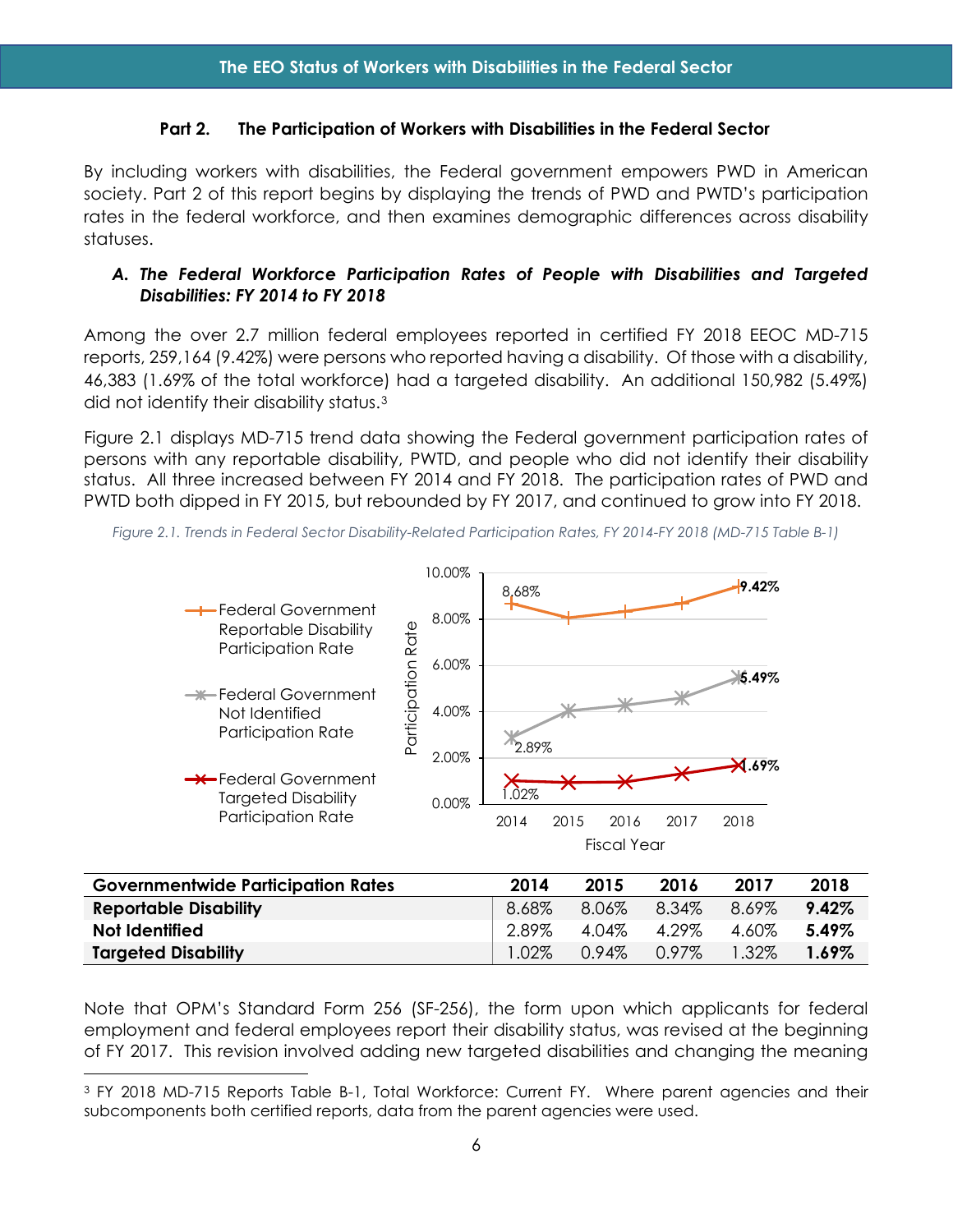## Part 2. The Participation of Workers with Disabilities in the Federal Sector

By including workers with disabilities, the Federal government empowers PWD in American society. Part 2 of this report begins by displaying the trends of PWD and PWTD's participation rates in the federal workforce, and then examines demographic differences across disability statuses.

### *A. The Federal Workforce Participation Rates of People with Disabilities and Targeted Disabilities: FY 2014 to FY 2018*

Among the over 2.7 million federal employees reported in certified FY 2018 EEOC MD-715 reports, 259,164 (9.42%) were persons who reported having a disability. Of those with a disability, 46,383 (1.69% of the total workforce) had a targeted disability. An additional 150,982 (5.49%) did not identify their disability status.[3]

Figure 2.1 displays MD-715 trend data showing the Federal government participation rates of persons with any reportable disability, PWTD, and people who did not identify their disability status. All three increased between FY 2014 and FY 2018. The participation rates of PWD and PWTD both dipped in FY 2015, but rebounded by FY 2017, and continued to grow into FY 2018.

*Figure 2.1. Trends in Federal Sector Disability-Related Participation Rates, FY 2014-FY 2018 (MD-715 Table B-1)*

| Governmentwide Participation Rates | 2014 | 2015 | 2016 | 2017 | 2018 |
|---|---|---|---|---|---|
| **Reportable Disability** | 8.68% | 8.06% | 8.34% | 8.69% | **9.42%** |
| **Not Identified** | 2.89% | 4.04% | 4.29% | 4.60% | **5.49%** |
| **Targeted Disability** | 1.02% | 0.94% | 0.97% | 1.32% | **1.69%** |

Note that OPM's Standard Form 256 (SF-256), the form upon which applicants for federal employment and federal employees report their disability status, was revised at the beginning of FY 2017. This revision involved adding new targeted disabilities and changing the meaning

---

[3] FY 2018 MD-715 Reports Table B-1, Total Workforce: Current FY. Where parent agencies and their subcomponents both certified reports, data from the parent agencies were used.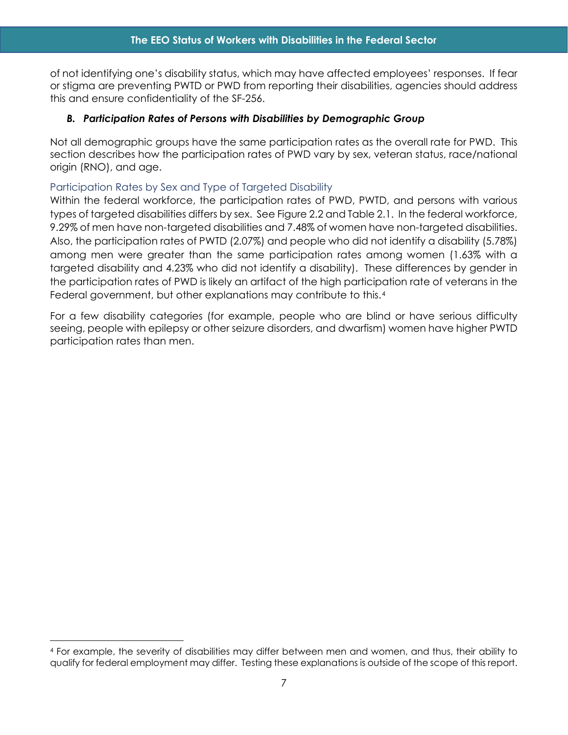of not identifying one's disability status, which may have affected employees' responses. If fear or stigma are preventing PWTD or PWD from reporting their disabilities, agencies should address this and ensure confidentiality of the SF-256.

### *B. Participation Rates of Persons with Disabilities by Demographic Group*

Not all demographic groups have the same participation rates as the overall rate for PWD. This section describes how the participation rates of PWD vary by sex, veteran status, race/national origin (RNO), and age.

#### Participation Rates by Sex and Type of Targeted Disability

Within the federal workforce, the participation rates of PWD, PWTD, and persons with various types of targeted disabilities differs by sex. See Figure 2.2 and Table 2.1. In the federal workforce, 9.29% of men have non-targeted disabilities and 7.48% of women have non-targeted disabilities. Also, the participation rates of PWTD (2.07%) and people who did not identify a disability (5.78%) among men were greater than the same participation rates among women (1.63% with a targeted disability and 4.23% who did not identify a disability). These differences by gender in the participation rates of PWD is likely an artifact of the high participation rate of veterans in the Federal government, but other explanations may contribute to this.[4]

For a few disability categories (for example, people who are blind or have serious difficulty seeing, people with epilepsy or other seizure disorders, and dwarfism) women have higher PWTD participation rates than men.

[4] For example, the severity of disabilities may differ between men and women, and thus, their ability to qualify for federal employment may differ. Testing these explanations is outside of the scope of this report.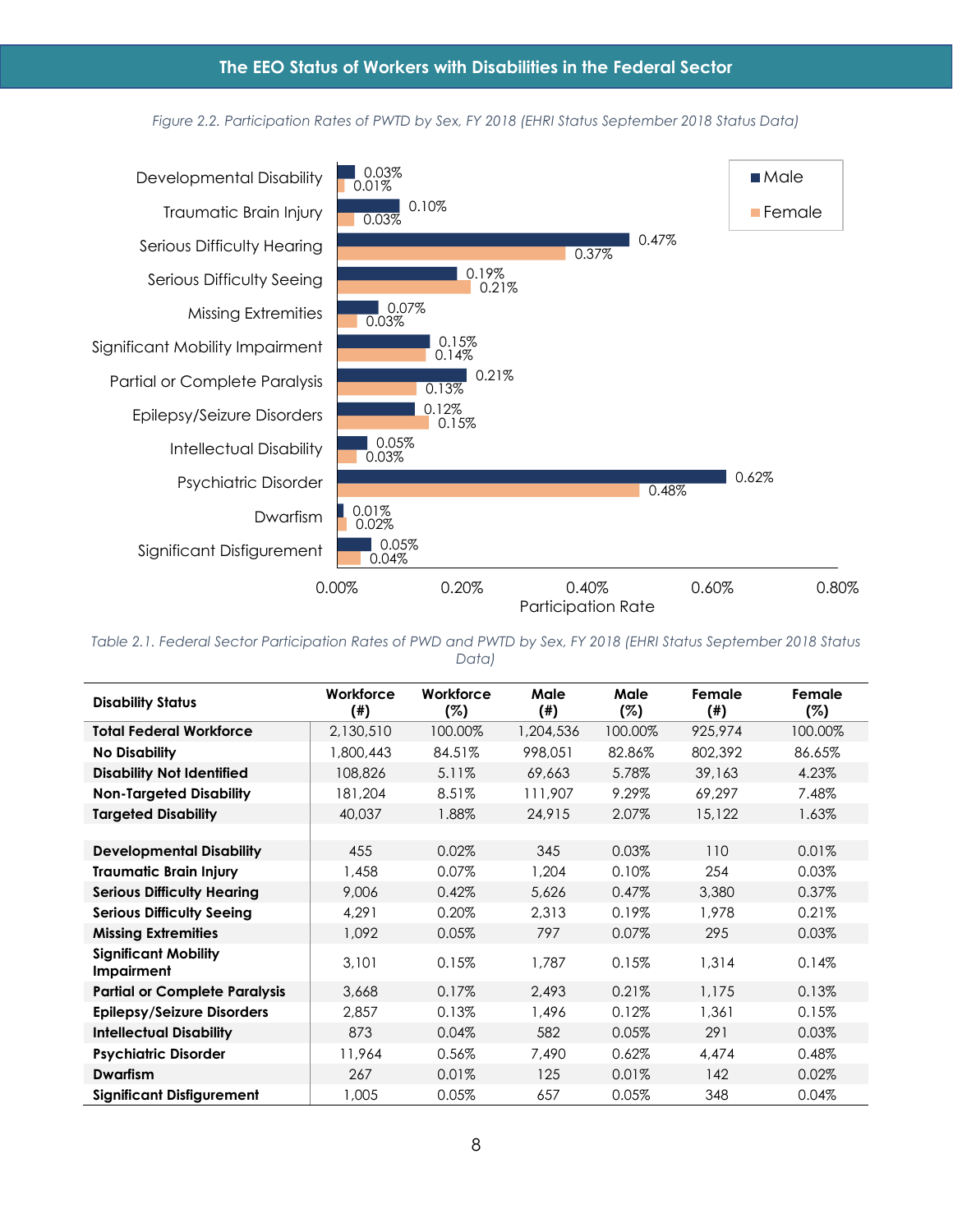*Figure 2.2. Participation Rates of PWTD by Sex, FY 2018 (EHRI Status September 2018 Status Data)*

| Disability | Male | Female |
|---|---|---|
| Developmental Disability | 0.03% | 0.01% |
| Traumatic Brain Injury | 0.10% | 0.03% |
| Serious Difficulty Hearing | 0.47% | 0.37% |
| Serious Difficulty Seeing | 0.19% | 0.21% |
| Missing Extremities | 0.07% | 0.03% |
| Significant Mobility Impairment | 0.15% | 0.14% |
| Partial or Complete Paralysis | 0.21% | 0.13% |
| Epilepsy/Seizure Disorders | 0.12% | 0.15% |
| Intellectual Disability | 0.05% | 0.03% |
| Psychiatric Disorder | 0.62% | 0.48% |
| Dwarfism | 0.01% | 0.02% |
| Significant Disfigurement | 0.05% | 0.04% |

*Table 2.1. Federal Sector Participation Rates of PWD and PWTD by Sex, FY 2018 (EHRI Status September 2018 Status Data)*

| Disability Status | Workforce (#) | Workforce (%) | Male (#) | Male (%) | Female (#) | Female (%) |
|---|---|---|---|---|---|---|
| **Total Federal Workforce** | 2,130,510 | 100.00% | 1,204,536 | 100.00% | 925,974 | 100.00% |
| **No Disability** | 1,800,443 | 84.51% | 998,051 | 82.86% | 802,392 | 86.65% |
| **Disability Not Identified** | 108,826 | 5.11% | 69,663 | 5.78% | 39,163 | 4.23% |
| **Non-Targeted Disability** | 181,204 | 8.51% | 111,907 | 9.29% | 69,297 | 7.48% |
| **Targeted Disability** | 40,037 | 1.88% | 24,915 | 2.07% | 15,122 | 1.63% |
| | | | | | | |
| **Developmental Disability** | 455 | 0.02% | 345 | 0.03% | 110 | 0.01% |
| **Traumatic Brain Injury** | 1,458 | 0.07% | 1,204 | 0.10% | 254 | 0.03% |
| **Serious Difficulty Hearing** | 9,006 | 0.42% | 5,626 | 0.47% | 3,380 | 0.37% |
| **Serious Difficulty Seeing** | 4,291 | 0.20% | 2,313 | 0.19% | 1,978 | 0.21% |
| **Missing Extremities** | 1,092 | 0.05% | 797 | 0.07% | 295 | 0.03% |
| **Significant Mobility Impairment** | 3,101 | 0.15% | 1,787 | 0.15% | 1,314 | 0.14% |
| **Partial or Complete Paralysis** | 3,668 | 0.17% | 2,493 | 0.21% | 1,175 | 0.13% |
| **Epilepsy/Seizure Disorders** | 2,857 | 0.13% | 1,496 | 0.12% | 1,361 | 0.15% |
| **Intellectual Disability** | 873 | 0.04% | 582 | 0.05% | 291 | 0.03% |
| **Psychiatric Disorder** | 11,964 | 0.56% | 7,490 | 0.62% | 4,474 | 0.48% |
| **Dwarfism** | 267 | 0.01% | 125 | 0.01% | 142 | 0.02% |
| **Significant Disfigurement** | 1,005 | 0.05% | 657 | 0.05% | 348 | 0.04% |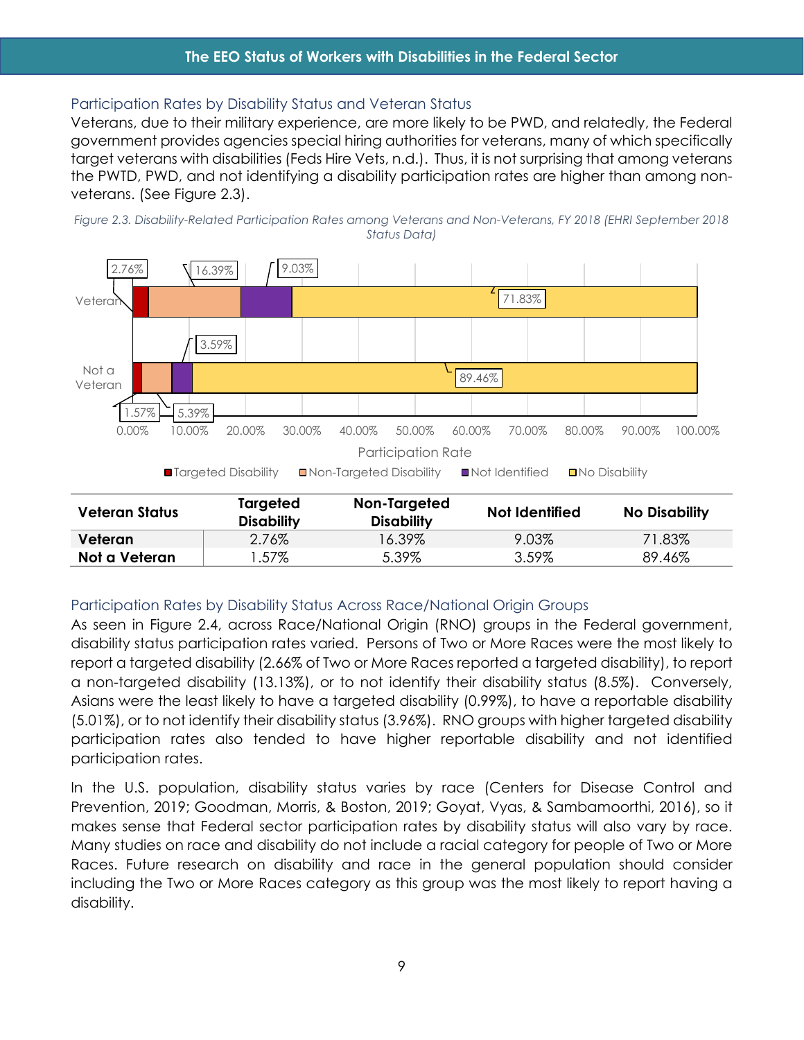## Participation Rates by Disability Status and Veteran Status

Veterans, due to their military experience, are more likely to be PWD, and relatedly, the Federal government provides agencies special hiring authorities for veterans, many of which specifically target veterans with disabilities (Feds Hire Vets, n.d.). Thus, it is not surprising that among veterans the PWTD, PWD, and not identifying a disability participation rates are higher than among non-veterans. (See Figure 2.3).

*Figure 2.3. Disability-Related Participation Rates among Veterans and Non-Veterans, FY 2018 (EHRI September 2018 Status Data)*

| Veteran Status | Targeted Disability | Non-Targeted Disability | Not Identified | No Disability |
|---|---|---|---|---|
| **Veteran** | 2.76% | 16.39% | 9.03% | 71.83% |
| **Not a Veteran** | 1.57% | 5.39% | 3.59% | 89.46% |

## Participation Rates by Disability Status Across Race/National Origin Groups

As seen in Figure 2.4, across Race/National Origin (RNO) groups in the Federal government, disability status participation rates varied. Persons of Two or More Races were the most likely to report a targeted disability (2.66% of Two or More Races reported a targeted disability), to report a non-targeted disability (13.13%), or to not identify their disability status (8.5%). Conversely, Asians were the least likely to have a targeted disability (0.99%), to have a reportable disability (5.01%), or to not identify their disability status (3.96%). RNO groups with higher targeted disability participation rates also tended to have higher reportable disability and not identified participation rates.

In the U.S. population, disability status varies by race (Centers for Disease Control and Prevention, 2019; Goodman, Morris, & Boston, 2019; Goyat, Vyas, & Sambamoorthi, 2016), so it makes sense that Federal sector participation rates by disability status will also vary by race. Many studies on race and disability do not include a racial category for people of Two or More Races. Future research on disability and race in the general population should consider including the Two or More Races category as this group was the most likely to report having a disability.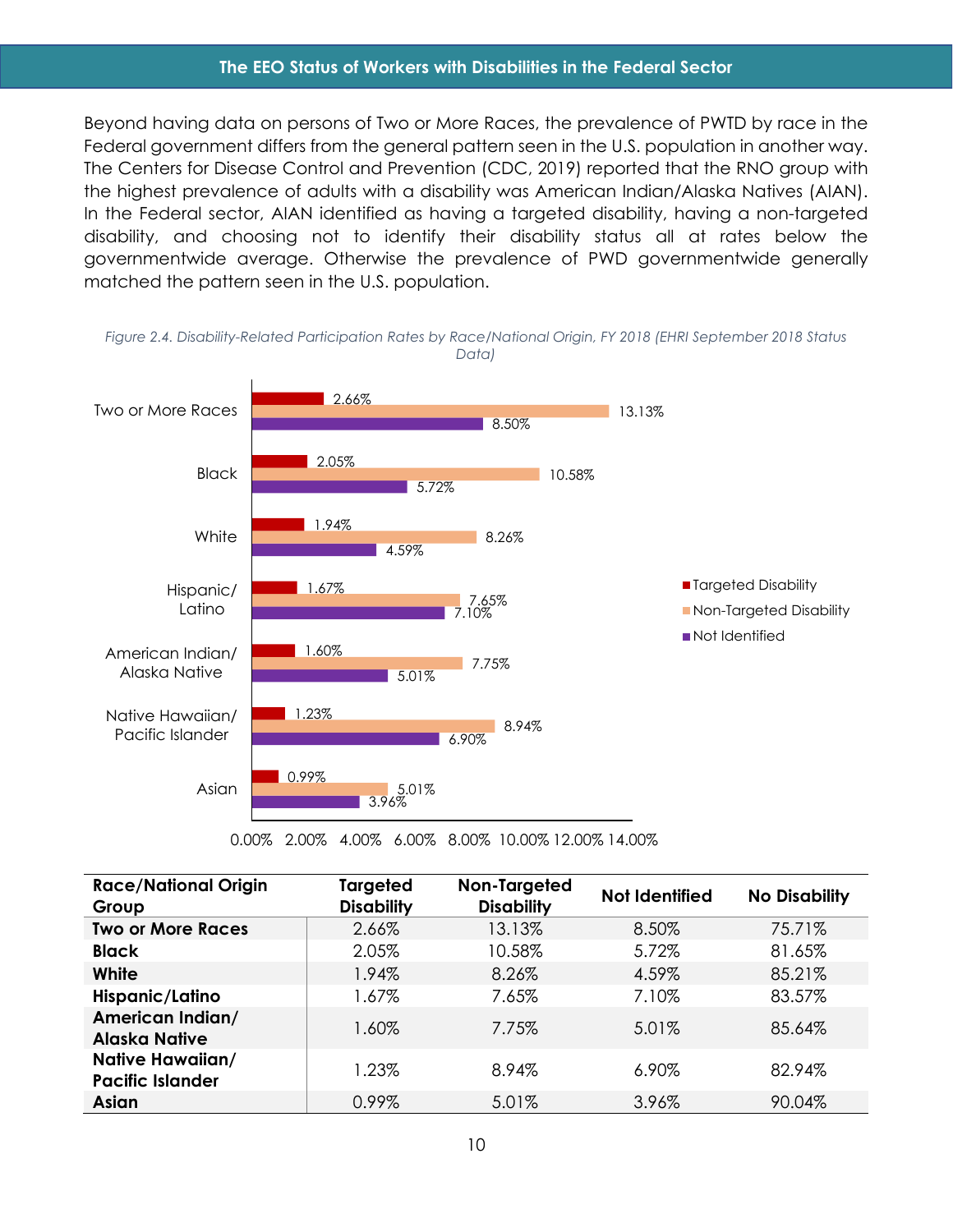Beyond having data on persons of Two or More Races, the prevalence of PWTD by race in the Federal government differs from the general pattern seen in the U.S. population in another way. The Centers for Disease Control and Prevention (CDC, 2019) reported that the RNO group with the highest prevalence of adults with a disability was American Indian/Alaska Natives (AIAN). In the Federal sector, AIAN identified as having a targeted disability, having a non-targeted disability, and choosing not to identify their disability status all at rates below the governmentwide average. Otherwise the prevalence of PWD governmentwide generally matched the pattern seen in the U.S. population.

*Figure 2.4. Disability-Related Participation Rates by Race/National Origin, FY 2018 (EHRI September 2018 Status Data)*

| Race/National Origin Group | Targeted Disability | Non-Targeted Disability | Not Identified | No Disability |
|---|---|---|---|---|
| **Two or More Races** | 2.66% | 13.13% | 8.50% | 75.71% |
| **Black** | 2.05% | 10.58% | 5.72% | 81.65% |
| **White** | 1.94% | 8.26% | 4.59% | 85.21% |
| **Hispanic/Latino** | 1.67% | 7.65% | 7.10% | 83.57% |
| **American Indian/ Alaska Native** | 1.60% | 7.75% | 5.01% | 85.64% |
| **Native Hawaiian/ Pacific Islander** | 1.23% | 8.94% | 6.90% | 82.94% |
| **Asian** | 0.99% | 5.01% | 3.96% | 90.04% |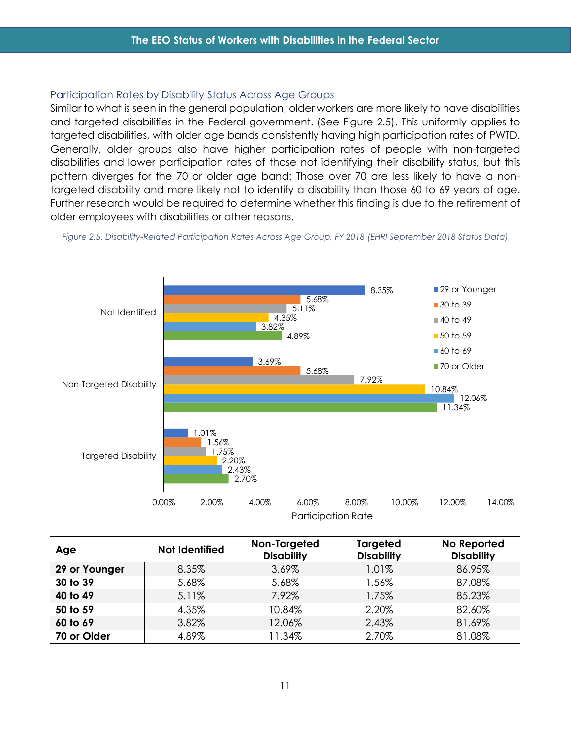## Participation Rates by Disability Status Across Age Groups

Similar to what is seen in the general population, older workers are more likely to have disabilities and targeted disabilities in the Federal government. (See Figure 2.5). This uniformly applies to targeted disabilities, with older age bands consistently having high participation rates of PWTD. Generally, older groups also have higher participation rates of people with non-targeted disabilities and lower participation rates of those not identifying their disability status, but this pattern diverges for the 70 or older age band: Those over 70 are less likely to have a non-targeted disability and more likely not to identify a disability than those 60 to 69 years of age. Further research would be required to determine whether this finding is due to the retirement of older employees with disabilities or other reasons.

*Figure 2.5. Disability-Related Participation Rates Across Age Group, FY 2018 (EHRI September 2018 Status Data)*

| Age | Not Identified | Non-Targeted Disability | Targeted Disability | No Reported Disability |
|---|---|---|---|---|
| **29 or Younger** | 8.35% | 3.69% | 1.01% | 86.95% |
| **30 to 39** | 5.68% | 5.68% | 1.56% | 87.08% |
| **40 to 49** | 5.11% | 7.92% | 1.75% | 85.23% |
| **50 to 59** | 4.35% | 10.84% | 2.20% | 82.60% |
| **60 to 69** | 3.82% | 12.06% | 2.43% | 81.69% |
| **70 or Older** | 4.89% | 11.34% | 2.70% | 81.08% |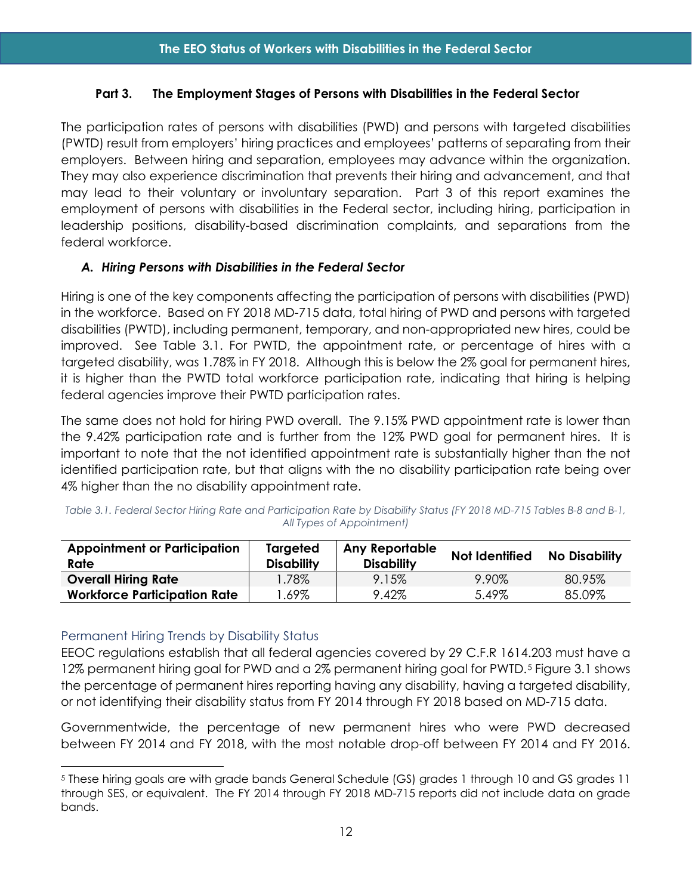### Part 3. The Employment Stages of Persons with Disabilities in the Federal Sector

The participation rates of persons with disabilities (PWD) and persons with targeted disabilities (PWTD) result from employers' hiring practices and employees' patterns of separating from their employers. Between hiring and separation, employees may advance within the organization. They may also experience discrimination that prevents their hiring and advancement, and that may lead to their voluntary or involuntary separation. Part 3 of this report examines the employment of persons with disabilities in the Federal sector, including hiring, participation in leadership positions, disability-based discrimination complaints, and separations from the federal workforce.

#### *A. Hiring Persons with Disabilities in the Federal Sector*

Hiring is one of the key components affecting the participation of persons with disabilities (PWD) in the workforce. Based on FY 2018 MD-715 data, total hiring of PWD and persons with targeted disabilities (PWTD), including permanent, temporary, and non-appropriated new hires, could be improved. See Table 3.1. For PWTD, the appointment rate, or percentage of hires with a targeted disability, was 1.78% in FY 2018. Although this is below the 2% goal for permanent hires, it is higher than the PWTD total workforce participation rate, indicating that hiring is helping federal agencies improve their PWTD participation rates.

The same does not hold for hiring PWD overall. The 9.15% PWD appointment rate is lower than the 9.42% participation rate and is further from the 12% PWD goal for permanent hires. It is important to note that the not identified appointment rate is substantially higher than the not identified participation rate, but that aligns with the no disability participation rate being over 4% higher than the no disability appointment rate.

*Table 3.1. Federal Sector Hiring Rate and Participation Rate by Disability Status (FY 2018 MD-715 Tables B-8 and B-1, All Types of Appointment)*

| Appointment or Participation Rate | Targeted Disability | Any Reportable Disability | Not Identified | No Disability |
|---|---|---|---|---|
| **Overall Hiring Rate** | 1.78% | 9.15% | 9.90% | 80.95% |
| **Workforce Participation Rate** | 1.69% | 9.42% | 5.49% | 85.09% |

#### Permanent Hiring Trends by Disability Status

EEOC regulations establish that all federal agencies covered by 29 C.F.R 1614.203 must have a 12% permanent hiring goal for PWD and a 2% permanent hiring goal for PWTD.[5] Figure 3.1 shows the percentage of permanent hires reporting having any disability, having a targeted disability, or not identifying their disability status from FY 2014 through FY 2018 based on MD-715 data.

Governmentwide, the percentage of new permanent hires who were PWD decreased between FY 2014 and FY 2018, with the most notable drop-off between FY 2014 and FY 2016.

[5] These hiring goals are with grade bands General Schedule (GS) grades 1 through 10 and GS grades 11 through SES, or equivalent. The FY 2014 through FY 2018 MD-715 reports did not include data on grade bands.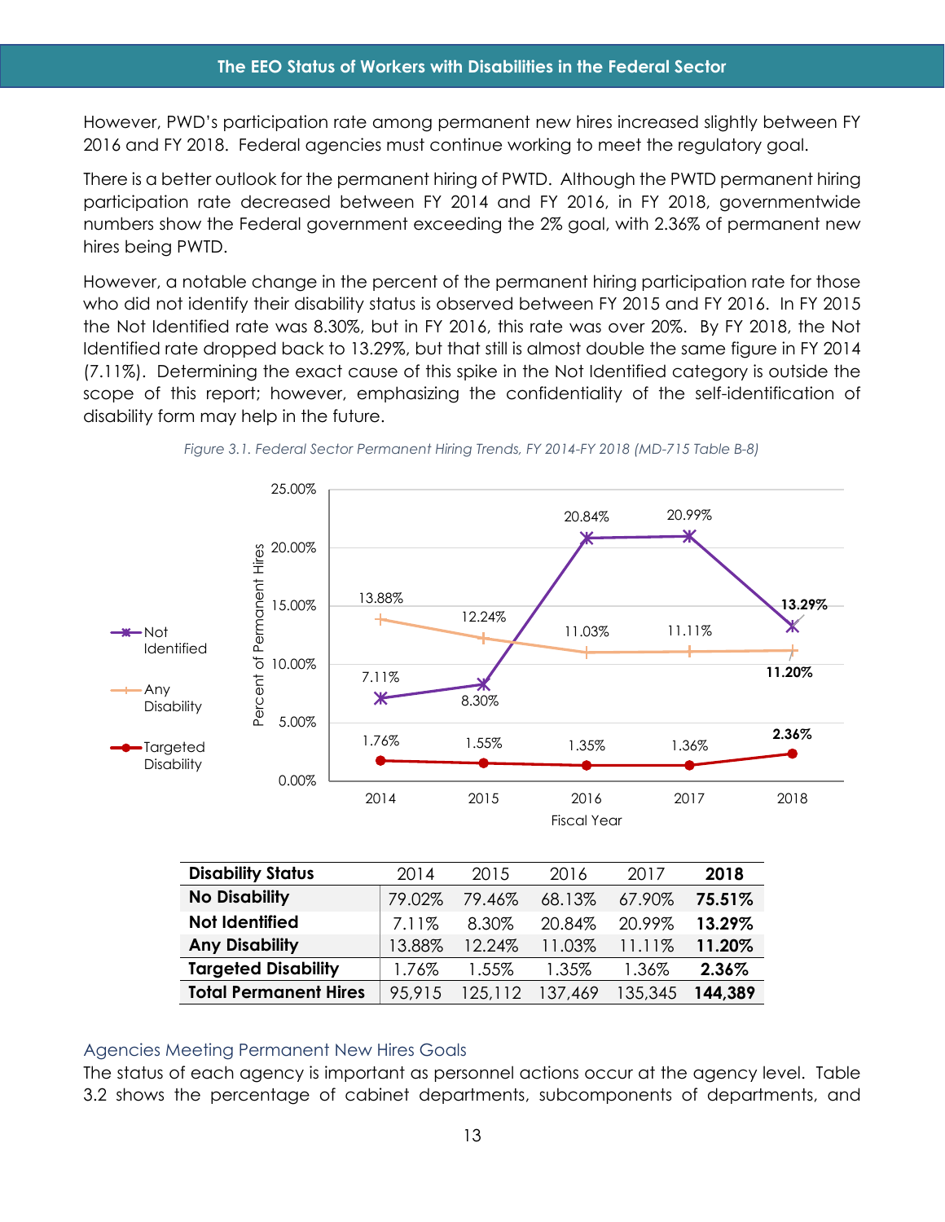However, PWD's participation rate among permanent new hires increased slightly between FY 2016 and FY 2018. Federal agencies must continue working to meet the regulatory goal.

There is a better outlook for the permanent hiring of PWTD. Although the PWTD permanent hiring participation rate decreased between FY 2014 and FY 2016, in FY 2018, governmentwide numbers show the Federal government exceeding the 2% goal, with 2.36% of permanent new hires being PWTD.

However, a notable change in the percent of the permanent hiring participation rate for those who did not identify their disability status is observed between FY 2015 and FY 2016. In FY 2015 the Not Identified rate was 8.30%, but in FY 2016, this rate was over 20%. By FY 2018, the Not Identified rate dropped back to 13.29%, but that still is almost double the same figure in FY 2014 (7.11%). Determining the exact cause of this spike in the Not Identified category is outside the scope of this report; however, emphasizing the confidentiality of the self-identification of disability form may help in the future.

*Figure 3.1. Federal Sector Permanent Hiring Trends, FY 2014-FY 2018 (MD-715 Table B-8)*

| Disability Status | 2014 | 2015 | 2016 | 2017 | 2018 |
|---|---|---|---|---|---|
| **No Disability** | 79.02% | 79.46% | 68.13% | 67.90% | **75.51%** |
| **Not Identified** | 7.11% | 8.30% | 20.84% | 20.99% | **13.29%** |
| **Any Disability** | 13.88% | 12.24% | 11.03% | 11.11% | **11.20%** |
| **Targeted Disability** | 1.76% | 1.55% | 1.35% | 1.36% | **2.36%** |
| **Total Permanent Hires** | 95,915 | 125,112 | 137,469 | 135,345 | **144,389** |

### Agencies Meeting Permanent New Hires Goals

The status of each agency is important as personnel actions occur at the agency level. Table 3.2 shows the percentage of cabinet departments, subcomponents of departments, and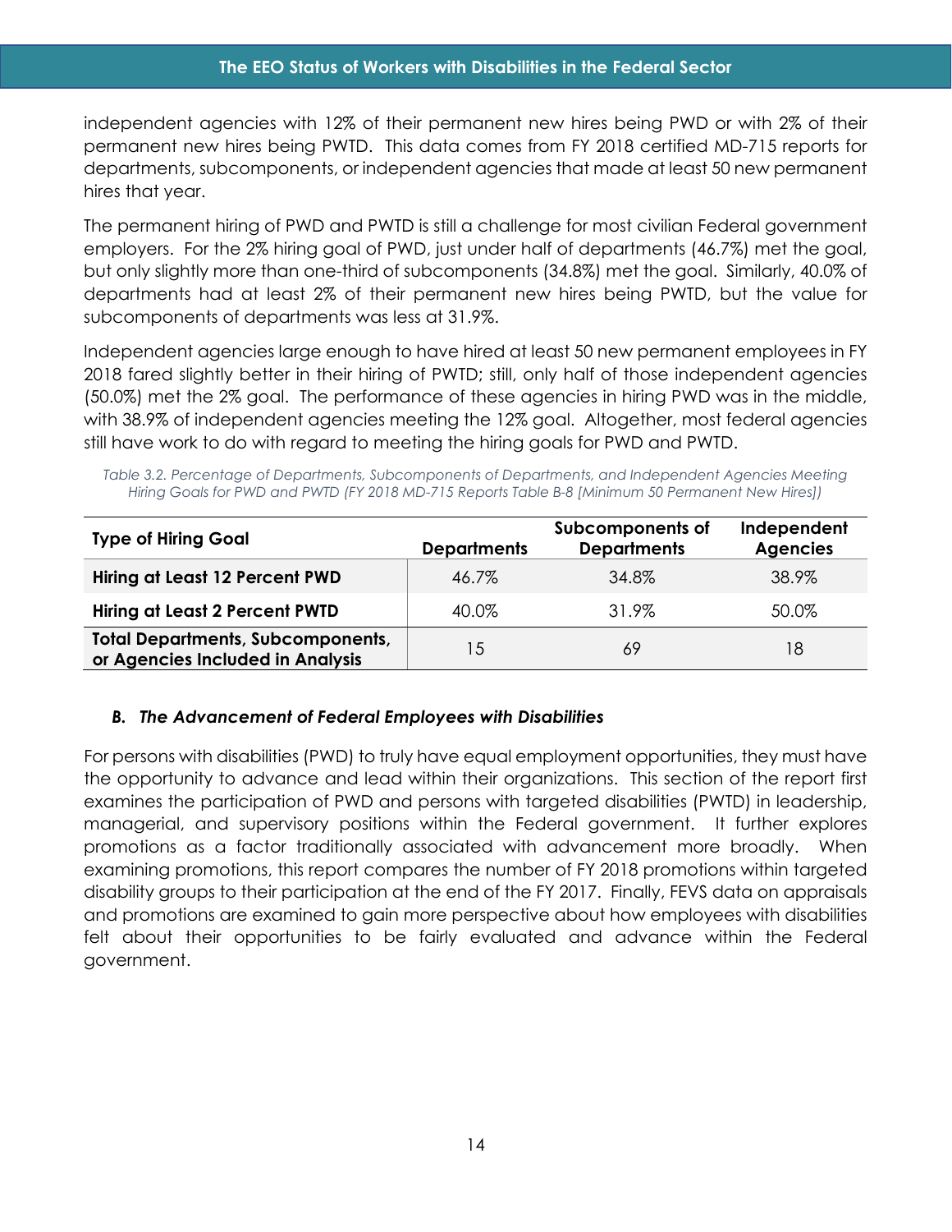independent agencies with 12% of their permanent new hires being PWD or with 2% of their permanent new hires being PWTD. This data comes from FY 2018 certified MD-715 reports for departments, subcomponents, or independent agencies that made at least 50 new permanent hires that year.

The permanent hiring of PWD and PWTD is still a challenge for most civilian Federal government employers. For the 2% hiring goal of PWD, just under half of departments (46.7%) met the goal, but only slightly more than one-third of subcomponents (34.8%) met the goal. Similarly, 40.0% of departments had at least 2% of their permanent new hires being PWTD, but the value for subcomponents of departments was less at 31.9%.

Independent agencies large enough to have hired at least 50 new permanent employees in FY 2018 fared slightly better in their hiring of PWTD; still, only half of those independent agencies (50.0%) met the 2% goal. The performance of these agencies in hiring PWD was in the middle, with 38.9% of independent agencies meeting the 12% goal. Altogether, most federal agencies still have work to do with regard to meeting the hiring goals for PWD and PWTD.

*Table 3.2. Percentage of Departments, Subcomponents of Departments, and Independent Agencies Meeting Hiring Goals for PWD and PWTD (FY 2018 MD-715 Reports Table B-8 [Minimum 50 Permanent New Hires])*

| Type of Hiring Goal | Departments | Subcomponents of Departments | Independent Agencies |
|---|---|---|---|
| **Hiring at Least 12 Percent PWD** | 46.7% | 34.8% | 38.9% |
| **Hiring at Least 2 Percent PWTD** | 40.0% | 31.9% | 50.0% |
| **Total Departments, Subcomponents, or Agencies Included in Analysis** | 15 | 69 | 18 |

### *B. The Advancement of Federal Employees with Disabilities*

For persons with disabilities (PWD) to truly have equal employment opportunities, they must have the opportunity to advance and lead within their organizations. This section of the report first examines the participation of PWD and persons with targeted disabilities (PWTD) in leadership, managerial, and supervisory positions within the Federal government. It further explores promotions as a factor traditionally associated with advancement more broadly. When examining promotions, this report compares the number of FY 2018 promotions within targeted disability groups to their participation at the end of the FY 2017. Finally, FEVS data on appraisals and promotions are examined to gain more perspective about how employees with disabilities felt about their opportunities to be fairly evaluated and advance within the Federal government.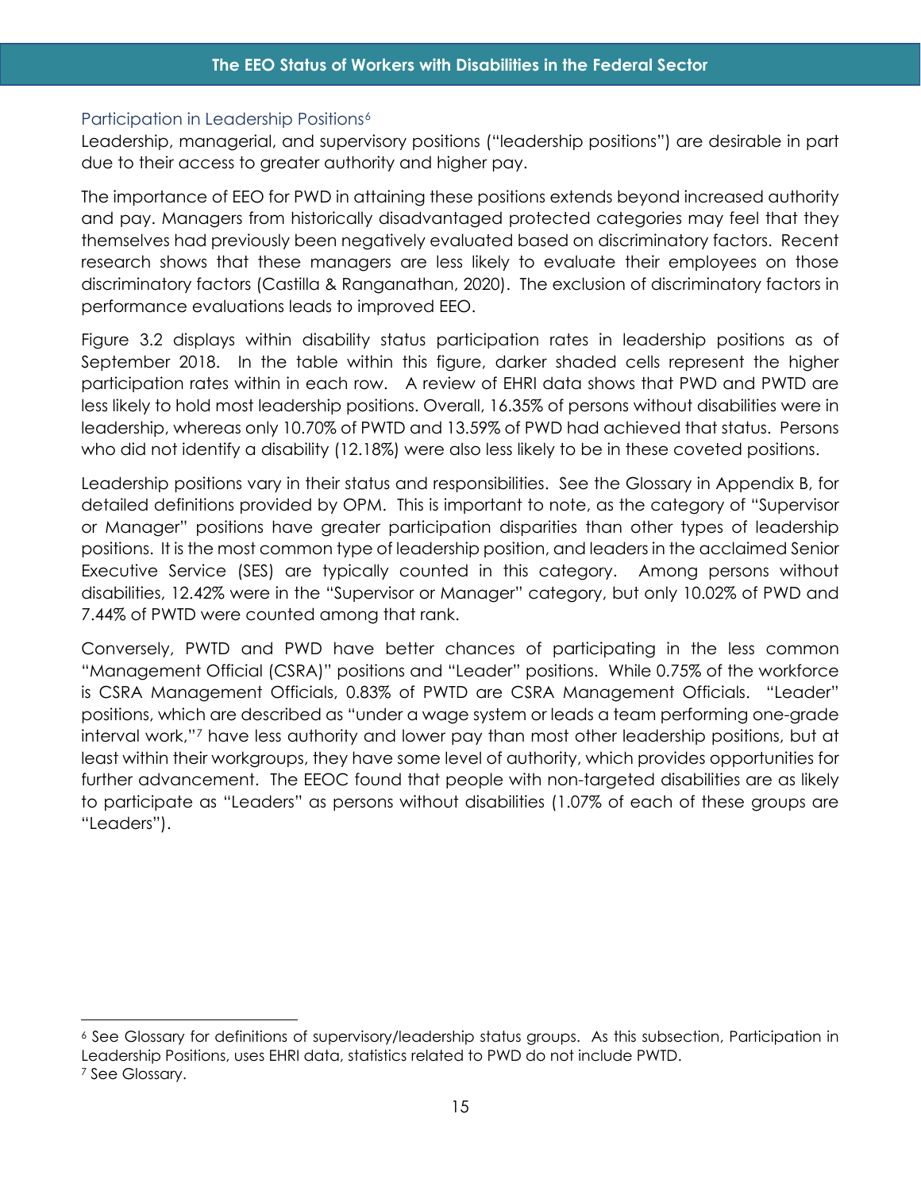## Participation in Leadership Positions[6]

Leadership, managerial, and supervisory positions ("leadership positions") are desirable in part due to their access to greater authority and higher pay.

The importance of EEO for PWD in attaining these positions extends beyond increased authority and pay. Managers from historically disadvantaged protected categories may feel that they themselves had previously been negatively evaluated based on discriminatory factors. Recent research shows that these managers are less likely to evaluate their employees on those discriminatory factors (Castilla & Ranganathan, 2020). The exclusion of discriminatory factors in performance evaluations leads to improved EEO.

Figure 3.2 displays within disability status participation rates in leadership positions as of September 2018. In the table within this figure, darker shaded cells represent the higher participation rates within in each row. A review of EHRI data shows that PWD and PWTD are less likely to hold most leadership positions. Overall, 16.35% of persons without disabilities were in leadership, whereas only 10.70% of PWTD and 13.59% of PWD had achieved that status. Persons who did not identify a disability (12.18%) were also less likely to be in these coveted positions.

Leadership positions vary in their status and responsibilities. See the Glossary in Appendix B, for detailed definitions provided by OPM. This is important to note, as the category of "Supervisor or Manager" positions have greater participation disparities than other types of leadership positions. It is the most common type of leadership position, and leaders in the acclaimed Senior Executive Service (SES) are typically counted in this category. Among persons without disabilities, 12.42% were in the "Supervisor or Manager" category, but only 10.02% of PWD and 7.44% of PWTD were counted among that rank.

Conversely, PWTD and PWD have better chances of participating in the less common "Management Official (CSRA)" positions and "Leader" positions. While 0.75% of the workforce is CSRA Management Officials, 0.83% of PWTD are CSRA Management Officials. "Leader" positions, which are described as "under a wage system or leads a team performing one-grade interval work,"[7] have less authority and lower pay than most other leadership positions, but at least within their workgroups, they have some level of authority, which provides opportunities for further advancement. The EEOC found that people with non-targeted disabilities are as likely to participate as "Leaders" as persons without disabilities (1.07% of each of these groups are "Leaders").

---

[6] See Glossary for definitions of supervisory/leadership status groups. As this subsection, Participation in Leadership Positions, uses EHRI data, statistics related to PWD do not include PWTD.

[7] See Glossary.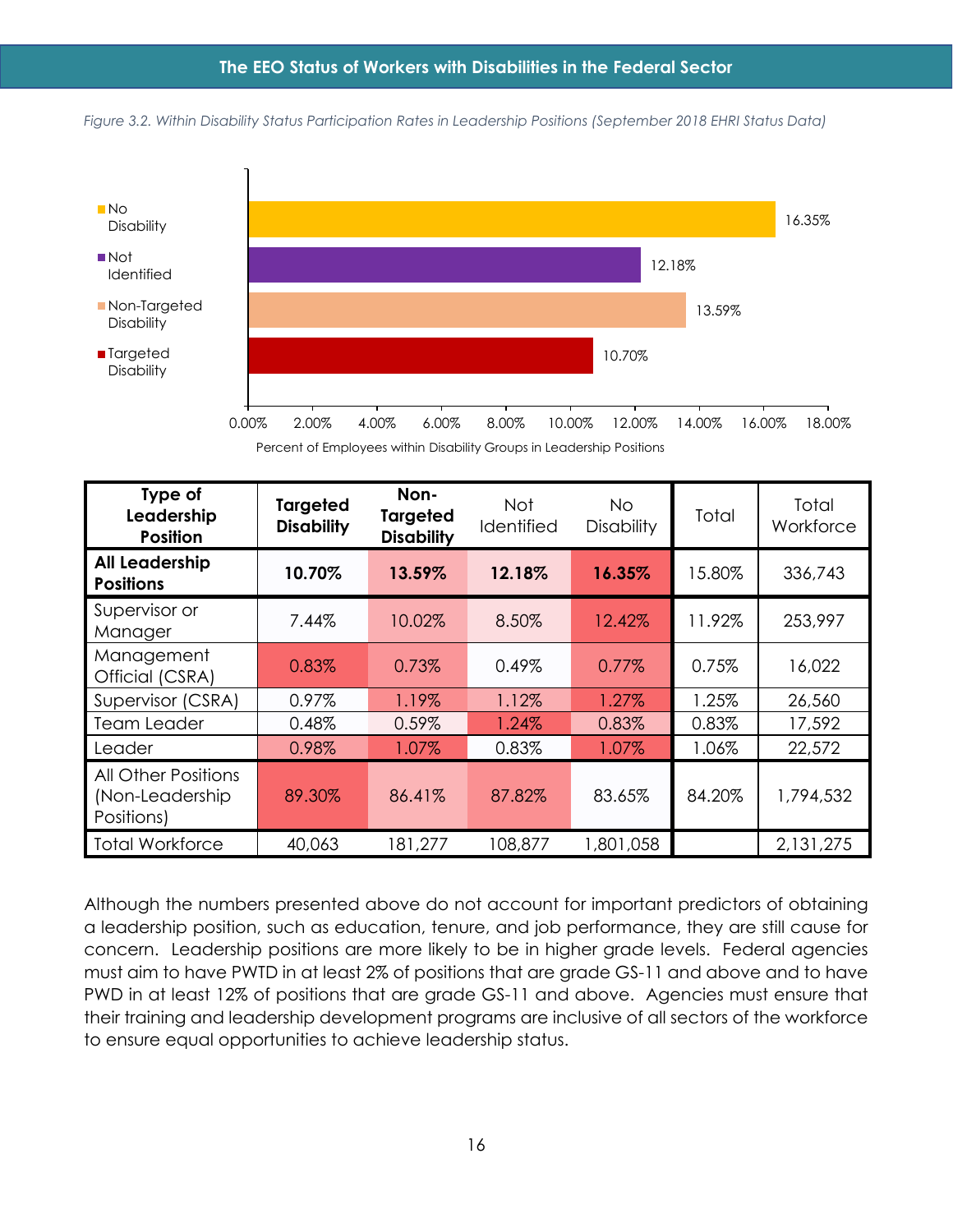*Figure 3.2. Within Disability Status Participation Rates in Leadership Positions (September 2018 EHRI Status Data)*

| Disability Group | Percent of Employees within Disability Groups in Leadership Positions |
|---|---|
| No Disability | 16.35% |
| Not Identified | 12.18% |
| Non-Targeted Disability | 13.59% |
| Targeted Disability | 10.70% |

| Type of Leadership Position | Targeted Disability | Non-Targeted Disability | Not Identified | No Disability | Total | Total Workforce |
|---|---|---|---|---|---|---|
| **All Leadership Positions** | **10.70%** | **13.59%** | **12.18%** | **16.35%** | 15.80% | 336,743 |
| Supervisor or Manager | 7.44% | 10.02% | 8.50% | 12.42% | 11.92% | 253,997 |
| Management Official (CSRA) | 0.83% | 0.73% | 0.49% | 0.77% | 0.75% | 16,022 |
| Supervisor (CSRA) | 0.97% | 1.19% | 1.12% | 1.27% | 1.25% | 26,560 |
| Team Leader | 0.48% | 0.59% | 1.24% | 0.83% | 0.83% | 17,592 |
| Leader | 0.98% | 1.07% | 0.83% | 1.07% | 1.06% | 22,572 |
| All Other Positions (Non-Leadership Positions) | 89.30% | 86.41% | 87.82% | 83.65% | 84.20% | 1,794,532 |
| Total Workforce | 40,063 | 181,277 | 108,877 | 1,801,058 | | 2,131,275 |

Although the numbers presented above do not account for important predictors of obtaining a leadership position, such as education, tenure, and job performance, they are still cause for concern. Leadership positions are more likely to be in higher grade levels. Federal agencies must aim to have PWTD in at least 2% of positions that are grade GS-11 and above and to have PWD in at least 12% of positions that are grade GS-11 and above. Agencies must ensure that their training and leadership development programs are inclusive of all sectors of the workforce to ensure equal opportunities to achieve leadership status.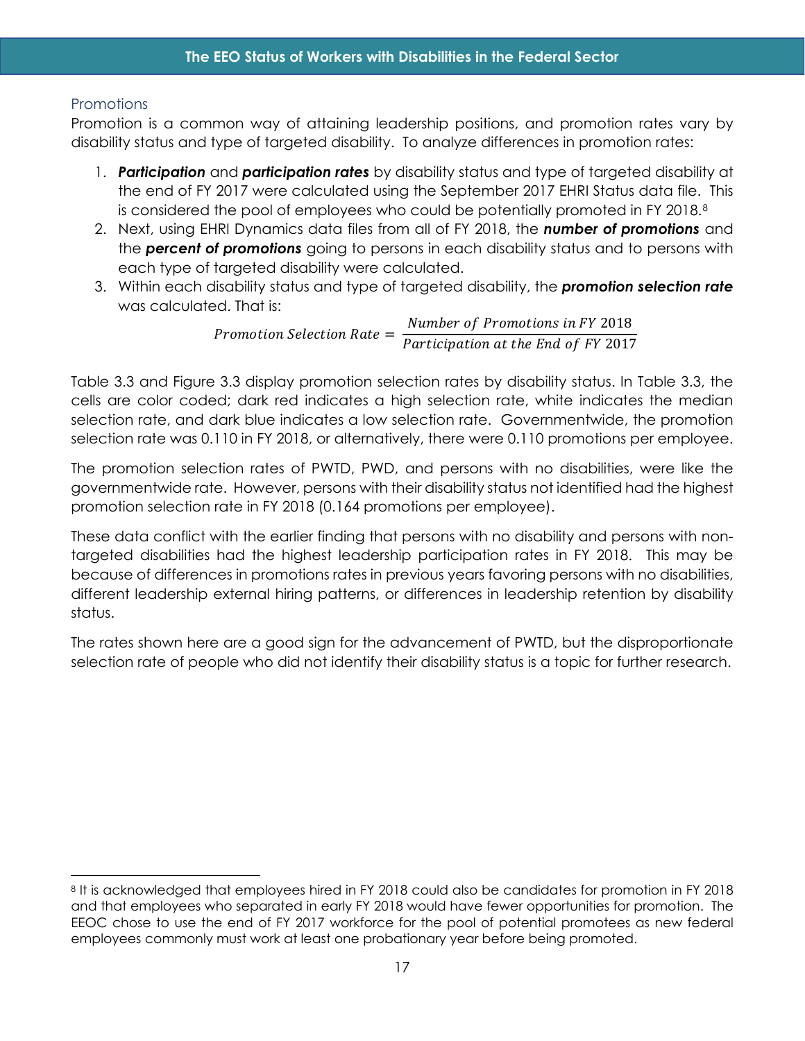### Promotions

Promotion is a common way of attaining leadership positions, and promotion rates vary by disability status and type of targeted disability. To analyze differences in promotion rates:

1. ***Participation*** and ***participation rates*** by disability status and type of targeted disability at the end of FY 2017 were calculated using the September 2017 EHRI Status data file. This is considered the pool of employees who could be potentially promoted in FY 2018.[8]
2. Next, using EHRI Dynamics data files from all of FY 2018, the ***number of promotions*** and the ***percent of promotions*** going to persons in each disability status and to persons with each type of targeted disability were calculated.
3. Within each disability status and type of targeted disability, the ***promotion selection rate*** was calculated. That is:

$$Promotion\ Selection\ Rate = \frac{Number\ of\ Promotions\ in\ FY\ 2018}{Participation\ at\ the\ End\ of\ FY\ 2017}$$

Table 3.3 and Figure 3.3 display promotion selection rates by disability status. In Table 3.3, the cells are color coded; dark red indicates a high selection rate, white indicates the median selection rate, and dark blue indicates a low selection rate. Governmentwide, the promotion selection rate was 0.110 in FY 2018, or alternatively, there were 0.110 promotions per employee.

The promotion selection rates of PWTD, PWD, and persons with no disabilities, were like the governmentwide rate. However, persons with their disability status not identified had the highest promotion selection rate in FY 2018 (0.164 promotions per employee).

These data conflict with the earlier finding that persons with no disability and persons with non-targeted disabilities had the highest leadership participation rates in FY 2018. This may be because of differences in promotions rates in previous years favoring persons with no disabilities, different leadership external hiring patterns, or differences in leadership retention by disability status.

The rates shown here are a good sign for the advancement of PWTD, but the disproportionate selection rate of people who did not identify their disability status is a topic for further research.

---

[8] It is acknowledged that employees hired in FY 2018 could also be candidates for promotion in FY 2018 and that employees who separated in early FY 2018 would have fewer opportunities for promotion. The EEOC chose to use the end of FY 2017 workforce for the pool of potential promotees as new federal employees commonly must work at least one probationary year before being promoted.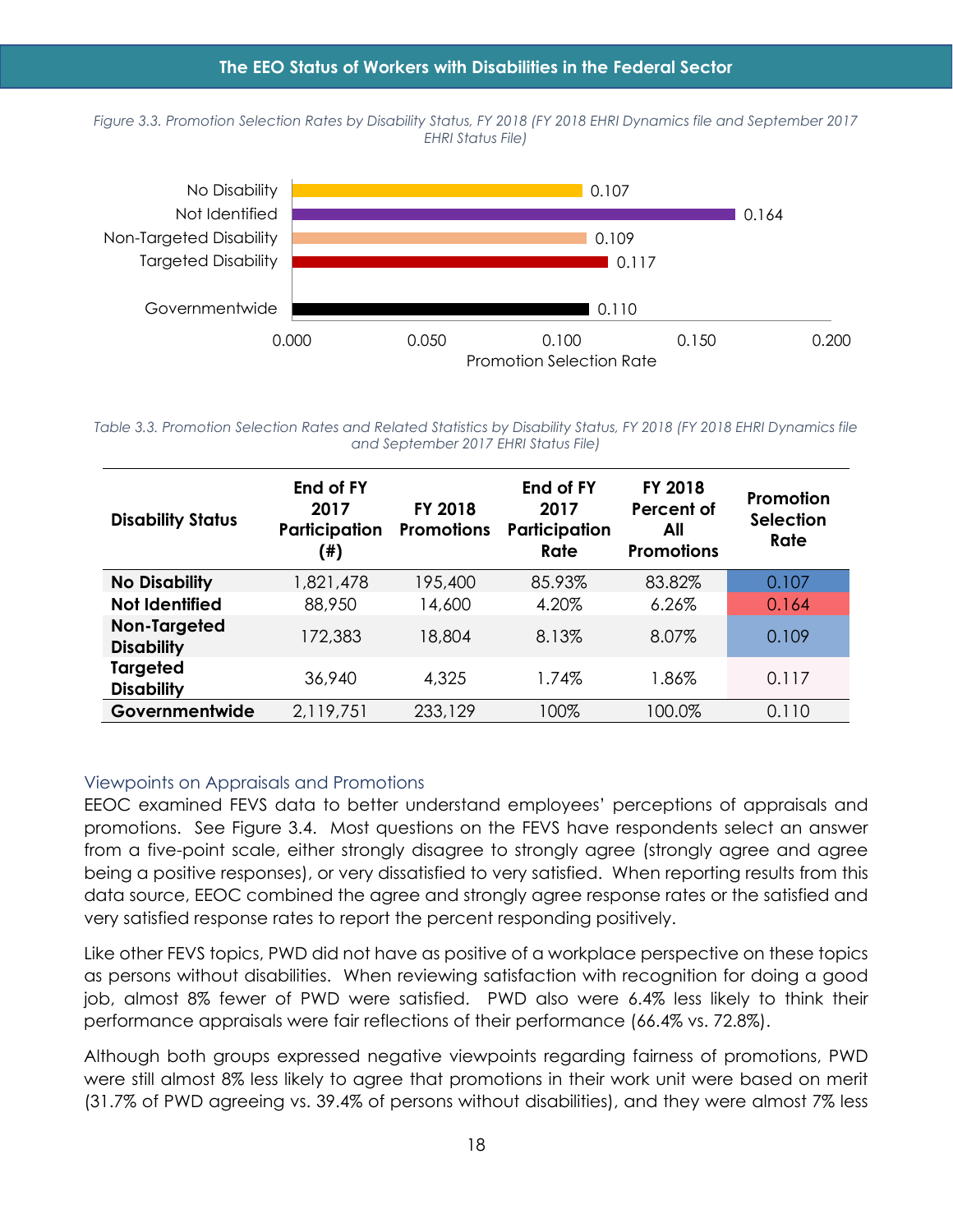*Figure 3.3. Promotion Selection Rates by Disability Status, FY 2018 (FY 2018 EHRI Dynamics file and September 2017 EHRI Status File)*

| Disability Status | Promotion Selection Rate |
|---|---|
| No Disability | 0.107 |
| Not Identified | 0.164 |
| Non-Targeted Disability | 0.109 |
| Targeted Disability | 0.117 |
| Governmentwide | 0.110 |

*Table 3.3. Promotion Selection Rates and Related Statistics by Disability Status, FY 2018 (FY 2018 EHRI Dynamics file and September 2017 EHRI Status File)*

| Disability Status | End of FY 2017 Participation (#) | FY 2018 Promotions | End of FY 2017 Participation Rate | FY 2018 Percent of All Promotions | Promotion Selection Rate |
|---|---|---|---|---|---|
| **No Disability** | 1,821,478 | 195,400 | 85.93% | 83.82% | 0.107 |
| **Not Identified** | 88,950 | 14,600 | 4.20% | 6.26% | 0.164 |
| **Non-Targeted Disability** | 172,383 | 18,804 | 8.13% | 8.07% | 0.109 |
| **Targeted Disability** | 36,940 | 4,325 | 1.74% | 1.86% | 0.117 |
| **Governmentwide** | 2,119,751 | 233,129 | 100% | 100.0% | 0.110 |

### Viewpoints on Appraisals and Promotions

EEOC examined FEVS data to better understand employees' perceptions of appraisals and promotions. See Figure 3.4. Most questions on the FEVS have respondents select an answer from a five-point scale, either strongly disagree to strongly agree (strongly agree and agree being a positive responses), or very dissatisfied to very satisfied. When reporting results from this data source, EEOC combined the agree and strongly agree response rates or the satisfied and very satisfied response rates to report the percent responding positively.

Like other FEVS topics, PWD did not have as positive of a workplace perspective on these topics as persons without disabilities. When reviewing satisfaction with recognition for doing a good job, almost 8% fewer of PWD were satisfied. PWD also were 6.4% less likely to think their performance appraisals were fair reflections of their performance (66.4% vs. 72.8%).

Although both groups expressed negative viewpoints regarding fairness of promotions, PWD were still almost 8% less likely to agree that promotions in their work unit were based on merit (31.7% of PWD agreeing vs. 39.4% of persons without disabilities), and they were almost 7% less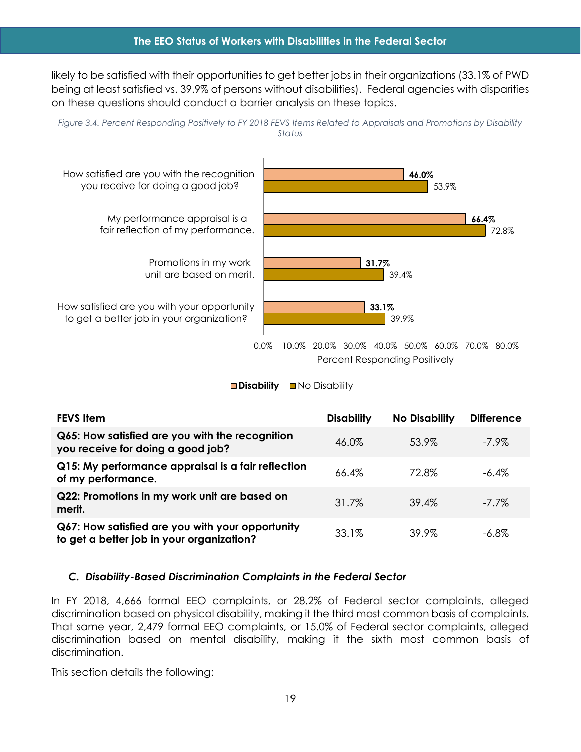likely to be satisfied with their opportunities to get better jobs in their organizations (33.1% of PWD being at least satisfied vs. 39.9% of persons without disabilities). Federal agencies with disparities on these questions should conduct a barrier analysis on these topics.

*Figure 3.4. Percent Responding Positively to FY 2018 FEVS Items Related to Appraisals and Promotions by Disability Status*

| FEVS Item | Disability | No Disability | Difference |
|---|---|---|---|
| **Q65: How satisfied are you with the recognition you receive for doing a good job?** | 46.0% | 53.9% | -7.9% |
| **Q15: My performance appraisal is a fair reflection of my performance.** | 66.4% | 72.8% | -6.4% |
| **Q22: Promotions in my work unit are based on merit.** | 31.7% | 39.4% | -7.7% |
| **Q67: How satisfied are you with your opportunity to get a better job in your organization?** | 33.1% | 39.9% | -6.8% |

### *C. Disability-Based Discrimination Complaints in the Federal Sector*

In FY 2018, 4,666 formal EEO complaints, or 28.2% of Federal sector complaints, alleged discrimination based on physical disability, making it the third most common basis of complaints. That same year, 2,479 formal EEO complaints, or 15.0% of Federal sector complaints, alleged discrimination based on mental disability, making it the sixth most common basis of discrimination.

This section details the following: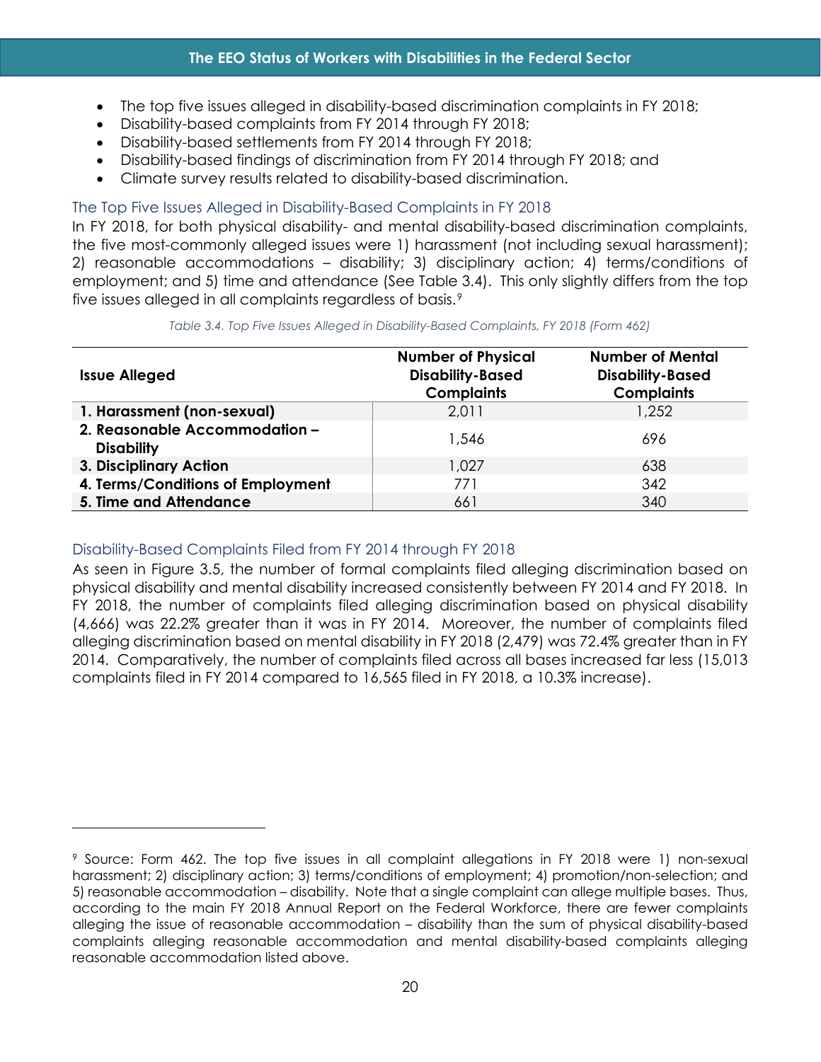- The top five issues alleged in disability-based discrimination complaints in FY 2018;
- Disability-based complaints from FY 2014 through FY 2018;
- Disability-based settlements from FY 2014 through FY 2018;
- Disability-based findings of discrimination from FY 2014 through FY 2018; and
- Climate survey results related to disability-based discrimination.

### The Top Five Issues Alleged in Disability-Based Complaints in FY 2018

In FY 2018, for both physical disability- and mental disability-based discrimination complaints, the five most-commonly alleged issues were 1) harassment (not including sexual harassment); 2) reasonable accommodations – disability; 3) disciplinary action; 4) terms/conditions of employment; and 5) time and attendance (See Table 3.4). This only slightly differs from the top five issues alleged in all complaints regardless of basis.[9]

*Table 3.4. Top Five Issues Alleged in Disability-Based Complaints, FY 2018 (Form 462)*

| Issue Alleged | Number of Physical Disability-Based Complaints | Number of Mental Disability-Based Complaints |
|---|---|---|
| **1. Harassment (non-sexual)** | 2,011 | 1,252 |
| **2. Reasonable Accommodation – Disability** | 1,546 | 696 |
| **3. Disciplinary Action** | 1,027 | 638 |
| **4. Terms/Conditions of Employment** | 771 | 342 |
| **5. Time and Attendance** | 661 | 340 |

### Disability-Based Complaints Filed from FY 2014 through FY 2018

As seen in Figure 3.5, the number of formal complaints filed alleging discrimination based on physical disability and mental disability increased consistently between FY 2014 and FY 2018. In FY 2018, the number of complaints filed alleging discrimination based on physical disability (4,666) was 22.2% greater than it was in FY 2014. Moreover, the number of complaints filed alleging discrimination based on mental disability in FY 2018 (2,479) was 72.4% greater than in FY 2014. Comparatively, the number of complaints filed across all bases increased far less (15,013 complaints filed in FY 2014 compared to 16,565 filed in FY 2018, a 10.3% increase).

---

[9] Source: Form 462. The top five issues in all complaint allegations in FY 2018 were 1) non-sexual harassment; 2) disciplinary action; 3) terms/conditions of employment; 4) promotion/non-selection; and 5) reasonable accommodation – disability. Note that a single complaint can allege multiple bases. Thus, according to the main FY 2018 Annual Report on the Federal Workforce, there are fewer complaints alleging the issue of reasonable accommodation – disability than the sum of physical disability-based complaints alleging reasonable accommodation and mental disability-based complaints alleging reasonable accommodation listed above.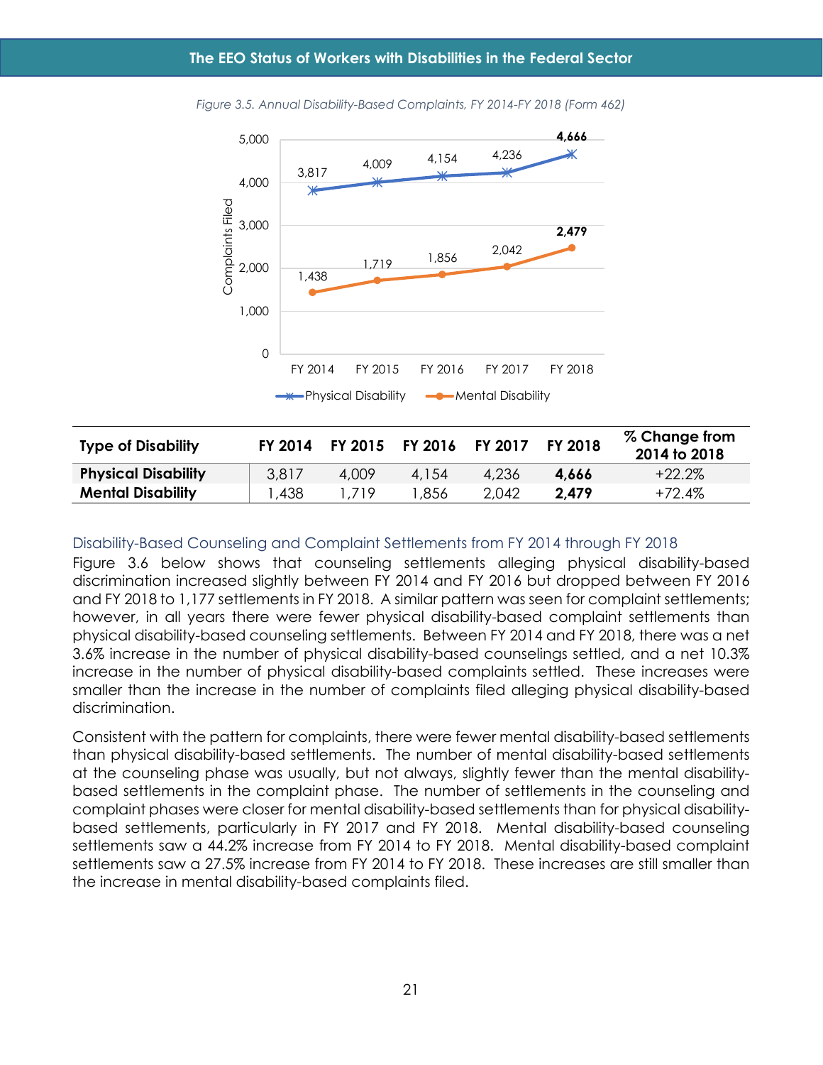*Figure 3.5. Annual Disability-Based Complaints, FY 2014-FY 2018 (Form 462)*

| Type of Disability | FY 2014 | FY 2015 | FY 2016 | FY 2017 | FY 2018 | % Change from 2014 to 2018 |
|---|---|---|---|---|---|---|
| **Physical Disability** | 3,817 | 4,009 | 4,154 | 4,236 | **4,666** | +22.2% |
| **Mental Disability** | 1,438 | 1,719 | 1,856 | 2,042 | **2,479** | +72.4% |

### Disability-Based Counseling and Complaint Settlements from FY 2014 through FY 2018

Figure 3.6 below shows that counseling settlements alleging physical disability-based discrimination increased slightly between FY 2014 and FY 2016 but dropped between FY 2016 and FY 2018 to 1,177 settlements in FY 2018. A similar pattern was seen for complaint settlements; however, in all years there were fewer physical disability-based complaint settlements than physical disability-based counseling settlements. Between FY 2014 and FY 2018, there was a net 3.6% increase in the number of physical disability-based counselings settled, and a net 10.3% increase in the number of physical disability-based complaints settled. These increases were smaller than the increase in the number of complaints filed alleging physical disability-based discrimination.

Consistent with the pattern for complaints, there were fewer mental disability-based settlements than physical disability-based settlements. The number of mental disability-based settlements at the counseling phase was usually, but not always, slightly fewer than the mental disability-based settlements in the complaint phase. The number of settlements in the counseling and complaint phases were closer for mental disability-based settlements than for physical disability-based settlements, particularly in FY 2017 and FY 2018. Mental disability-based counseling settlements saw a 44.2% increase from FY 2014 to FY 2018. Mental disability-based complaint settlements saw a 27.5% increase from FY 2014 to FY 2018. These increases are still smaller than the increase in mental disability-based complaints filed.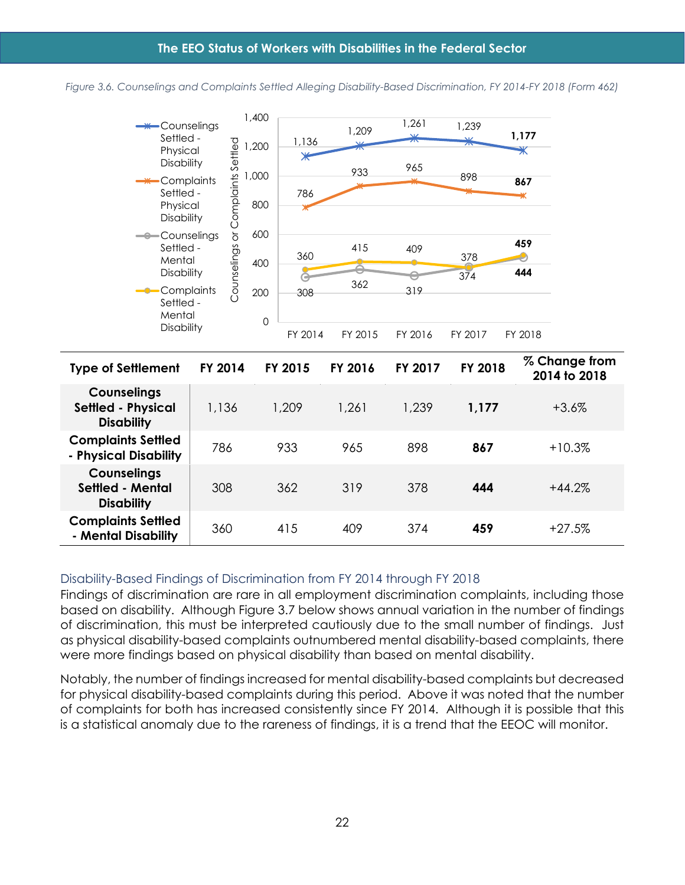*Figure 3.6. Counselings and Complaints Settled Alleging Disability-Based Discrimination, FY 2014-FY 2018 (Form 462)*

| Type of Settlement | FY 2014 | FY 2015 | FY 2016 | FY 2017 | FY 2018 | % Change from 2014 to 2018 |
|---|---|---|---|---|---|---|
| **Counselings Settled - Physical Disability** | 1,136 | 1,209 | 1,261 | 1,239 | **1,177** | +3.6% |
| **Complaints Settled - Physical Disability** | 786 | 933 | 965 | 898 | **867** | +10.3% |
| **Counselings Settled - Mental Disability** | 308 | 362 | 319 | 378 | **444** | +44.2% |
| **Complaints Settled - Mental Disability** | 360 | 415 | 409 | 374 | **459** | +27.5% |

### Disability-Based Findings of Discrimination from FY 2014 through FY 2018

Findings of discrimination are rare in all employment discrimination complaints, including those based on disability. Although Figure 3.7 below shows annual variation in the number of findings of discrimination, this must be interpreted cautiously due to the small number of findings. Just as physical disability-based complaints outnumbered mental disability-based complaints, there were more findings based on physical disability than based on mental disability.

Notably, the number of findings increased for mental disability-based complaints but decreased for physical disability-based complaints during this period. Above it was noted that the number of complaints for both has increased consistently since FY 2014. Although it is possible that this is a statistical anomaly due to the rareness of findings, it is a trend that the EEOC will monitor.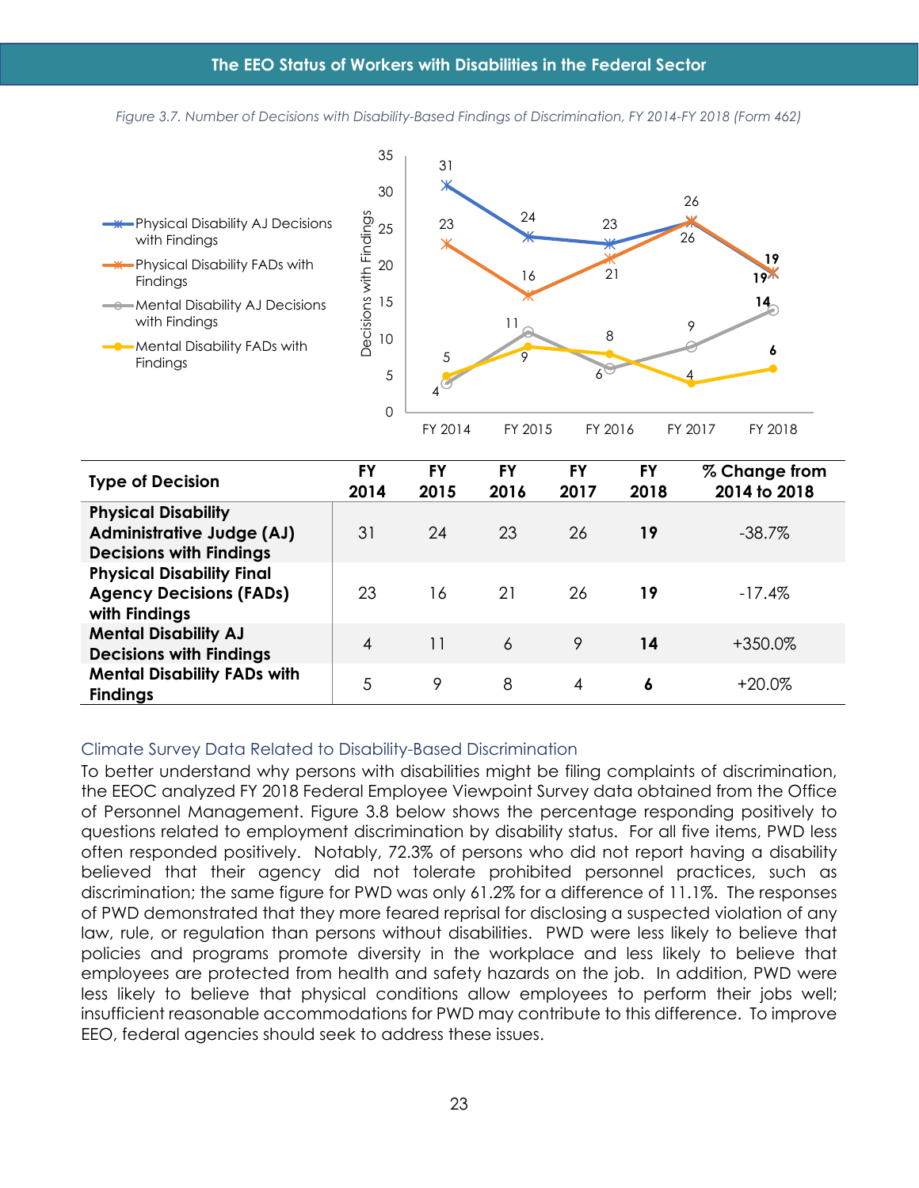*Figure 3.7. Number of Decisions with Disability-Based Findings of Discrimination, FY 2014-FY 2018 (Form 462)*

| Type of Decision | FY 2014 | FY 2015 | FY 2016 | FY 2017 | FY 2018 | % Change from 2014 to 2018 |
|---|---|---|---|---|---|---|
| **Physical Disability Administrative Judge (AJ) Decisions with Findings** | 31 | 24 | 23 | 26 | **19** | -38.7% |
| **Physical Disability Final Agency Decisions (FADs) with Findings** | 23 | 16 | 21 | 26 | **19** | -17.4% |
| **Mental Disability AJ Decisions with Findings** | 4 | 11 | 6 | 9 | **14** | +350.0% |
| **Mental Disability FADs with Findings** | 5 | 9 | 8 | 4 | **6** | +20.0% |

## Climate Survey Data Related to Disability-Based Discrimination

To better understand why persons with disabilities might be filing complaints of discrimination, the EEOC analyzed FY 2018 Federal Employee Viewpoint Survey data obtained from the Office of Personnel Management. Figure 3.8 below shows the percentage responding positively to questions related to employment discrimination by disability status. For all five items, PWD less often responded positively. Notably, 72.3% of persons who did not report having a disability believed that their agency did not tolerate prohibited personnel practices, such as discrimination; the same figure for PWD was only 61.2% for a difference of 11.1%. The responses of PWD demonstrated that they more feared reprisal for disclosing a suspected violation of any law, rule, or regulation than persons without disabilities. PWD were less likely to believe that policies and programs promote diversity in the workplace and less likely to believe that employees are protected from health and safety hazards on the job. In addition, PWD were less likely to believe that physical conditions allow employees to perform their jobs well; insufficient reasonable accommodations for PWD may contribute to this difference. To improve EEO, federal agencies should seek to address these issues.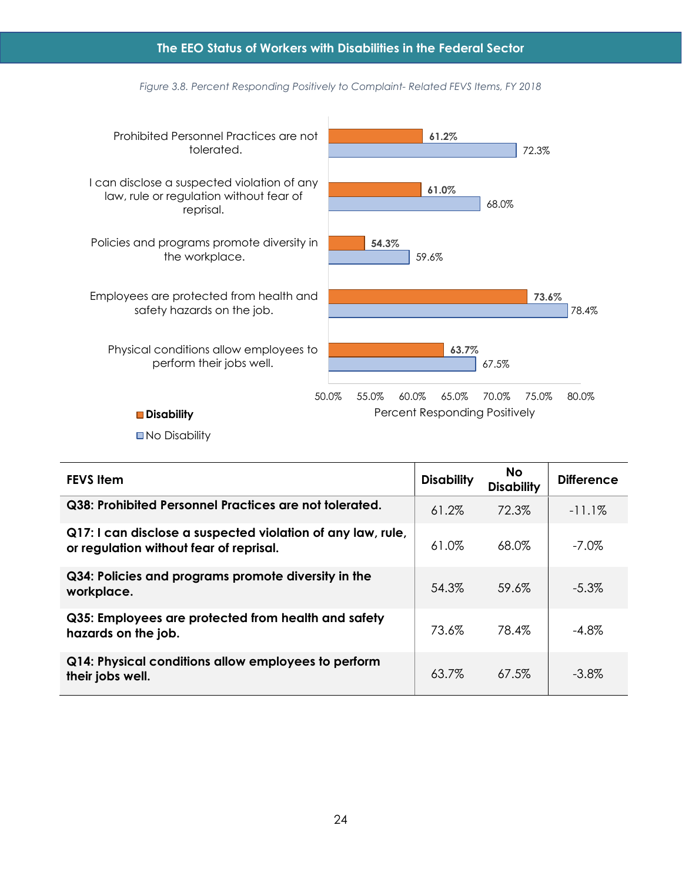*Figure 3.8. Percent Responding Positively to Complaint- Related FEVS Items, FY 2018*

| FEVS Item | Disability | No Disability | Difference |
|---|---|---|---|
| **Q38: Prohibited Personnel Practices are not tolerated.** | 61.2% | 72.3% | -11.1% |
| **Q17: I can disclose a suspected violation of any law, rule, or regulation without fear of reprisal.** | 61.0% | 68.0% | -7.0% |
| **Q34: Policies and programs promote diversity in the workplace.** | 54.3% | 59.6% | -5.3% |
| **Q35: Employees are protected from health and safety hazards on the job.** | 73.6% | 78.4% | -4.8% |
| **Q14: Physical conditions allow employees to perform their jobs well.** | 63.7% | 67.5% | -3.8% |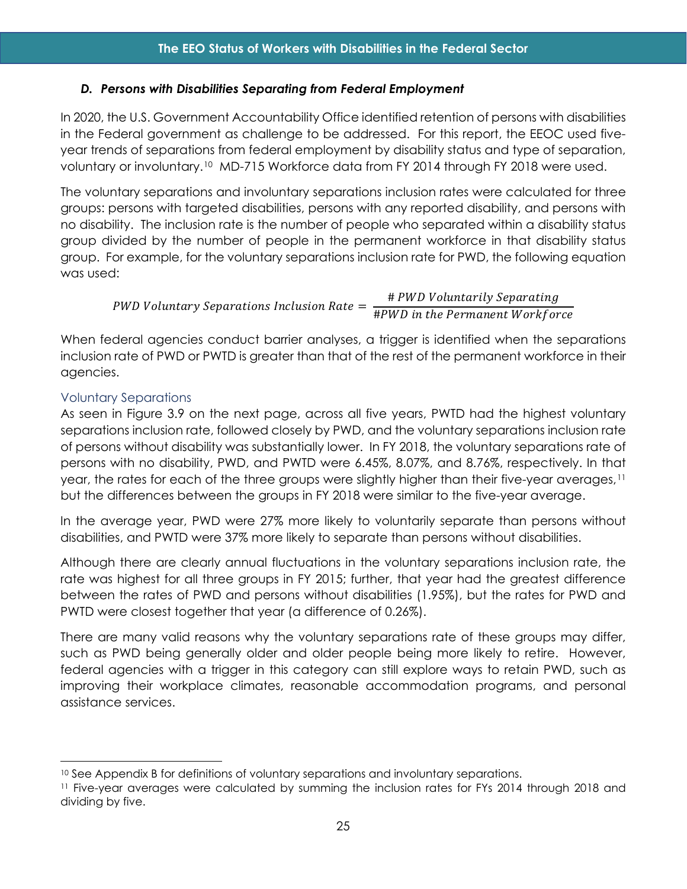### *D. Persons with Disabilities Separating from Federal Employment*

In 2020, the U.S. Government Accountability Office identified retention of persons with disabilities in the Federal government as challenge to be addressed. For this report, the EEOC used five-year trends of separations from federal employment by disability status and type of separation, voluntary or involuntary.[10] MD-715 Workforce data from FY 2014 through FY 2018 were used.

The voluntary separations and involuntary separations inclusion rates were calculated for three groups: persons with targeted disabilities, persons with any reported disability, and persons with no disability. The inclusion rate is the number of people who separated within a disability status group divided by the number of people in the permanent workforce in that disability status group. For example, for the voluntary separations inclusion rate for PWD, the following equation was used:

$$PWD\ Voluntary\ Separations\ Inclusion\ Rate = \frac{\#\ PWD\ Voluntarily\ Separating}{\#PWD\ in\ the\ Permanent\ Workforce}$$

When federal agencies conduct barrier analyses, a trigger is identified when the separations inclusion rate of PWD or PWTD is greater than that of the rest of the permanent workforce in their agencies.

#### Voluntary Separations

As seen in Figure 3.9 on the next page, across all five years, PWTD had the highest voluntary separations inclusion rate, followed closely by PWD, and the voluntary separations inclusion rate of persons without disability was substantially lower. In FY 2018, the voluntary separations rate of persons with no disability, PWD, and PWTD were 6.45%, 8.07%, and 8.76%, respectively. In that year, the rates for each of the three groups were slightly higher than their five-year averages,[11] but the differences between the groups in FY 2018 were similar to the five-year average.

In the average year, PWD were 27% more likely to voluntarily separate than persons without disabilities, and PWTD were 37% more likely to separate than persons without disabilities.

Although there are clearly annual fluctuations in the voluntary separations inclusion rate, the rate was highest for all three groups in FY 2015; further, that year had the greatest difference between the rates of PWD and persons without disabilities (1.95%), but the rates for PWD and PWTD were closest together that year (a difference of 0.26%).

There are many valid reasons why the voluntary separations rate of these groups may differ, such as PWD being generally older and older people being more likely to retire. However, federal agencies with a trigger in this category can still explore ways to retain PWD, such as improving their workplace climates, reasonable accommodation programs, and personal assistance services.

---

[10] See Appendix B for definitions of voluntary separations and involuntary separations.

[11] Five-year averages were calculated by summing the inclusion rates for FYs 2014 through 2018 and dividing by five.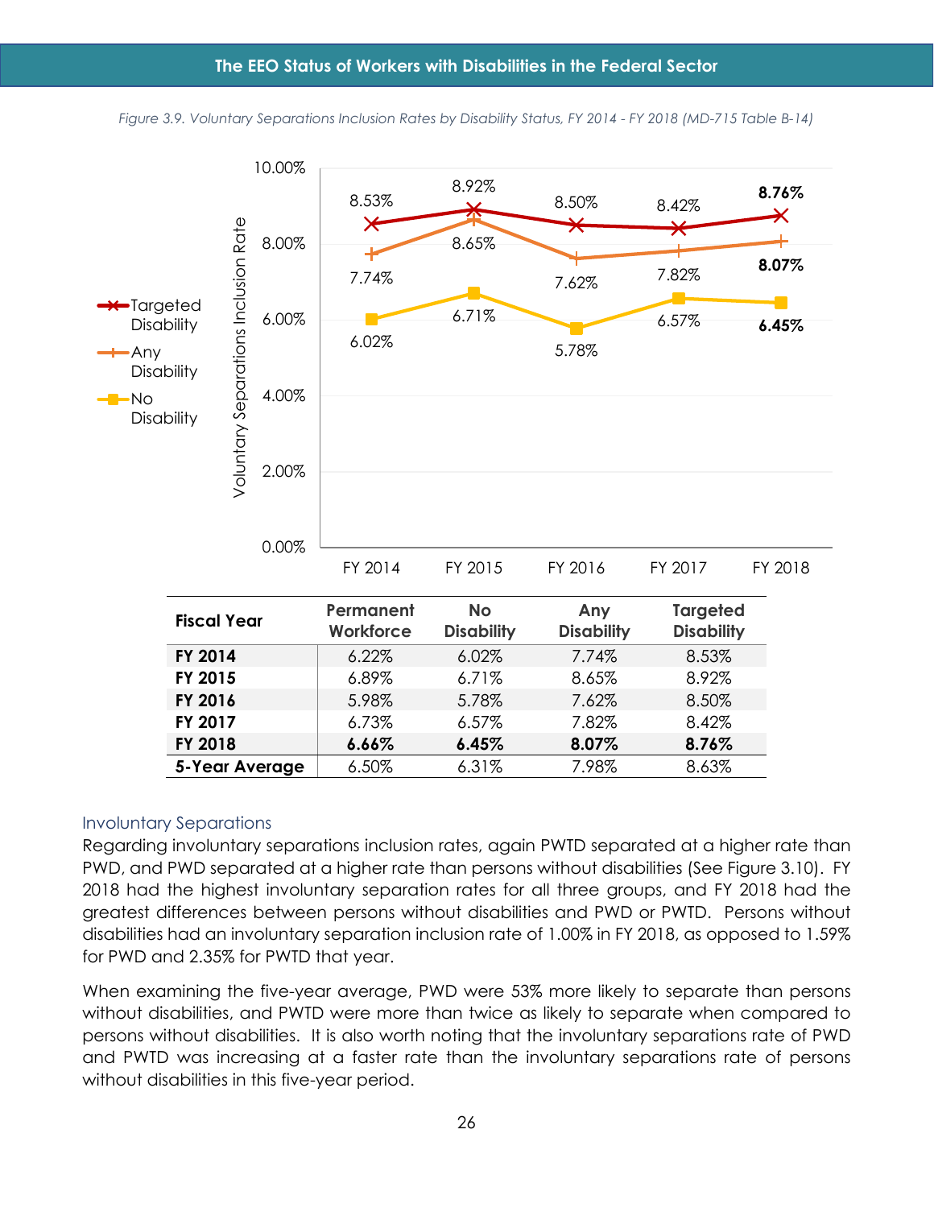*Figure 3.9. Voluntary Separations Inclusion Rates by Disability Status, FY 2014 - FY 2018 (MD-715 Table B-14)*

| Fiscal Year | Permanent Workforce | No Disability | Any Disability | Targeted Disability |
|---|---|---|---|---|
| **FY 2014** | 6.22% | 6.02% | 7.74% | 8.53% |
| **FY 2015** | 6.89% | 6.71% | 8.65% | 8.92% |
| **FY 2016** | 5.98% | 5.78% | 7.62% | 8.50% |
| **FY 2017** | 6.73% | 6.57% | 7.82% | 8.42% |
| **FY 2018** | **6.66%** | **6.45%** | **8.07%** | **8.76%** |
| **5-Year Average** | 6.50% | 6.31% | 7.98% | 8.63% |

### Involuntary Separations

Regarding involuntary separations inclusion rates, again PWTD separated at a higher rate than PWD, and PWD separated at a higher rate than persons without disabilities (See Figure 3.10). FY 2018 had the highest involuntary separation rates for all three groups, and FY 2018 had the greatest differences between persons without disabilities and PWD or PWTD. Persons without disabilities had an involuntary separation inclusion rate of 1.00% in FY 2018, as opposed to 1.59% for PWD and 2.35% for PWTD that year.

When examining the five-year average, PWD were 53% more likely to separate than persons without disabilities, and PWTD were more than twice as likely to separate when compared to persons without disabilities. It is also worth noting that the involuntary separations rate of PWD and PWTD was increasing at a faster rate than the involuntary separations rate of persons without disabilities in this five-year period.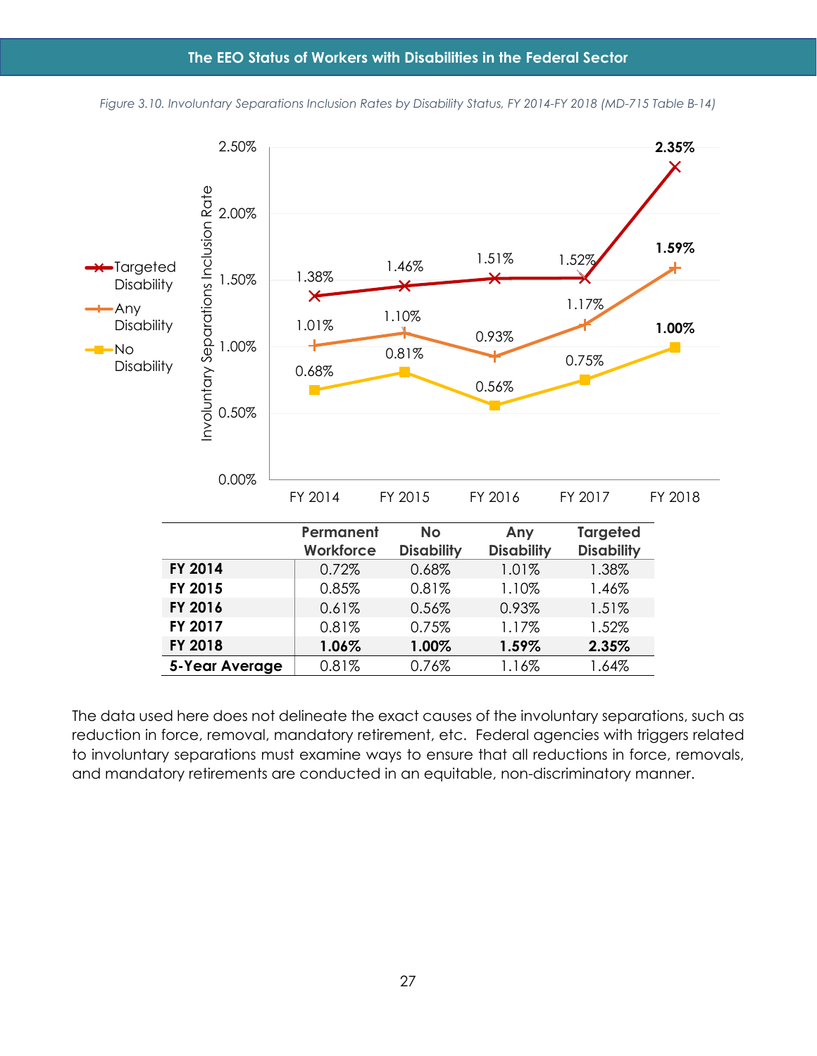*Figure 3.10. Involuntary Separations Inclusion Rates by Disability Status, FY 2014-FY 2018 (MD-715 Table B-14)*

| | Permanent Workforce | No Disability | Any Disability | Targeted Disability |
|---|---|---|---|---|
| **FY 2014** | 0.72% | 0.68% | 1.01% | 1.38% |
| **FY 2015** | 0.85% | 0.81% | 1.10% | 1.46% |
| **FY 2016** | 0.61% | 0.56% | 0.93% | 1.51% |
| **FY 2017** | 0.81% | 0.75% | 1.17% | 1.52% |
| **FY 2018** | **1.06%** | **1.00%** | **1.59%** | **2.35%** |
| **5-Year Average** | 0.81% | 0.76% | 1.16% | 1.64% |

The data used here does not delineate the exact causes of the involuntary separations, such as reduction in force, removal, mandatory retirement, etc. Federal agencies with triggers related to involuntary separations must examine ways to ensure that all reductions in force, removals, and mandatory retirements are conducted in an equitable, non-discriminatory manner.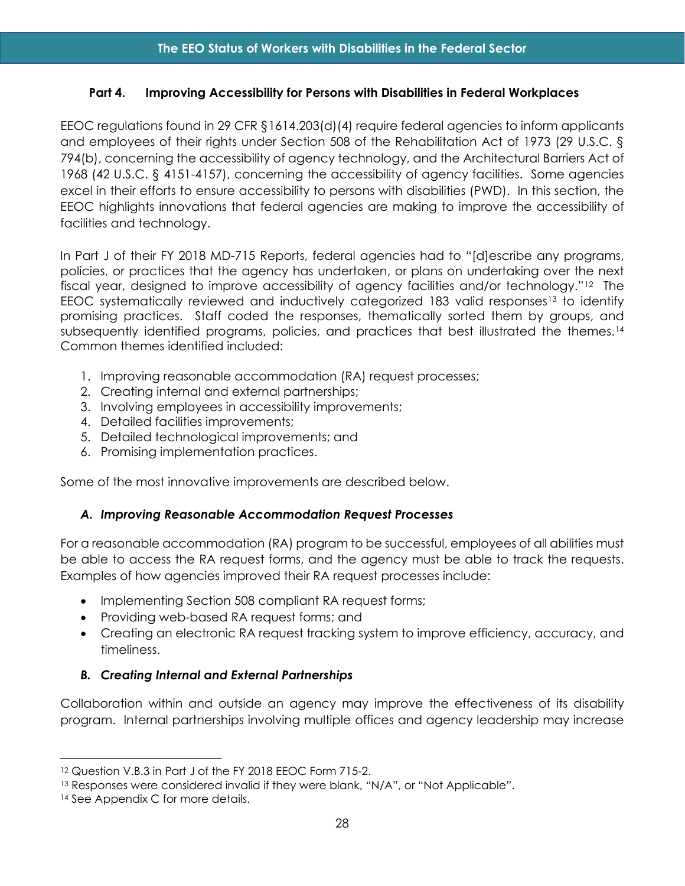## Part 4. Improving Accessibility for Persons with Disabilities in Federal Workplaces

EEOC regulations found in 29 CFR §1614.203(d)(4) require federal agencies to inform applicants and employees of their rights under Section 508 of the Rehabilitation Act of 1973 (29 U.S.C. § 794(b), concerning the accessibility of agency technology, and the Architectural Barriers Act of 1968 (42 U.S.C. § 4151-4157), concerning the accessibility of agency facilities. Some agencies excel in their efforts to ensure accessibility to persons with disabilities (PWD). In this section, the EEOC highlights innovations that federal agencies are making to improve the accessibility of facilities and technology.

In Part J of their FY 2018 MD-715 Reports, federal agencies had to "[d]escribe any programs, policies, or practices that the agency has undertaken, or plans on undertaking over the next fiscal year, designed to improve accessibility of agency facilities and/or technology."[12] The EEOC systematically reviewed and inductively categorized 183 valid responses[13] to identify promising practices. Staff coded the responses, thematically sorted them by groups, and subsequently identified programs, policies, and practices that best illustrated the themes.[14] Common themes identified included:

1. Improving reasonable accommodation (RA) request processes;
2. Creating internal and external partnerships;
3. Involving employees in accessibility improvements;
4. Detailed facilities improvements;
5. Detailed technological improvements; and
6. Promising implementation practices.

Some of the most innovative improvements are described below.

### *A. Improving Reasonable Accommodation Request Processes*

For a reasonable accommodation (RA) program to be successful, employees of all abilities must be able to access the RA request forms, and the agency must be able to track the requests. Examples of how agencies improved their RA request processes include:

- Implementing Section 508 compliant RA request forms;
- Providing web-based RA request forms; and
- Creating an electronic RA request tracking system to improve efficiency, accuracy, and timeliness.

### *B. Creating Internal and External Partnerships*

Collaboration within and outside an agency may improve the effectiveness of its disability program. Internal partnerships involving multiple offices and agency leadership may increase

---

[12] Question V.B.3 in Part J of the FY 2018 EEOC Form 715-2.

[13] Responses were considered invalid if they were blank, "N/A", or "Not Applicable".

[14] See Appendix C for more details.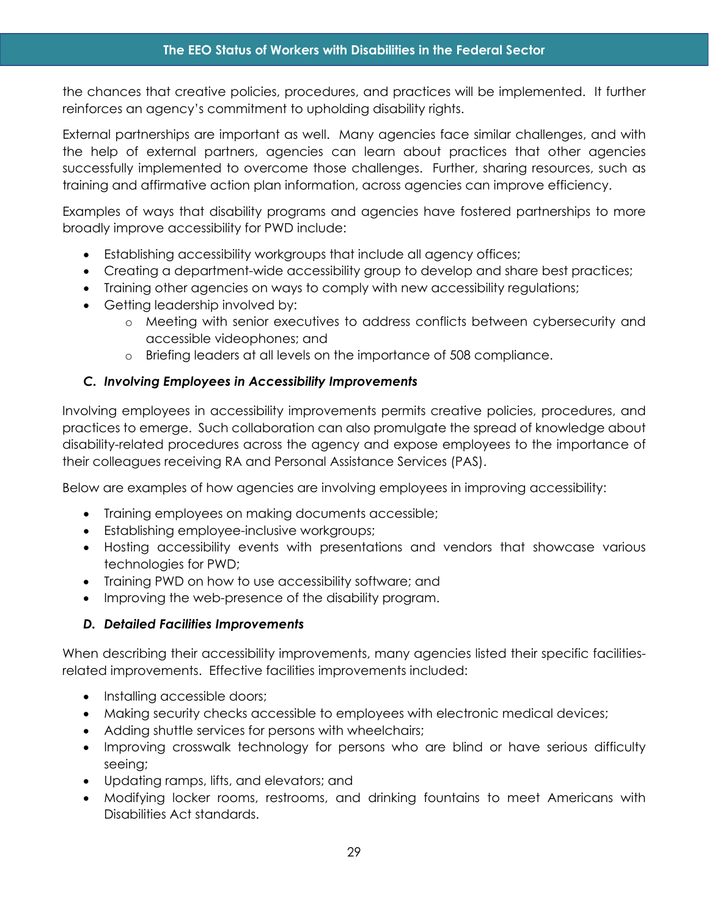the chances that creative policies, procedures, and practices will be implemented. It further reinforces an agency's commitment to upholding disability rights.

External partnerships are important as well. Many agencies face similar challenges, and with the help of external partners, agencies can learn about practices that other agencies successfully implemented to overcome those challenges. Further, sharing resources, such as training and affirmative action plan information, across agencies can improve efficiency.

Examples of ways that disability programs and agencies have fostered partnerships to more broadly improve accessibility for PWD include:

- Establishing accessibility workgroups that include all agency offices;
- Creating a department-wide accessibility group to develop and share best practices;
- Training other agencies on ways to comply with new accessibility regulations;
- Getting leadership involved by:
  - Meeting with senior executives to address conflicts between cybersecurity and accessible videophones; and
  - Briefing leaders at all levels on the importance of 508 compliance.

### *C. Involving Employees in Accessibility Improvements*

Involving employees in accessibility improvements permits creative policies, procedures, and practices to emerge. Such collaboration can also promulgate the spread of knowledge about disability-related procedures across the agency and expose employees to the importance of their colleagues receiving RA and Personal Assistance Services (PAS).

Below are examples of how agencies are involving employees in improving accessibility:

- Training employees on making documents accessible;
- Establishing employee-inclusive workgroups;
- Hosting accessibility events with presentations and vendors that showcase various technologies for PWD;
- Training PWD on how to use accessibility software; and
- Improving the web-presence of the disability program.

### *D. Detailed Facilities Improvements*

When describing their accessibility improvements, many agencies listed their specific facilities-related improvements. Effective facilities improvements included:

- Installing accessible doors;
- Making security checks accessible to employees with electronic medical devices;
- Adding shuttle services for persons with wheelchairs;
- Improving crosswalk technology for persons who are blind or have serious difficulty seeing;
- Updating ramps, lifts, and elevators; and
- Modifying locker rooms, restrooms, and drinking fountains to meet Americans with Disabilities Act standards.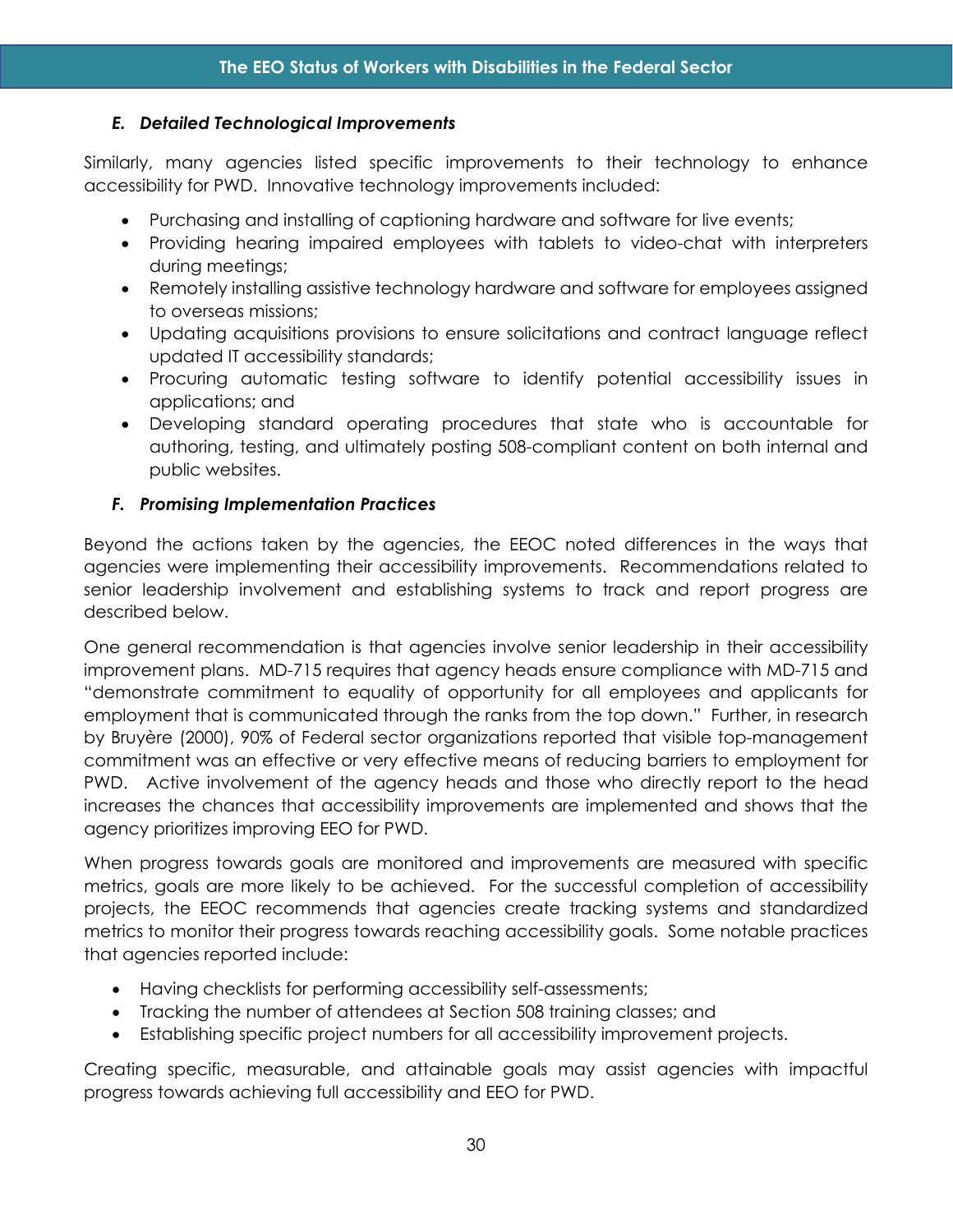### *E. Detailed Technological Improvements*

Similarly, many agencies listed specific improvements to their technology to enhance accessibility for PWD. Innovative technology improvements included:

- Purchasing and installing of captioning hardware and software for live events;
- Providing hearing impaired employees with tablets to video-chat with interpreters during meetings;
- Remotely installing assistive technology hardware and software for employees assigned to overseas missions;
- Updating acquisitions provisions to ensure solicitations and contract language reflect updated IT accessibility standards;
- Procuring automatic testing software to identify potential accessibility issues in applications; and
- Developing standard operating procedures that state who is accountable for authoring, testing, and ultimately posting 508-compliant content on both internal and public websites.

### *F. Promising Implementation Practices*

Beyond the actions taken by the agencies, the EEOC noted differences in the ways that agencies were implementing their accessibility improvements. Recommendations related to senior leadership involvement and establishing systems to track and report progress are described below.

One general recommendation is that agencies involve senior leadership in their accessibility improvement plans. MD-715 requires that agency heads ensure compliance with MD-715 and "demonstrate commitment to equality of opportunity for all employees and applicants for employment that is communicated through the ranks from the top down." Further, in research by Bruyère (2000), 90% of Federal sector organizations reported that visible top-management commitment was an effective or very effective means of reducing barriers to employment for PWD. Active involvement of the agency heads and those who directly report to the head increases the chances that accessibility improvements are implemented and shows that the agency prioritizes improving EEO for PWD.

When progress towards goals are monitored and improvements are measured with specific metrics, goals are more likely to be achieved. For the successful completion of accessibility projects, the EEOC recommends that agencies create tracking systems and standardized metrics to monitor their progress towards reaching accessibility goals. Some notable practices that agencies reported include:

- Having checklists for performing accessibility self-assessments;
- Tracking the number of attendees at Section 508 training classes; and
- Establishing specific project numbers for all accessibility improvement projects.

Creating specific, measurable, and attainable goals may assist agencies with impactful progress towards achieving full accessibility and EEO for PWD.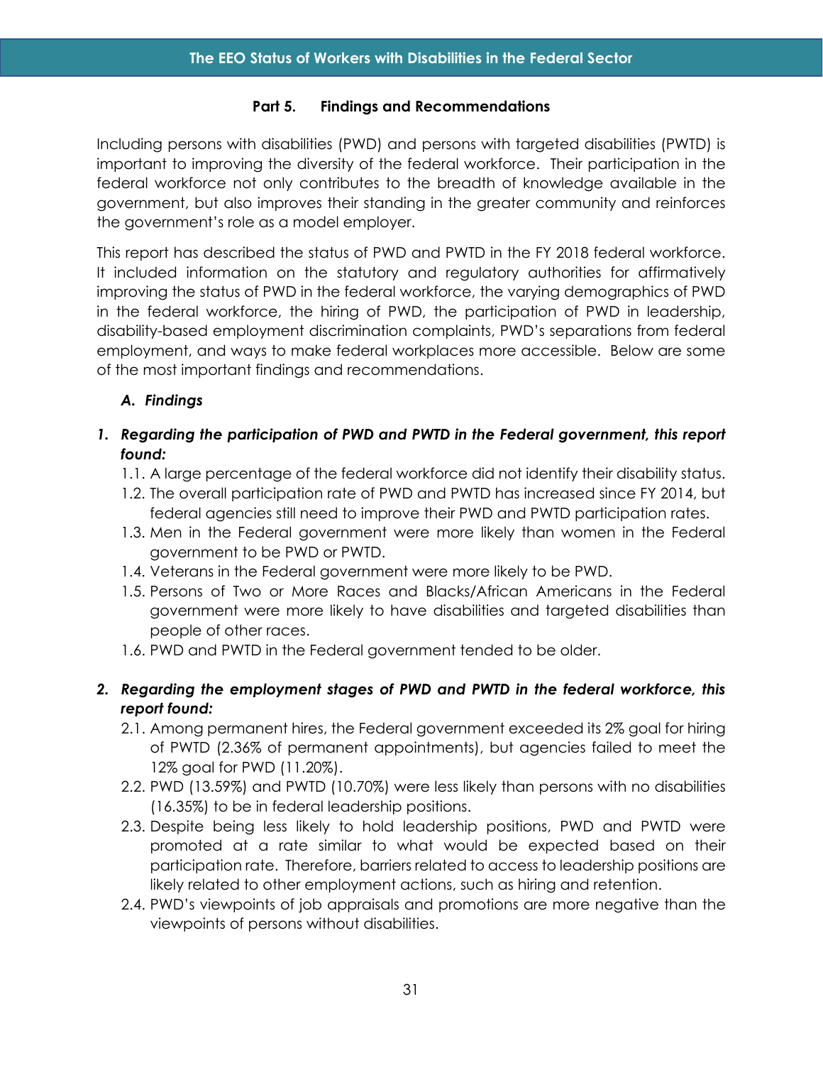## Part 5. Findings and Recommendations

Including persons with disabilities (PWD) and persons with targeted disabilities (PWTD) is important to improving the diversity of the federal workforce. Their participation in the federal workforce not only contributes to the breadth of knowledge available in the government, but also improves their standing in the greater community and reinforces the government's role as a model employer.

This report has described the status of PWD and PWTD in the FY 2018 federal workforce. It included information on the statutory and regulatory authorities for affirmatively improving the status of PWD in the federal workforce, the varying demographics of PWD in the federal workforce, the hiring of PWD, the participation of PWD in leadership, disability-based employment discrimination complaints, PWD's separations from federal employment, and ways to make federal workplaces more accessible. Below are some of the most important findings and recommendations.

### *A. Findings*

***1. Regarding the participation of PWD and PWTD in the Federal government, this report found:***

1.1. A large percentage of the federal workforce did not identify their disability status.

1.2. The overall participation rate of PWD and PWTD has increased since FY 2014, but federal agencies still need to improve their PWD and PWTD participation rates.

1.3. Men in the Federal government were more likely than women in the Federal government to be PWD or PWTD.

1.4. Veterans in the Federal government were more likely to be PWD.

1.5. Persons of Two or More Races and Blacks/African Americans in the Federal government were more likely to have disabilities and targeted disabilities than people of other races.

1.6. PWD and PWTD in the Federal government tended to be older.

***2. Regarding the employment stages of PWD and PWTD in the federal workforce, this report found:***

2.1. Among permanent hires, the Federal government exceeded its 2% goal for hiring of PWTD (2.36% of permanent appointments), but agencies failed to meet the 12% goal for PWD (11.20%).

2.2. PWD (13.59%) and PWTD (10.70%) were less likely than persons with no disabilities (16.35%) to be in federal leadership positions.

2.3. Despite being less likely to hold leadership positions, PWD and PWTD were promoted at a rate similar to what would be expected based on their participation rate. Therefore, barriers related to access to leadership positions are likely related to other employment actions, such as hiring and retention.

2.4. PWD's viewpoints of job appraisals and promotions are more negative than the viewpoints of persons without disabilities.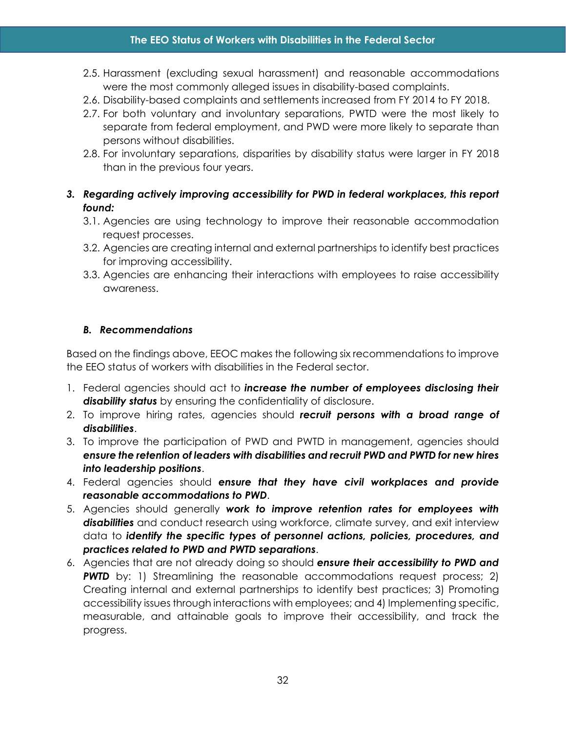2.5. Harassment (excluding sexual harassment) and reasonable accommodations were the most commonly alleged issues in disability-based complaints.
2.6. Disability-based complaints and settlements increased from FY 2014 to FY 2018.
2.7. For both voluntary and involuntary separations, PWTD were the most likely to separate from federal employment, and PWD were more likely to separate than persons without disabilities.
2.8. For involuntary separations, disparities by disability status were larger in FY 2018 than in the previous four years.

***3. Regarding actively improving accessibility for PWD in federal workplaces, this report found:***

3.1. Agencies are using technology to improve their reasonable accommodation request processes.
3.2. Agencies are creating internal and external partnerships to identify best practices for improving accessibility.
3.3. Agencies are enhancing their interactions with employees to raise accessibility awareness.

### *B. Recommendations*

Based on the findings above, EEOC makes the following six recommendations to improve the EEO status of workers with disabilities in the Federal sector.

1. Federal agencies should act to ***increase the number of employees disclosing their disability status*** by ensuring the confidentiality of disclosure.
2. To improve hiring rates, agencies should ***recruit persons with a broad range of disabilities***.
3. To improve the participation of PWD and PWTD in management, agencies should ***ensure the retention of leaders with disabilities and recruit PWD and PWTD for new hires into leadership positions***.
4. Federal agencies should ***ensure that they have civil workplaces and provide reasonable accommodations to PWD***.
5. Agencies should generally ***work to improve retention rates for employees with disabilities*** and conduct research using workforce, climate survey, and exit interview data to ***identify the specific types of personnel actions, policies, procedures, and practices related to PWD and PWTD separations***.
6. Agencies that are not already doing so should ***ensure their accessibility to PWD and PWTD*** by: 1) Streamlining the reasonable accommodations request process; 2) Creating internal and external partnerships to identify best practices; 3) Promoting accessibility issues through interactions with employees; and 4) Implementing specific, measurable, and attainable goals to improve their accessibility, and track the progress.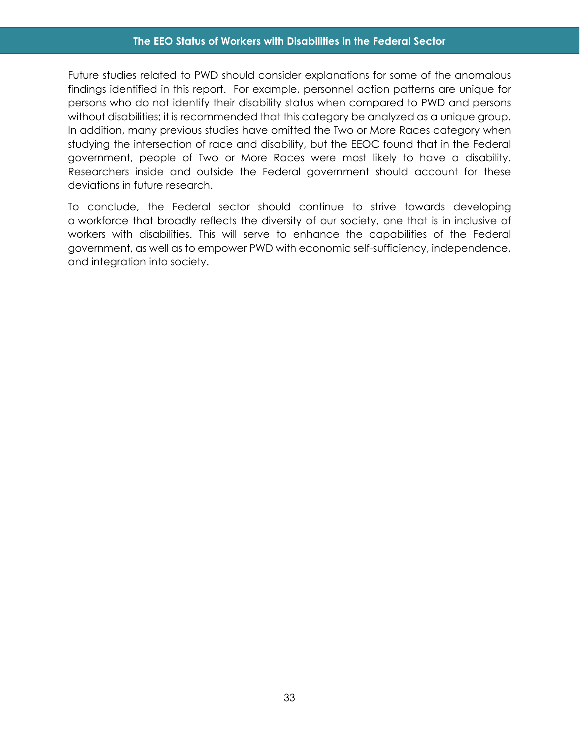Future studies related to PWD should consider explanations for some of the anomalous findings identified in this report. For example, personnel action patterns are unique for persons who do not identify their disability status when compared to PWD and persons without disabilities; it is recommended that this category be analyzed as a unique group. In addition, many previous studies have omitted the Two or More Races category when studying the intersection of race and disability, but the EEOC found that in the Federal government, people of Two or More Races were most likely to have a disability. Researchers inside and outside the Federal government should account for these deviations in future research.

To conclude, the Federal sector should continue to strive towards developing a workforce that broadly reflects the diversity of our society, one that is in inclusive of workers with disabilities. This will serve to enhance the capabilities of the Federal government, as well as to empower PWD with economic self-sufficiency, independence, and integration into society.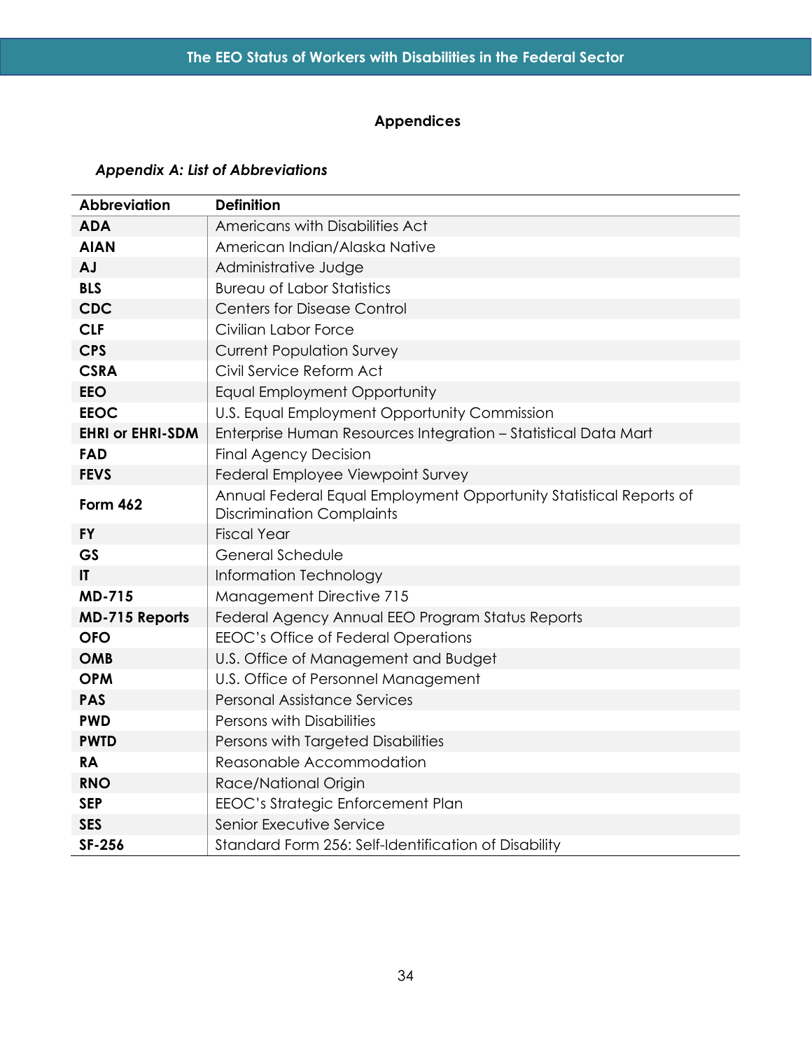# Appendices

### *Appendix A: List of Abbreviations*

| Abbreviation | Definition |
|---|---|
| **ADA** | Americans with Disabilities Act |
| **AIAN** | American Indian/Alaska Native |
| **AJ** | Administrative Judge |
| **BLS** | Bureau of Labor Statistics |
| **CDC** | Centers for Disease Control |
| **CLF** | Civilian Labor Force |
| **CPS** | Current Population Survey |
| **CSRA** | Civil Service Reform Act |
| **EEO** | Equal Employment Opportunity |
| **EEOC** | U.S. Equal Employment Opportunity Commission |
| **EHRI or EHRI-SDM** | Enterprise Human Resources Integration – Statistical Data Mart |
| **FAD** | Final Agency Decision |
| **FEVS** | Federal Employee Viewpoint Survey |
| **Form 462** | Annual Federal Equal Employment Opportunity Statistical Reports of Discrimination Complaints |
| **FY** | Fiscal Year |
| **GS** | General Schedule |
| **IT** | Information Technology |
| **MD-715** | Management Directive 715 |
| **MD-715 Reports** | Federal Agency Annual EEO Program Status Reports |
| **OFO** | EEOC's Office of Federal Operations |
| **OMB** | U.S. Office of Management and Budget |
| **OPM** | U.S. Office of Personnel Management |
| **PAS** | Personal Assistance Services |
| **PWD** | Persons with Disabilities |
| **PWTD** | Persons with Targeted Disabilities |
| **RA** | Reasonable Accommodation |
| **RNO** | Race/National Origin |
| **SEP** | EEOC's Strategic Enforcement Plan |
| **SES** | Senior Executive Service |
| **SF-256** | Standard Form 256: Self-Identification of Disability |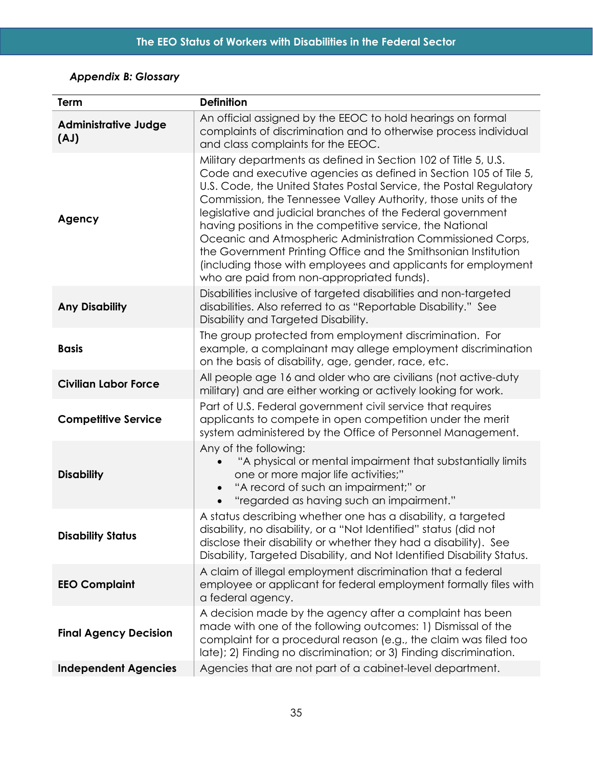*Appendix B: Glossary*

| Term | Definition |
|---|---|
| **Administrative Judge (AJ)** | An official assigned by the EEOC to hold hearings on formal complaints of discrimination and to otherwise process individual and class complaints for the EEOC. |
| **Agency** | Military departments as defined in Section 102 of Title 5, U.S. Code and executive agencies as defined in Section 105 of Tile 5, U.S. Code, the United States Postal Service, the Postal Regulatory Commission, the Tennessee Valley Authority, those units of the legislative and judicial branches of the Federal government having positions in the competitive service, the National Oceanic and Atmospheric Administration Commissioned Corps, the Government Printing Office and the Smithsonian Institution (including those with employees and applicants for employment who are paid from non-appropriated funds). |
| **Any Disability** | Disabilities inclusive of targeted disabilities and non-targeted disabilities. Also referred to as "Reportable Disability." See Disability and Targeted Disability. |
| **Basis** | The group protected from employment discrimination. For example, a complainant may allege employment discrimination on the basis of disability, age, gender, race, etc. |
| **Civilian Labor Force** | All people age 16 and older who are civilians (not active-duty military) and are either working or actively looking for work. |
| **Competitive Service** | Part of U.S. Federal government civil service that requires applicants to compete in open competition under the merit system administered by the Office of Personnel Management. |
| **Disability** | Any of the following:<br>• "A physical or mental impairment that substantially limits one or more major life activities;"<br>• "A record of such an impairment;" or<br>• "regarded as having such an impairment." |
| **Disability Status** | A status describing whether one has a disability, a targeted disability, no disability, or a "Not Identified" status (did not disclose their disability or whether they had a disability). See Disability, Targeted Disability, and Not Identified Disability Status. |
| **EEO Complaint** | A claim of illegal employment discrimination that a federal employee or applicant for federal employment formally files with a federal agency. |
| **Final Agency Decision** | A decision made by the agency after a complaint has been made with one of the following outcomes: 1) Dismissal of the complaint for a procedural reason (e.g., the claim was filed too late); 2) Finding no discrimination; or 3) Finding discrimination. |
| **Independent Agencies** | Agencies that are not part of a cabinet-level department. |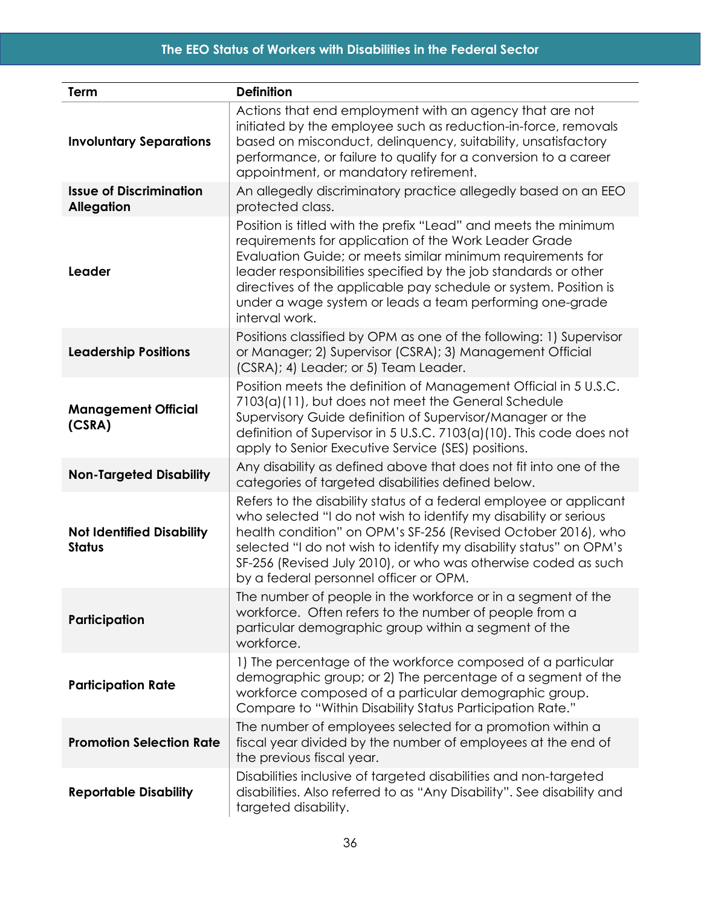| Term | Definition |
|---|---|
| **Involuntary Separations** | Actions that end employment with an agency that are not initiated by the employee such as reduction-in-force, removals based on misconduct, delinquency, suitability, unsatisfactory performance, or failure to qualify for a conversion to a career appointment, or mandatory retirement. |
| **Issue of Discrimination Allegation** | An allegedly discriminatory practice allegedly based on an EEO protected class. |
| **Leader** | Position is titled with the prefix "Lead" and meets the minimum requirements for application of the Work Leader Grade Evaluation Guide; or meets similar minimum requirements for leader responsibilities specified by the job standards or other directives of the applicable pay schedule or system. Position is under a wage system or leads a team performing one-grade interval work. |
| **Leadership Positions** | Positions classified by OPM as one of the following: 1) Supervisor or Manager; 2) Supervisor (CSRA); 3) Management Official (CSRA); 4) Leader; or 5) Team Leader. |
| **Management Official (CSRA)** | Position meets the definition of Management Official in 5 U.S.C. 7103(a)(11), but does not meet the General Schedule Supervisory Guide definition of Supervisor/Manager or the definition of Supervisor in 5 U.S.C. 7103(a)(10). This code does not apply to Senior Executive Service (SES) positions. |
| **Non-Targeted Disability** | Any disability as defined above that does not fit into one of the categories of targeted disabilities defined below. |
| **Not Identified Disability Status** | Refers to the disability status of a federal employee or applicant who selected "I do not wish to identify my disability or serious health condition" on OPM's SF-256 (Revised October 2016), who selected "I do not wish to identify my disability status" on OPM's SF-256 (Revised July 2010), or who was otherwise coded as such by a federal personnel officer or OPM. |
| **Participation** | The number of people in the workforce or in a segment of the workforce. Often refers to the number of people from a particular demographic group within a segment of the workforce. |
| **Participation Rate** | 1) The percentage of the workforce composed of a particular demographic group; or 2) The percentage of a segment of the workforce composed of a particular demographic group. Compare to "Within Disability Status Participation Rate." |
| **Promotion Selection Rate** | The number of employees selected for a promotion within a fiscal year divided by the number of employees at the end of the previous fiscal year. |
| **Reportable Disability** | Disabilities inclusive of targeted disabilities and non-targeted disabilities. Also referred to as "Any Disability". See disability and targeted disability. |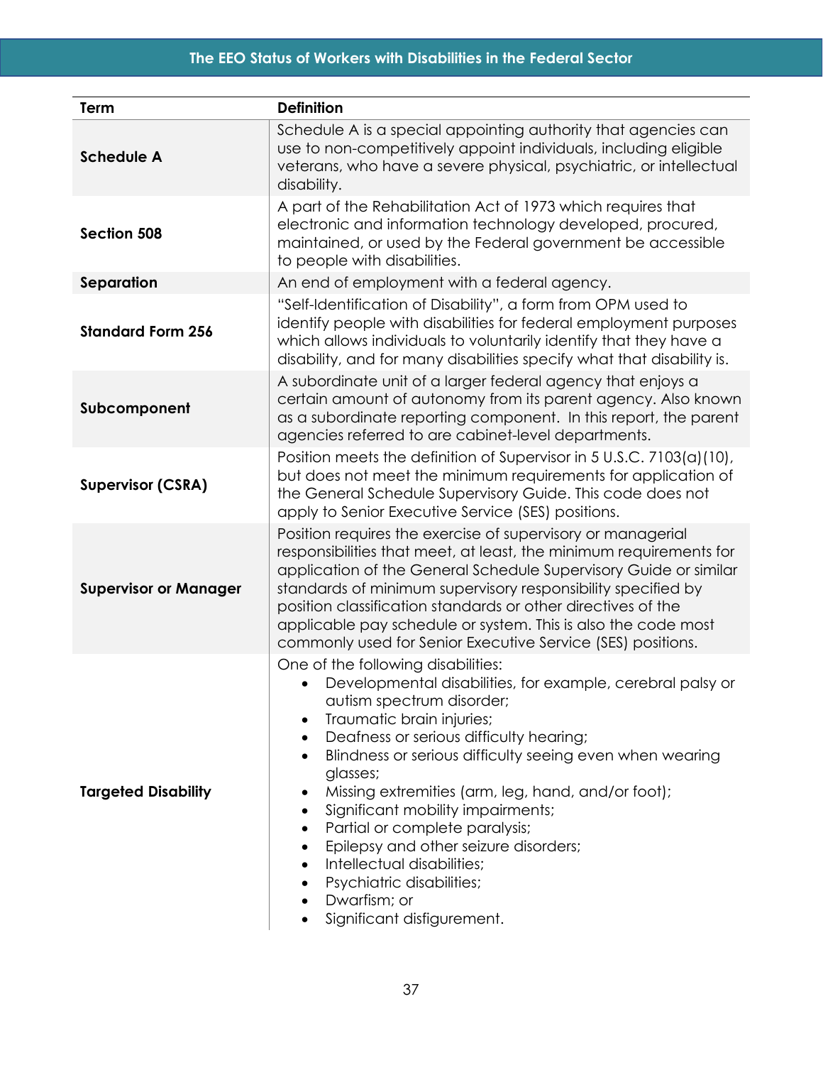| Term | Definition |
|---|---|
| **Schedule A** | Schedule A is a special appointing authority that agencies can use to non-competitively appoint individuals, including eligible veterans, who have a severe physical, psychiatric, or intellectual disability. |
| **Section 508** | A part of the Rehabilitation Act of 1973 which requires that electronic and information technology developed, procured, maintained, or used by the Federal government be accessible to people with disabilities. |
| **Separation** | An end of employment with a federal agency. |
| **Standard Form 256** | "Self-Identification of Disability", a form from OPM used to identify people with disabilities for federal employment purposes which allows individuals to voluntarily identify that they have a disability, and for many disabilities specify what that disability is. |
| **Subcomponent** | A subordinate unit of a larger federal agency that enjoys a certain amount of autonomy from its parent agency. Also known as a subordinate reporting component. In this report, the parent agencies referred to are cabinet-level departments. |
| **Supervisor (CSRA)** | Position meets the definition of Supervisor in 5 U.S.C. 7103(a)(10), but does not meet the minimum requirements for application of the General Schedule Supervisory Guide. This code does not apply to Senior Executive Service (SES) positions. |
| **Supervisor or Manager** | Position requires the exercise of supervisory or managerial responsibilities that meet, at least, the minimum requirements for application of the General Schedule Supervisory Guide or similar standards of minimum supervisory responsibility specified by position classification standards or other directives of the applicable pay schedule or system. This is also the code most commonly used for Senior Executive Service (SES) positions. |
| **Targeted Disability** | One of the following disabilities:<br>• Developmental disabilities, for example, cerebral palsy or autism spectrum disorder;<br>• Traumatic brain injuries;<br>• Deafness or serious difficulty hearing;<br>• Blindness or serious difficulty seeing even when wearing glasses;<br>• Missing extremities (arm, leg, hand, and/or foot);<br>• Significant mobility impairments;<br>• Partial or complete paralysis;<br>• Epilepsy and other seizure disorders;<br>• Intellectual disabilities;<br>• Psychiatric disabilities;<br>• Dwarfism; or<br>• Significant disfigurement. |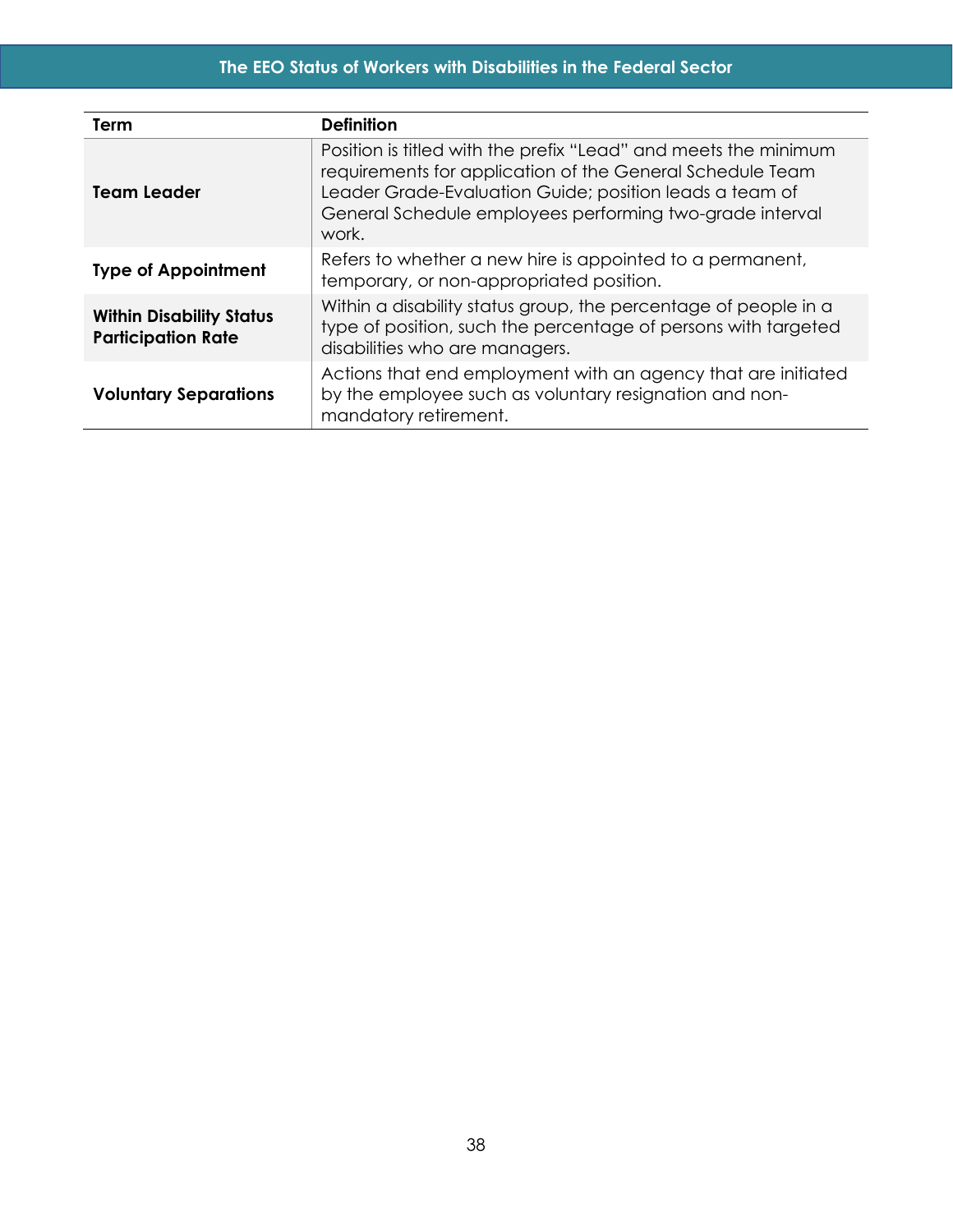| Term | Definition |
|---|---|
| **Team Leader** | Position is titled with the prefix "Lead" and meets the minimum requirements for application of the General Schedule Team Leader Grade-Evaluation Guide; position leads a team of General Schedule employees performing two-grade interval work. |
| **Type of Appointment** | Refers to whether a new hire is appointed to a permanent, temporary, or non-appropriated position. |
| **Within Disability Status Participation Rate** | Within a disability status group, the percentage of people in a type of position, such the percentage of persons with targeted disabilities who are managers. |
| **Voluntary Separations** | Actions that end employment with an agency that are initiated by the employee such as voluntary resignation and non-mandatory retirement. |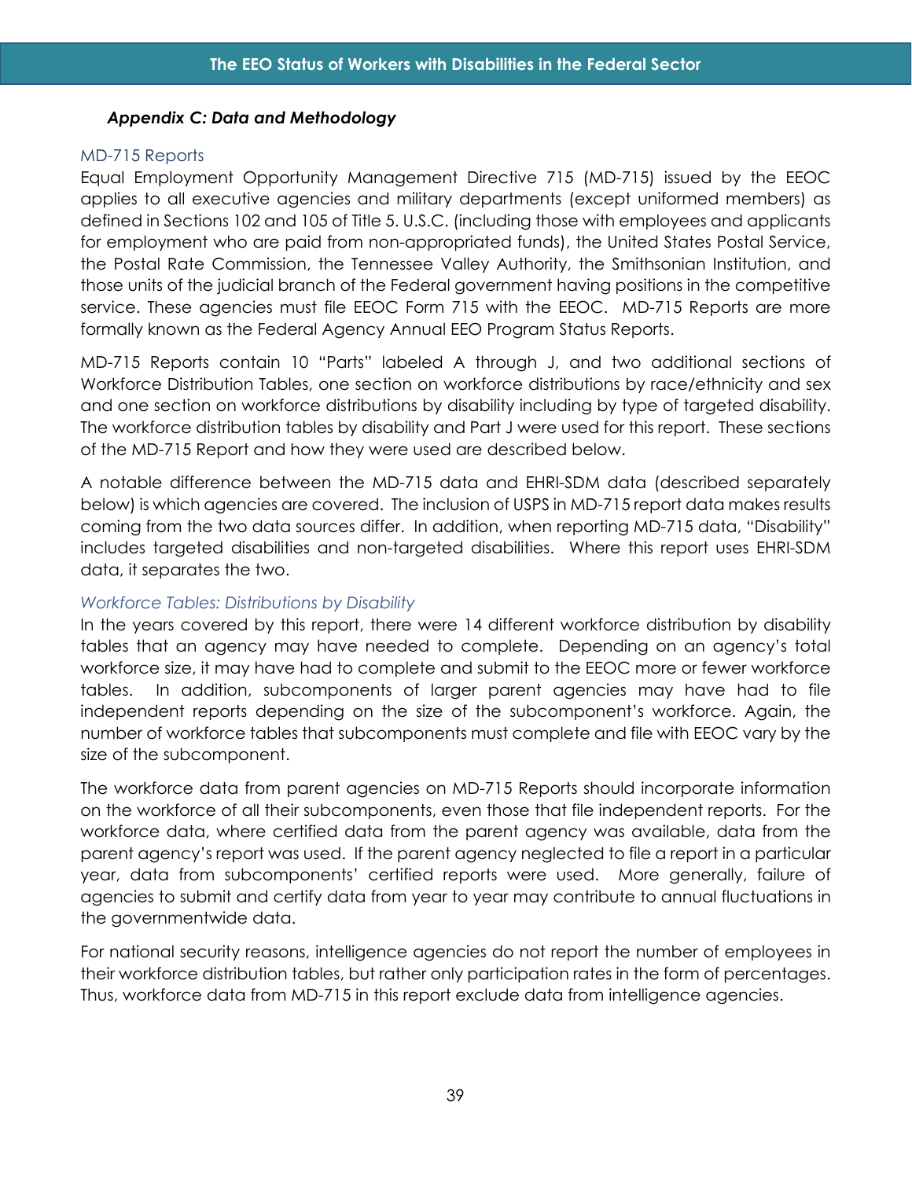### *Appendix C: Data and Methodology*

#### MD-715 Reports

Equal Employment Opportunity Management Directive 715 (MD-715) issued by the EEOC applies to all executive agencies and military departments (except uniformed members) as defined in Sections 102 and 105 of Title 5. U.S.C. (including those with employees and applicants for employment who are paid from non-appropriated funds), the United States Postal Service, the Postal Rate Commission, the Tennessee Valley Authority, the Smithsonian Institution, and those units of the judicial branch of the Federal government having positions in the competitive service. These agencies must file EEOC Form 715 with the EEOC. MD-715 Reports are more formally known as the Federal Agency Annual EEO Program Status Reports.

MD-715 Reports contain 10 "Parts" labeled A through J, and two additional sections of Workforce Distribution Tables, one section on workforce distributions by race/ethnicity and sex and one section on workforce distributions by disability including by type of targeted disability. The workforce distribution tables by disability and Part J were used for this report. These sections of the MD-715 Report and how they were used are described below.

A notable difference between the MD-715 data and EHRI-SDM data (described separately below) is which agencies are covered. The inclusion of USPS in MD-715 report data makes results coming from the two data sources differ. In addition, when reporting MD-715 data, "Disability" includes targeted disabilities and non-targeted disabilities. Where this report uses EHRI-SDM data, it separates the two.

##### *Workforce Tables: Distributions by Disability*

In the years covered by this report, there were 14 different workforce distribution by disability tables that an agency may have needed to complete. Depending on an agency's total workforce size, it may have had to complete and submit to the EEOC more or fewer workforce tables. In addition, subcomponents of larger parent agencies may have had to file independent reports depending on the size of the subcomponent's workforce. Again, the number of workforce tables that subcomponents must complete and file with EEOC vary by the size of the subcomponent.

The workforce data from parent agencies on MD-715 Reports should incorporate information on the workforce of all their subcomponents, even those that file independent reports. For the workforce data, where certified data from the parent agency was available, data from the parent agency's report was used. If the parent agency neglected to file a report in a particular year, data from subcomponents' certified reports were used. More generally, failure of agencies to submit and certify data from year to year may contribute to annual fluctuations in the governmentwide data.

For national security reasons, intelligence agencies do not report the number of employees in their workforce distribution tables, but rather only participation rates in the form of percentages. Thus, workforce data from MD-715 in this report exclude data from intelligence agencies.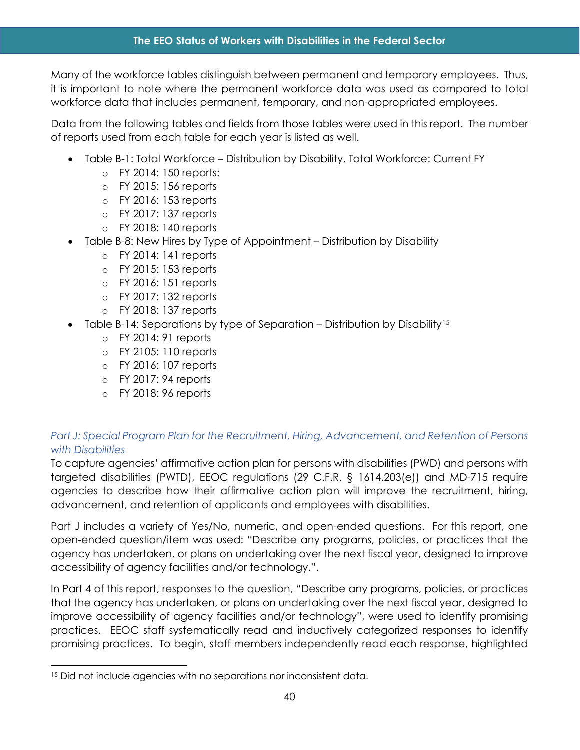Many of the workforce tables distinguish between permanent and temporary employees. Thus, it is important to note where the permanent workforce data was used as compared to total workforce data that includes permanent, temporary, and non-appropriated employees.

Data from the following tables and fields from those tables were used in this report. The number of reports used from each table for each year is listed as well.

- Table B-1: Total Workforce – Distribution by Disability, Total Workforce: Current FY
  - FY 2014: 150 reports:
  - FY 2015: 156 reports
  - FY 2016: 153 reports
  - FY 2017: 137 reports
  - FY 2018: 140 reports
- Table B-8: New Hires by Type of Appointment – Distribution by Disability
  - FY 2014: 141 reports
  - FY 2015: 153 reports
  - FY 2016: 151 reports
  - FY 2017: 132 reports
  - FY 2018: 137 reports
- Table B-14: Separations by type of Separation – Distribution by Disability[15]
  - FY 2014: 91 reports
  - FY 2105: 110 reports
  - FY 2016: 107 reports
  - FY 2017: 94 reports
  - FY 2018: 96 reports

*Part J: Special Program Plan for the Recruitment, Hiring, Advancement, and Retention of Persons with Disabilities*

To capture agencies' affirmative action plan for persons with disabilities (PWD) and persons with targeted disabilities (PWTD), EEOC regulations (29 C.F.R. § 1614.203(e)) and MD-715 require agencies to describe how their affirmative action plan will improve the recruitment, hiring, advancement, and retention of applicants and employees with disabilities.

Part J includes a variety of Yes/No, numeric, and open-ended questions. For this report, one open-ended question/item was used: "Describe any programs, policies, or practices that the agency has undertaken, or plans on undertaking over the next fiscal year, designed to improve accessibility of agency facilities and/or technology.".

In Part 4 of this report, responses to the question, "Describe any programs, policies, or practices that the agency has undertaken, or plans on undertaking over the next fiscal year, designed to improve accessibility of agency facilities and/or technology", were used to identify promising practices. EEOC staff systematically read and inductively categorized responses to identify promising practices. To begin, staff members independently read each response, highlighted

[15] Did not include agencies with no separations nor inconsistent data.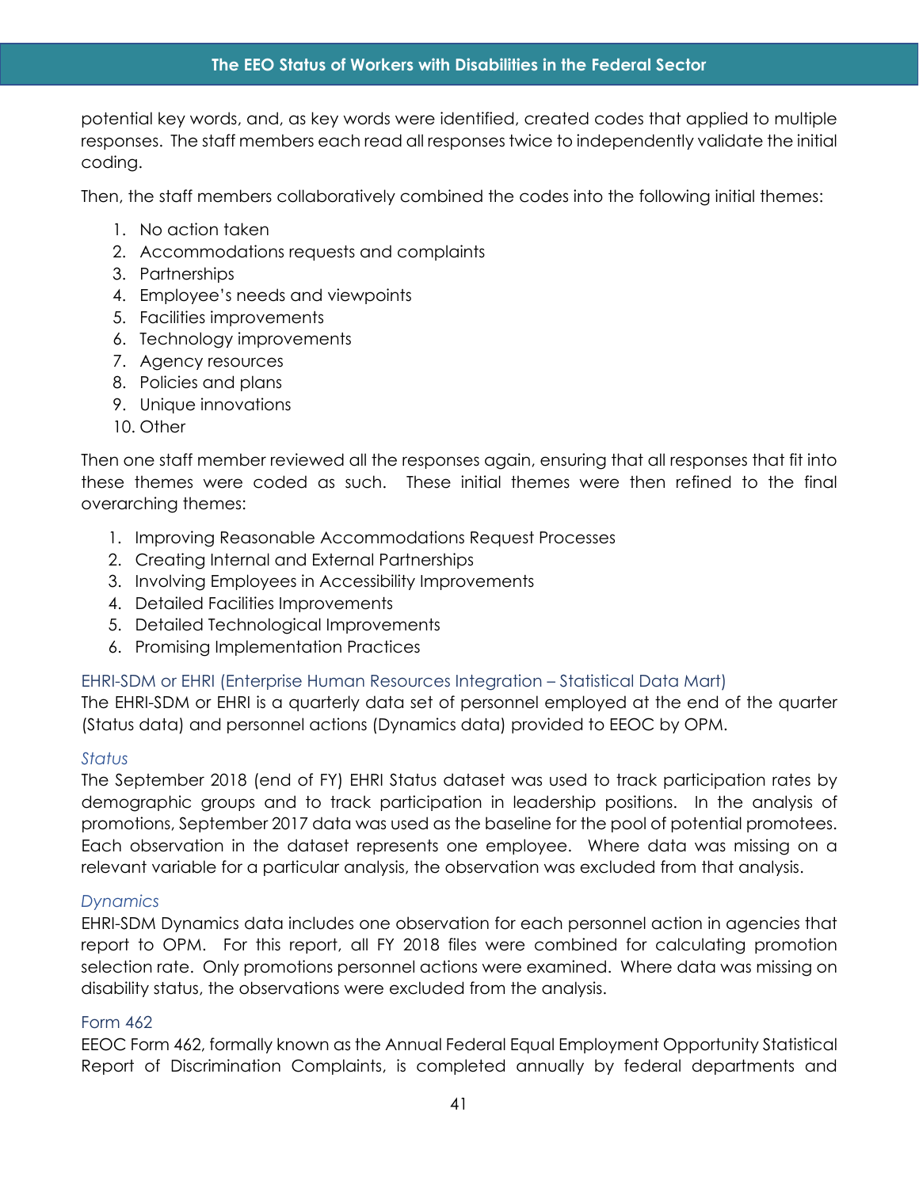potential key words, and, as key words were identified, created codes that applied to multiple responses. The staff members each read all responses twice to independently validate the initial coding.

Then, the staff members collaboratively combined the codes into the following initial themes:

1. No action taken
2. Accommodations requests and complaints
3. Partnerships
4. Employee's needs and viewpoints
5. Facilities improvements
6. Technology improvements
7. Agency resources
8. Policies and plans
9. Unique innovations
10. Other

Then one staff member reviewed all the responses again, ensuring that all responses that fit into these themes were coded as such. These initial themes were then refined to the final overarching themes:

1. Improving Reasonable Accommodations Request Processes
2. Creating Internal and External Partnerships
3. Involving Employees in Accessibility Improvements
4. Detailed Facilities Improvements
5. Detailed Technological Improvements
6. Promising Implementation Practices

### EHRI-SDM or EHRI (Enterprise Human Resources Integration – Statistical Data Mart)

The EHRI-SDM or EHRI is a quarterly data set of personnel employed at the end of the quarter (Status data) and personnel actions (Dynamics data) provided to EEOC by OPM.

#### *Status*

The September 2018 (end of FY) EHRI Status dataset was used to track participation rates by demographic groups and to track participation in leadership positions. In the analysis of promotions, September 2017 data was used as the baseline for the pool of potential promotees. Each observation in the dataset represents one employee. Where data was missing on a relevant variable for a particular analysis, the observation was excluded from that analysis.

#### *Dynamics*

EHRI-SDM Dynamics data includes one observation for each personnel action in agencies that report to OPM. For this report, all FY 2018 files were combined for calculating promotion selection rate. Only promotions personnel actions were examined. Where data was missing on disability status, the observations were excluded from the analysis.

### Form 462

EEOC Form 462, formally known as the Annual Federal Equal Employment Opportunity Statistical Report of Discrimination Complaints, is completed annually by federal departments and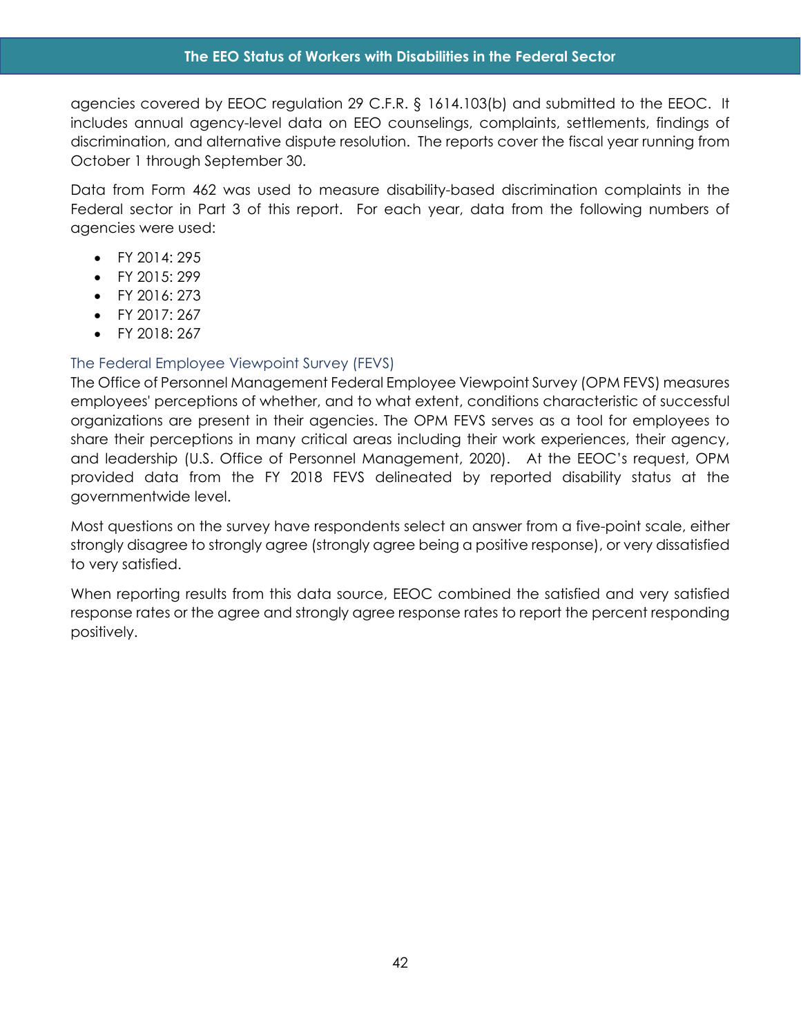agencies covered by EEOC regulation 29 C.F.R. § 1614.103(b) and submitted to the EEOC. It includes annual agency-level data on EEO counselings, complaints, settlements, findings of discrimination, and alternative dispute resolution. The reports cover the fiscal year running from October 1 through September 30.

Data from Form 462 was used to measure disability-based discrimination complaints in the Federal sector in Part 3 of this report. For each year, data from the following numbers of agencies were used:

- FY 2014: 295
- FY 2015: 299
- FY 2016: 273
- FY 2017: 267
- FY 2018: 267

### The Federal Employee Viewpoint Survey (FEVS)

The Office of Personnel Management Federal Employee Viewpoint Survey (OPM FEVS) measures employees' perceptions of whether, and to what extent, conditions characteristic of successful organizations are present in their agencies. The OPM FEVS serves as a tool for employees to share their perceptions in many critical areas including their work experiences, their agency, and leadership (U.S. Office of Personnel Management, 2020). At the EEOC's request, OPM provided data from the FY 2018 FEVS delineated by reported disability status at the governmentwide level.

Most questions on the survey have respondents select an answer from a five-point scale, either strongly disagree to strongly agree (strongly agree being a positive response), or very dissatisfied to very satisfied.

When reporting results from this data source, EEOC combined the satisfied and very satisfied response rates or the agree and strongly agree response rates to report the percent responding positively.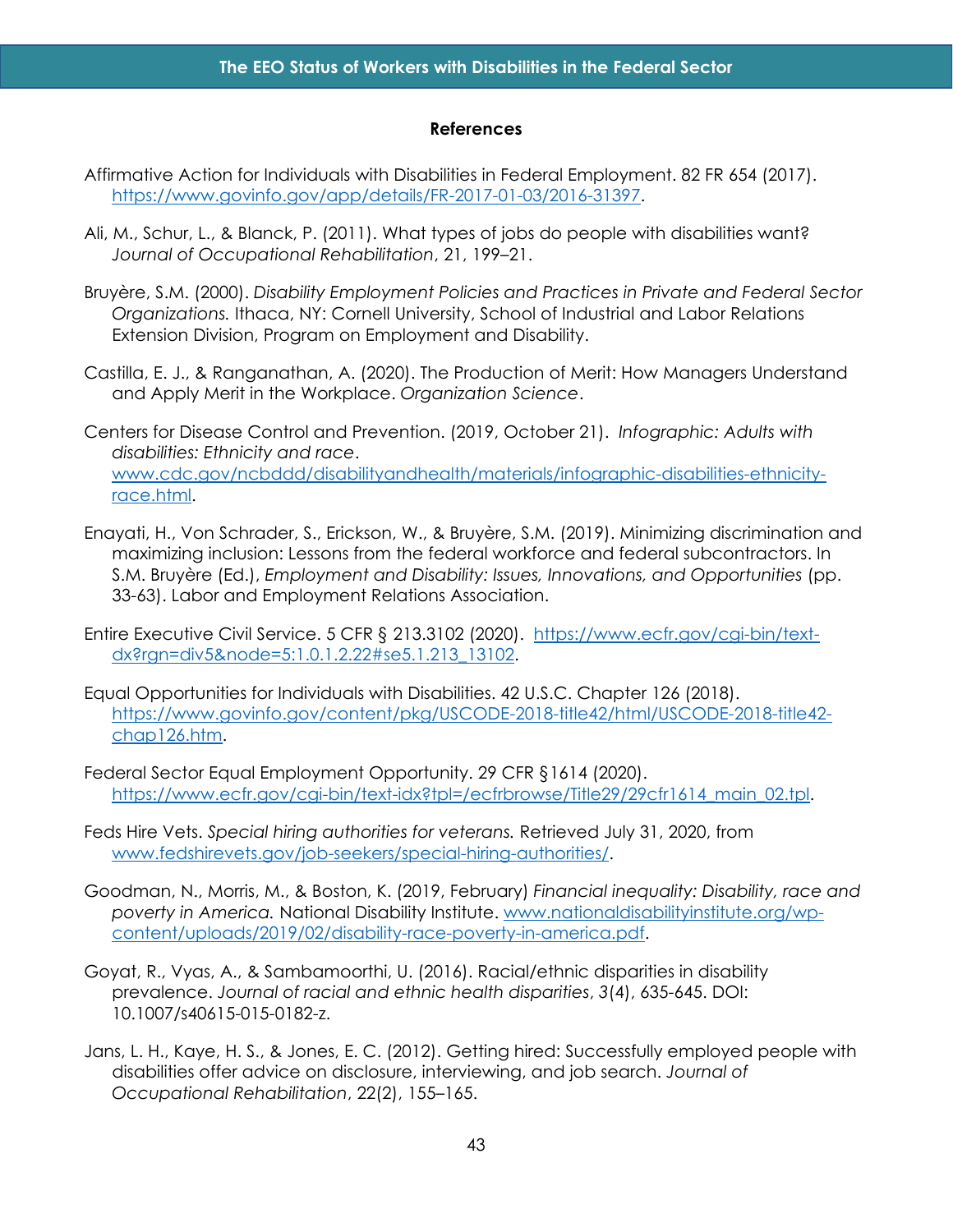## References

Affirmative Action for Individuals with Disabilities in Federal Employment. 82 FR 654 (2017). https://www.govinfo.gov/app/details/FR-2017-01-03/2016-31397.

Ali, M., Schur, L., & Blanck, P. (2011). What types of jobs do people with disabilities want? *Journal of Occupational Rehabilitation*, 21, 199–21.

Bruyère, S.M. (2000). *Disability Employment Policies and Practices in Private and Federal Sector Organizations.* Ithaca, NY: Cornell University, School of Industrial and Labor Relations Extension Division, Program on Employment and Disability.

Castilla, E. J., & Ranganathan, A. (2020). The Production of Merit: How Managers Understand and Apply Merit in the Workplace. *Organization Science*.

Centers for Disease Control and Prevention. (2019, October 21). *Infographic: Adults with disabilities: Ethnicity and race*. www.cdc.gov/ncbddd/disabilityandhealth/materials/infographic-disabilities-ethnicity-race.html.

Enayati, H., Von Schrader, S., Erickson, W., & Bruyère, S.M. (2019). Minimizing discrimination and maximizing inclusion: Lessons from the federal workforce and federal subcontractors. In S.M. Bruyère (Ed.), *Employment and Disability: Issues, Innovations, and Opportunities* (pp. 33-63). Labor and Employment Relations Association.

Entire Executive Civil Service. 5 CFR § 213.3102 (2020). https://www.ecfr.gov/cgi-bin/text-dx?rgn=div5&node=5:1.0.1.2.22#se5.1.213_13102.

Equal Opportunities for Individuals with Disabilities. 42 U.S.C. Chapter 126 (2018). https://www.govinfo.gov/content/pkg/USCODE-2018-title42/html/USCODE-2018-title42-chap126.htm.

Federal Sector Equal Employment Opportunity. 29 CFR §1614 (2020). https://www.ecfr.gov/cgi-bin/text-idx?tpl=/ecfrbrowse/Title29/29cfr1614_main_02.tpl.

Feds Hire Vets. *Special hiring authorities for veterans.* Retrieved July 31, 2020, from www.fedshirevets.gov/job-seekers/special-hiring-authorities/.

Goodman, N., Morris, M., & Boston, K. (2019, February) *Financial inequality: Disability, race and poverty in America.* National Disability Institute. www.nationaldisabilityinstitute.org/wp-content/uploads/2019/02/disability-race-poverty-in-america.pdf.

Goyat, R., Vyas, A., & Sambamoorthi, U. (2016). Racial/ethnic disparities in disability prevalence. *Journal of racial and ethnic health disparities*, *3*(4), 635-645. DOI: 10.1007/s40615-015-0182-z.

Jans, L. H., Kaye, H. S., & Jones, E. C. (2012). Getting hired: Successfully employed people with disabilities offer advice on disclosure, interviewing, and job search. *Journal of Occupational Rehabilitation*, 22(2), 155–165.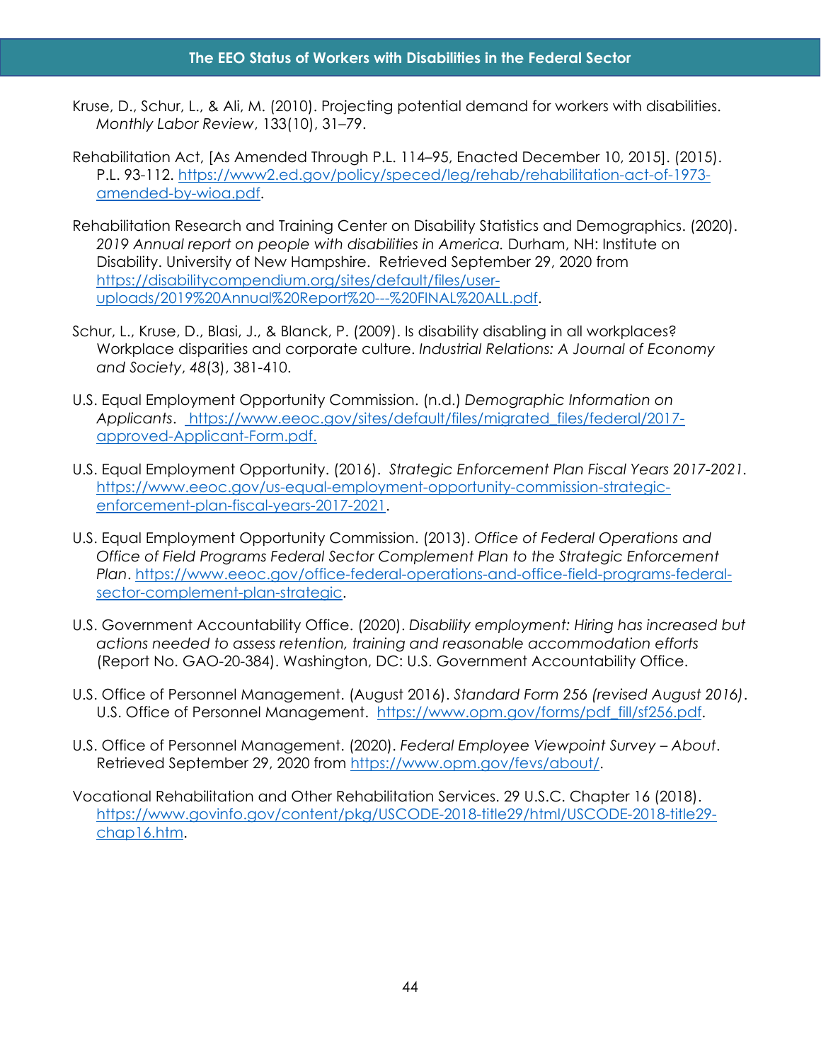Kruse, D., Schur, L., & Ali, M. (2010). Projecting potential demand for workers with disabilities. *Monthly Labor Review*, 133(10), 31–79.

Rehabilitation Act, [As Amended Through P.L. 114–95, Enacted December 10, 2015]. (2015). P.L. 93-112. https://www2.ed.gov/policy/speced/leg/rehab/rehabilitation-act-of-1973-amended-by-wioa.pdf.

Rehabilitation Research and Training Center on Disability Statistics and Demographics. (2020). *2019 Annual report on people with disabilities in America.* Durham, NH: Institute on Disability. University of New Hampshire. Retrieved September 29, 2020 from https://disabilitycompendium.org/sites/default/files/user-uploads/2019%20Annual%20Report%20---%20FINAL%20ALL.pdf.

Schur, L., Kruse, D., Blasi, J., & Blanck, P. (2009). Is disability disabling in all workplaces? Workplace disparities and corporate culture. *Industrial Relations: A Journal of Economy and Society*, *48*(3), 381-410.

U.S. Equal Employment Opportunity Commission. (n.d.) *Demographic Information on Applicants*. https://www.eeoc.gov/sites/default/files/migrated_files/federal/2017-approved-Applicant-Form.pdf.

U.S. Equal Employment Opportunity. (2016). *Strategic Enforcement Plan Fiscal Years 2017-2021.* https://www.eeoc.gov/us-equal-employment-opportunity-commission-strategic-enforcement-plan-fiscal-years-2017-2021.

U.S. Equal Employment Opportunity Commission. (2013). *Office of Federal Operations and Office of Field Programs Federal Sector Complement Plan to the Strategic Enforcement Plan*. https://www.eeoc.gov/office-federal-operations-and-office-field-programs-federal-sector-complement-plan-strategic.

U.S. Government Accountability Office. (2020). *Disability employment: Hiring has increased but actions needed to assess retention, training and reasonable accommodation efforts* (Report No. GAO-20-384). Washington, DC: U.S. Government Accountability Office.

U.S. Office of Personnel Management. (August 2016). *Standard Form 256 (revised August 2016)*. U.S. Office of Personnel Management. https://www.opm.gov/forms/pdf_fill/sf256.pdf.

U.S. Office of Personnel Management. (2020). *Federal Employee Viewpoint Survey – About*. Retrieved September 29, 2020 from https://www.opm.gov/fevs/about/.

Vocational Rehabilitation and Other Rehabilitation Services. 29 U.S.C. Chapter 16 (2018). https://www.govinfo.gov/content/pkg/USCODE-2018-title29/html/USCODE-2018-title29-chap16.htm.